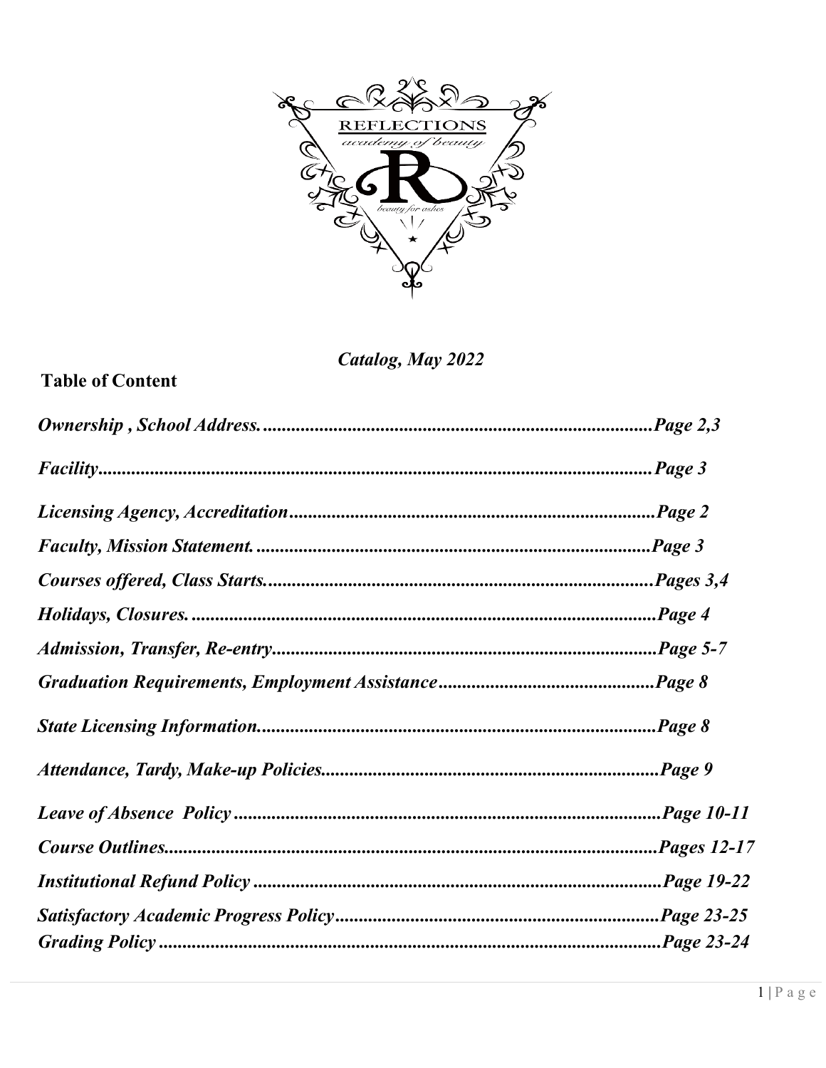*Catalog, May 2022*

**Table of Content**

| | |
|---|---|
| *Ownership , School Address.* | *Page 2,3* |
| *Facility* | *Page 3* |
| *Licensing Agency, Accreditation* | *Page 2* |
| *Faculty, Mission Statement.* | *Page 3* |
| *Courses offered, Class Starts.* | *Pages 3,4* |
| *Holidays, Closures.* | *Page 4* |
| *Admission, Transfer, Re-entry* | *Page 5-7* |
| *Graduation Requirements, Employment Assistance* | *Page 8* |
| *State Licensing Information.* | *Page 8* |
| *Attendance, Tardy, Make-up Policies.* | *Page 9* |
| *Leave of Absence Policy* | *Page 10-11* |
| *Course Outlines.* | *Pages 12-17* |
| *Institutional Refund Policy* | *Page 19-22* |
| *Satisfactory Academic Progress Policy* | *Page 23-25* |
| *Grading Policy* | *Page 23-24* |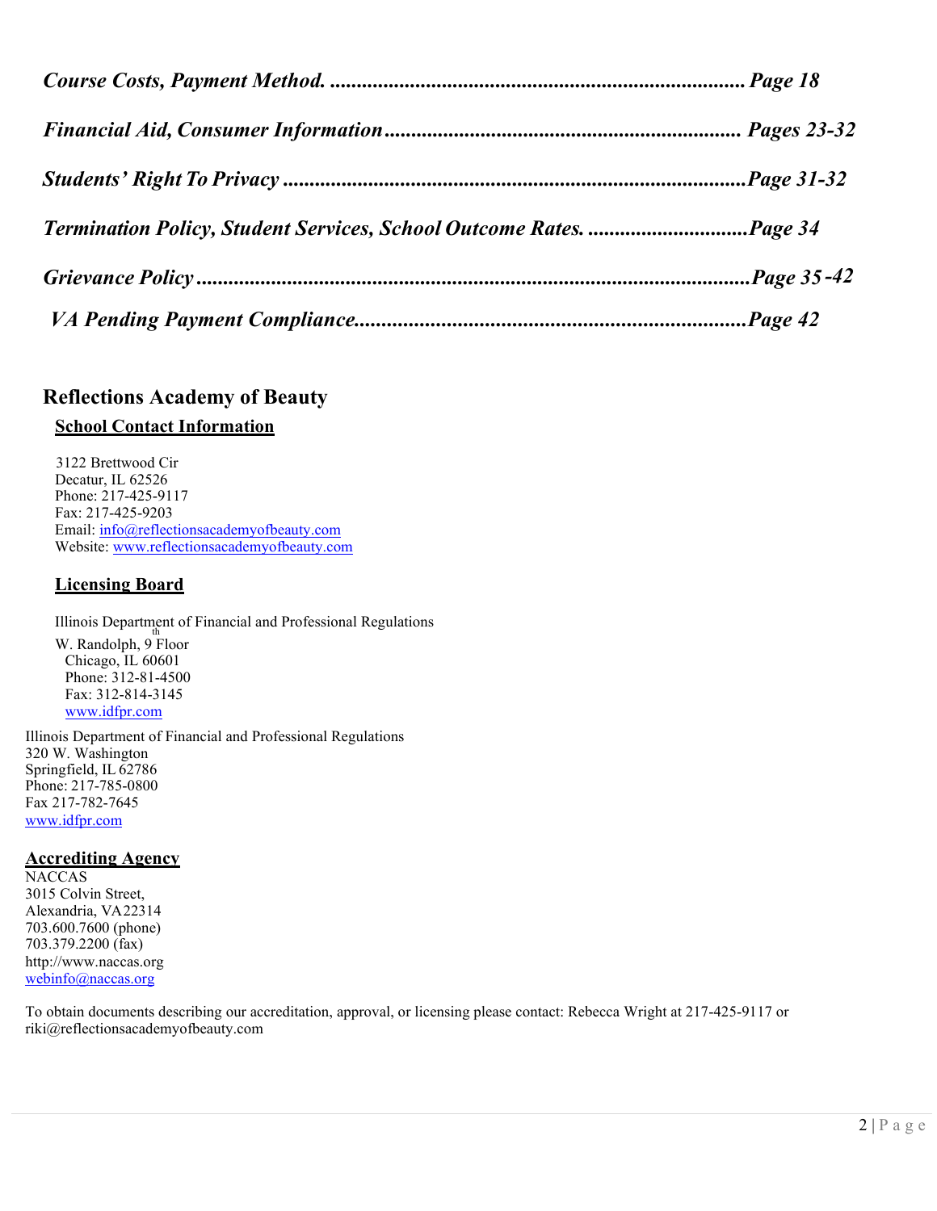*Course Costs, Payment Method. ........................................................................... Page 18*

*Financial Aid, Consumer Information................................................................. Pages 23-32*

*Students' Right To Privacy .....................................................................................Page 31-32*

*Termination Policy, Student Services, School Outcome Rates. .............................Page 34*

*Grievance Policy .......................................................................................................Page 35-42*

*VA Pending Payment Compliance.......................................................................Page 42*

## Reflections Academy of Beauty

### School Contact Information

3122 Brettwood Cir
Decatur, IL 62526
Phone: 217-425-9117
Fax: 217-425-9203
Email: info@reflectionsacademyofbeauty.com
Website: www.reflectionsacademyofbeauty.com

### Licensing Board

Illinois Department of Financial and Professional Regulations
W. Randolph, 9th Floor
Chicago, IL 60601
Phone: 312-81-4500
Fax: 312-814-3145
www.idfpr.com

Illinois Department of Financial and Professional Regulations
320 W. Washington
Springfield, IL 62786
Phone: 217-785-0800
Fax 217-782-7645
www.idfpr.com

### Accrediting Agency

NACCAS
3015 Colvin Street,
Alexandria, VA22314
703.600.7600 (phone)
703.379.2200 (fax)
http://www.naccas.org
webinfo@naccas.org

To obtain documents describing our accreditation, approval, or licensing please contact: Rebecca Wright at 217-425-9117 or riki@reflectionsacademyofbeauty.com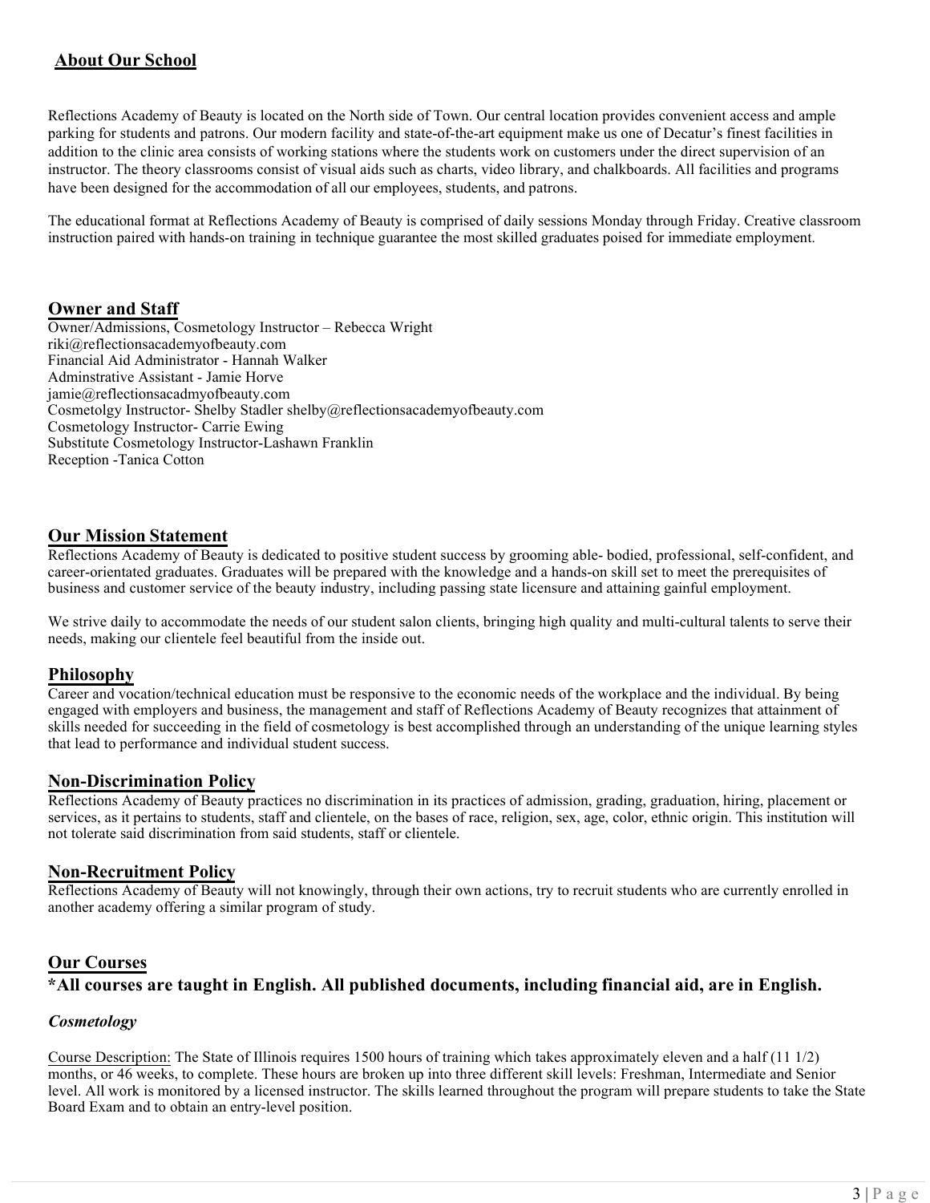## About Our School

Reflections Academy of Beauty is located on the North side of Town. Our central location provides convenient access and ample parking for students and patrons. Our modern facility and state-of-the-art equipment make us one of Decatur's finest facilities in addition to the clinic area consists of working stations where the students work on customers under the direct supervision of an instructor. The theory classrooms consist of visual aids such as charts, video library, and chalkboards. All facilities and programs have been designed for the accommodation of all our employees, students, and patrons.

The educational format at Reflections Academy of Beauty is comprised of daily sessions Monday through Friday. Creative classroom instruction paired with hands-on training in technique guarantee the most skilled graduates poised for immediate employment.

## Owner and Staff

Owner/Admissions, Cosmetology Instructor – Rebecca Wright
riki@reflectionsacademyofbeauty.com
Financial Aid Administrator - Hannah Walker
Adminstrative Assistant - Jamie Horve
jamie@reflectionsacadmyofbeauty.com
Cosmetolgy Instructor- Shelby Stadler shelby@reflectionsacademyofbeauty.com
Cosmetology Instructor- Carrie Ewing
Substitute Cosmetology Instructor-Lashawn Franklin
Reception -Tanica Cotton

## Our Mission Statement

Reflections Academy of Beauty is dedicated to positive student success by grooming able- bodied, professional, self-confident, and career-orientated graduates. Graduates will be prepared with the knowledge and a hands-on skill set to meet the prerequisites of business and customer service of the beauty industry, including passing state licensure and attaining gainful employment.

We strive daily to accommodate the needs of our student salon clients, bringing high quality and multi-cultural talents to serve their needs, making our clientele feel beautiful from the inside out.

## Philosophy

Career and vocation/technical education must be responsive to the economic needs of the workplace and the individual. By being engaged with employers and business, the management and staff of Reflections Academy of Beauty recognizes that attainment of skills needed for succeeding in the field of cosmetology is best accomplished through an understanding of the unique learning styles that lead to performance and individual student success.

## Non-Discrimination Policy

Reflections Academy of Beauty practices no discrimination in its practices of admission, grading, graduation, hiring, placement or services, as it pertains to students, staff and clientele, on the bases of race, religion, sex, age, color, ethnic origin. This institution will not tolerate said discrimination from said students, staff or clientele.

## Non-Recruitment Policy

Reflections Academy of Beauty will not knowingly, through their own actions, try to recruit students who are currently enrolled in another academy offering a similar program of study.

## Our Courses

**\*All courses are taught in English. All published documents, including financial aid, are in English.**

### *Cosmetology*

Course Description: The State of Illinois requires 1500 hours of training which takes approximately eleven and a half (11 1/2) months, or 46 weeks, to complete. These hours are broken up into three different skill levels: Freshman, Intermediate and Senior level. All work is monitored by a licensed instructor. The skills learned throughout the program will prepare students to take the State Board Exam and to obtain an entry-level position.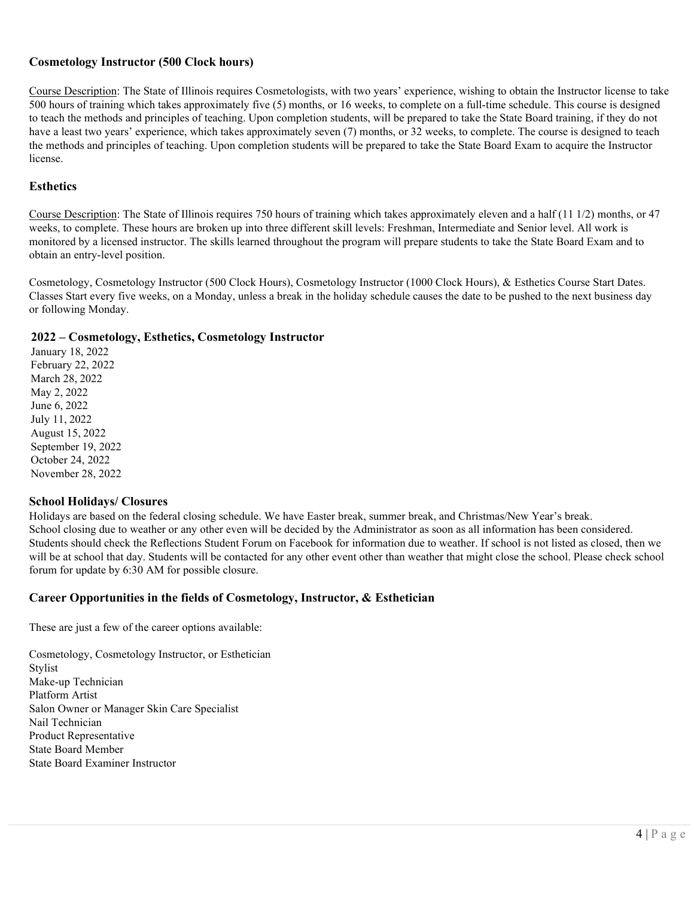### Cosmetology Instructor (500 Clock hours)

Course Description: The State of Illinois requires Cosmetologists, with two years' experience, wishing to obtain the Instructor license to take 500 hours of training which takes approximately five (5) months, or 16 weeks, to complete on a full-time schedule. This course is designed to teach the methods and principles of teaching. Upon completion students, will be prepared to take the State Board training, if they do not have a least two years' experience, which takes approximately seven (7) months, or 32 weeks, to complete. The course is designed to teach the methods and principles of teaching. Upon completion students will be prepared to take the State Board Exam to acquire the Instructor license.

### Esthetics

Course Description: The State of Illinois requires 750 hours of training which takes approximately eleven and a half (11 1/2) months, or 47 weeks, to complete. These hours are broken up into three different skill levels: Freshman, Intermediate and Senior level. All work is monitored by a licensed instructor. The skills learned throughout the program will prepare students to take the State Board Exam and to obtain an entry-level position.

Cosmetology, Cosmetology Instructor (500 Clock Hours), Cosmetology Instructor (1000 Clock Hours), & Esthetics Course Start Dates. Classes Start every five weeks, on a Monday, unless a break in the holiday schedule causes the date to be pushed to the next business day or following Monday.

**2022 – Cosmetology, Esthetics, Cosmetology Instructor**

January 18, 2022
February 22, 2022
March 28, 2022
May 2, 2022
June 6, 2022
July 11, 2022
August 15, 2022
September 19, 2022
October 24, 2022
November 28, 2022

**School Holidays/ Closures**

Holidays are based on the federal closing schedule. We have Easter break, summer break, and Christmas/New Year's break. School closing due to weather or any other even will be decided by the Administrator as soon as all information has been considered. Students should check the Reflections Student Forum on Facebook for information due to weather. If school is not listed as closed, then we will be at school that day. Students will be contacted for any other event other than weather that might close the school. Please check school forum for update by 6:30 AM for possible closure.

### Career Opportunities in the fields of Cosmetology, Instructor, & Esthetician

These are just a few of the career options available:

Cosmetology, Cosmetology Instructor, or Esthetician
Stylist
Make-up Technician
Platform Artist
Salon Owner or Manager Skin Care Specialist
Nail Technician
Product Representative
State Board Member
State Board Examiner Instructor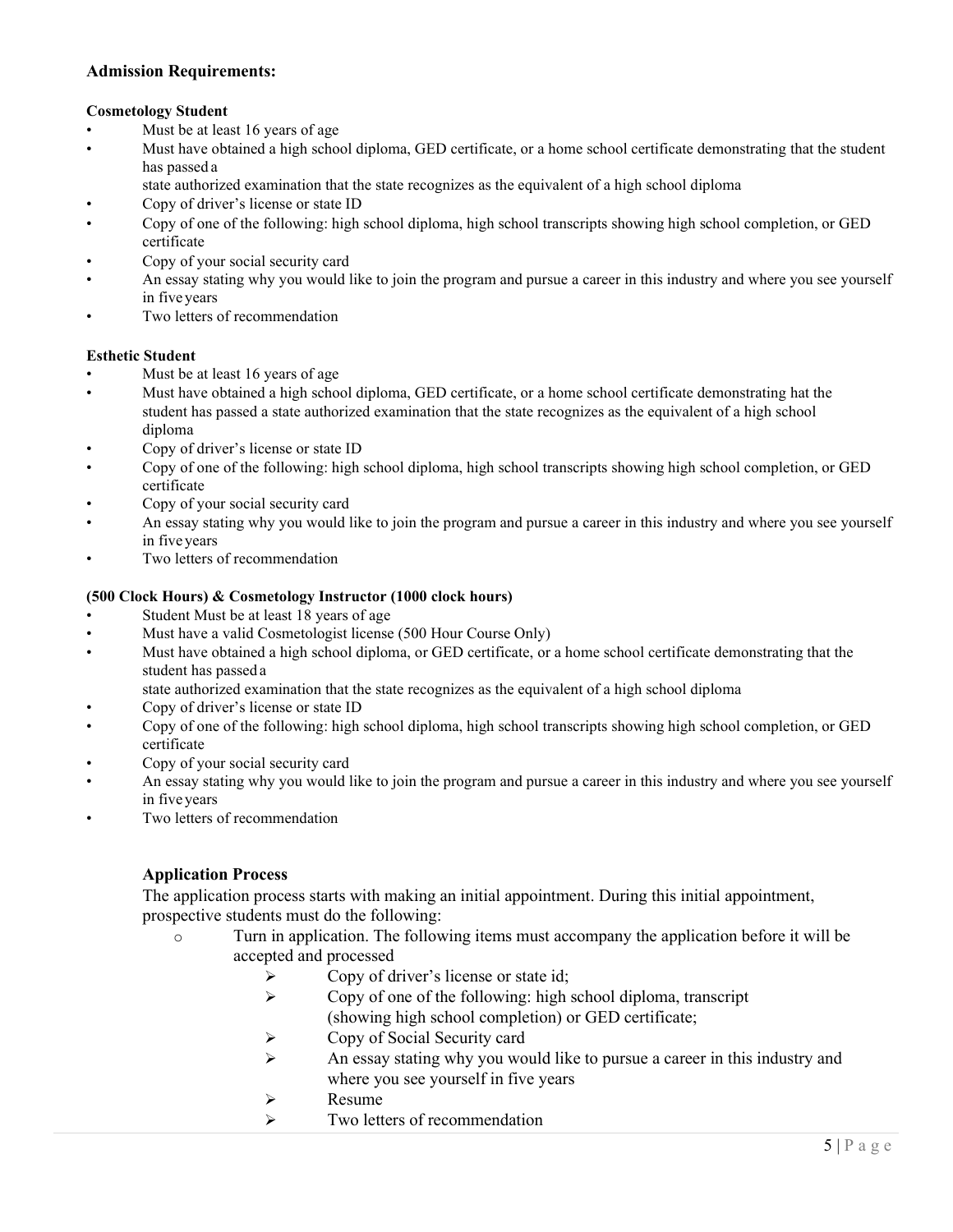## Admission Requirements:

**Cosmetology Student**

- Must be at least 16 years of age
- Must have obtained a high school diploma, GED certificate, or a home school certificate demonstrating that the student has passed a state authorized examination that the state recognizes as the equivalent of a high school diploma
- Copy of driver's license or state ID
- Copy of one of the following: high school diploma, high school transcripts showing high school completion, or GED certificate
- Copy of your social security card
- An essay stating why you would like to join the program and pursue a career in this industry and where you see yourself in five years
- Two letters of recommendation

**Esthetic Student**

- Must be at least 16 years of age
- Must have obtained a high school diploma, GED certificate, or a home school certificate demonstrating hat the student has passed a state authorized examination that the state recognizes as the equivalent of a high school diploma
- Copy of driver's license or state ID
- Copy of one of the following: high school diploma, high school transcripts showing high school completion, or GED certificate
- Copy of your social security card
- An essay stating why you would like to join the program and pursue a career in this industry and where you see yourself in five years
- Two letters of recommendation

**(500 Clock Hours) & Cosmetology Instructor (1000 clock hours)**

- Student Must be at least 18 years of age
- Must have a valid Cosmetologist license (500 Hour Course Only)
- Must have obtained a high school diploma, or GED certificate, or a home school certificate demonstrating that the student has passed a state authorized examination that the state recognizes as the equivalent of a high school diploma
- Copy of driver's license or state ID
- Copy of one of the following: high school diploma, high school transcripts showing high school completion, or GED certificate
- Copy of your social security card
- An essay stating why you would like to join the program and pursue a career in this industry and where you see yourself in five years
- Two letters of recommendation

### Application Process

The application process starts with making an initial appointment. During this initial appointment, prospective students must do the following:

- Turn in application. The following items must accompany the application before it will be accepted and processed
  - Copy of driver's license or state id;
  - Copy of one of the following: high school diploma, transcript (showing high school completion) or GED certificate;
  - Copy of Social Security card
  - An essay stating why you would like to pursue a career in this industry and where you see yourself in five years
  - Resume
  - Two letters of recommendation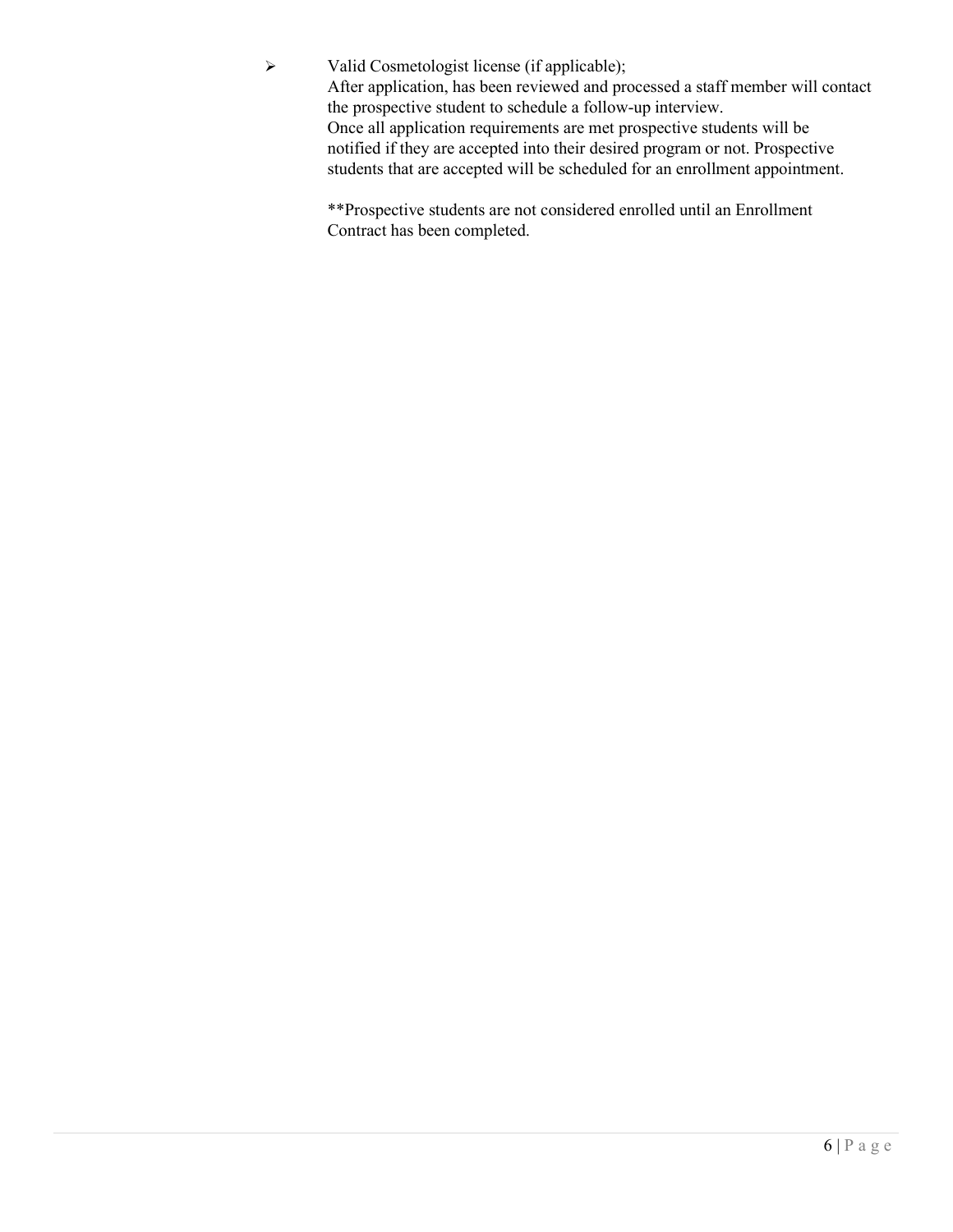- Valid Cosmetologist license (if applicable);
  After application, has been reviewed and processed a staff member will contact the prospective student to schedule a follow-up interview.
  Once all application requirements are met prospective students will be notified if they are accepted into their desired program or not. Prospective students that are accepted will be scheduled for an enrollment appointment.

  **Prospective students are not considered enrolled until an Enrollment Contract has been completed.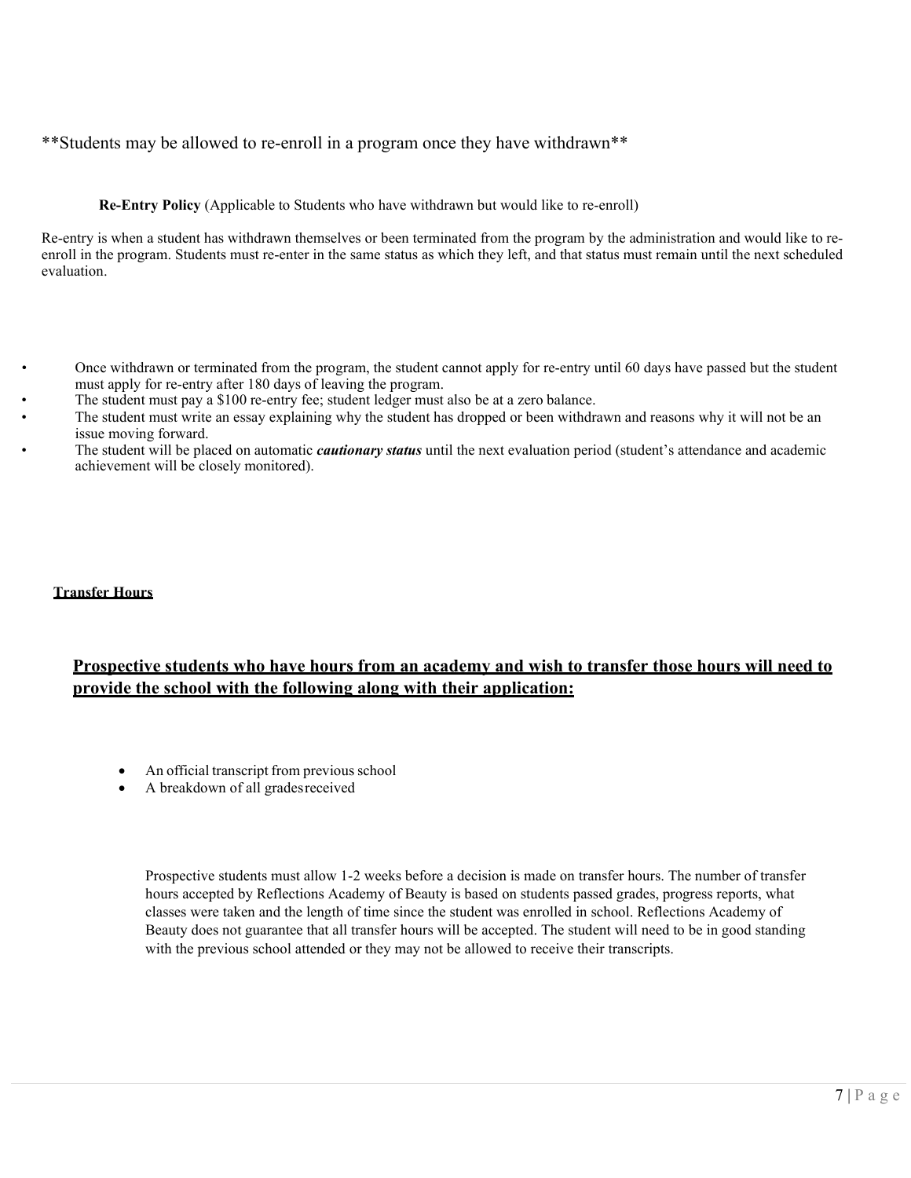**Students may be allowed to re-enroll in a program once they have withdrawn**

**Re-Entry Policy** (Applicable to Students who have withdrawn but would like to re-enroll)

Re-entry is when a student has withdrawn themselves or been terminated from the program by the administration and would like to re-enroll in the program. Students must re-enter in the same status as which they left, and that status must remain until the next scheduled evaluation.

- Once withdrawn or terminated from the program, the student cannot apply for re-entry until 60 days have passed but the student must apply for re-entry after 180 days of leaving the program.
- The student must pay a $100 re-entry fee; student ledger must also be at a zero balance.
- The student must write an essay explaining why the student has dropped or been withdrawn and reasons why it will not be an issue moving forward.
- The student will be placed on automatic ***cautionary status*** until the next evaluation period (student's attendance and academic achievement will be closely monitored).

**Transfer Hours**

**Prospective students who have hours from an academy and wish to transfer those hours will need to provide the school with the following along with their application:**

- An official transcript from previous school
- A breakdown of all grades received

Prospective students must allow 1-2 weeks before a decision is made on transfer hours. The number of transfer hours accepted by Reflections Academy of Beauty is based on students passed grades, progress reports, what classes were taken and the length of time since the student was enrolled in school. Reflections Academy of Beauty does not guarantee that all transfer hours will be accepted. The student will need to be in good standing with the previous school attended or they may not be allowed to receive their transcripts.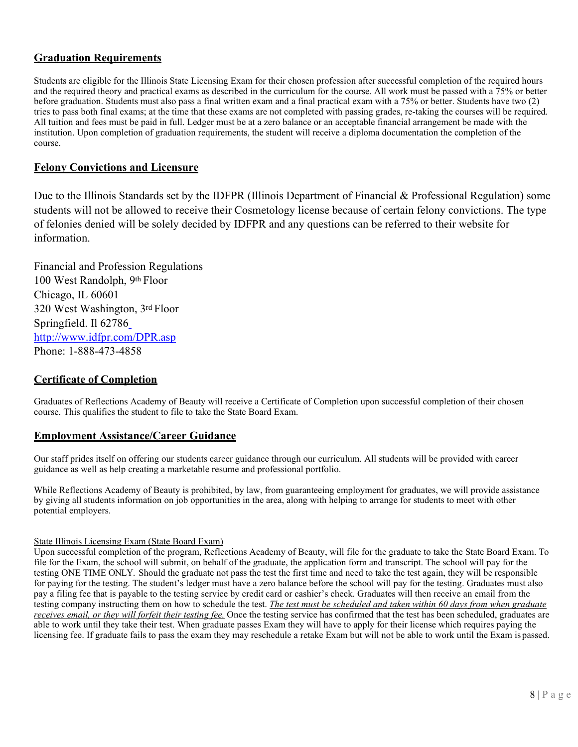## Graduation Requirements

Students are eligible for the Illinois State Licensing Exam for their chosen profession after successful completion of the required hours and the required theory and practical exams as described in the curriculum for the course. All work must be passed with a 75% or better before graduation. Students must also pass a final written exam and a final practical exam with a 75% or better. Students have two (2) tries to pass both final exams; at the time that these exams are not completed with passing grades, re-taking the courses will be required. All tuition and fees must be paid in full. Ledger must be at a zero balance or an acceptable financial arrangement be made with the institution. Upon completion of graduation requirements, the student will receive a diploma documentation the completion of the course.

## Felony Convictions and Licensure

Due to the Illinois Standards set by the IDFPR (Illinois Department of Financial & Professional Regulation) some students will not be allowed to receive their Cosmetology license because of certain felony convictions. The type of felonies denied will be solely decided by IDFPR and any questions can be referred to their website for information.

Financial and Profession Regulations
100 West Randolph, 9th Floor
Chicago, IL 60601
320 West Washington, 3rd Floor
Springfield. Il 62786
http://www.idfpr.com/DPR.asp
Phone: 1-888-473-4858

## Certificate of Completion

Graduates of Reflections Academy of Beauty will receive a Certificate of Completion upon successful completion of their chosen course. This qualifies the student to file to take the State Board Exam.

## Employment Assistance/Career Guidance

Our staff prides itself on offering our students career guidance through our curriculum. All students will be provided with career guidance as well as help creating a marketable resume and professional portfolio.

While Reflections Academy of Beauty is prohibited, by law, from guaranteeing employment for graduates, we will provide assistance by giving all students information on job opportunities in the area, along with helping to arrange for students to meet with other potential employers.

State Illinois Licensing Exam (State Board Exam)

Upon successful completion of the program, Reflections Academy of Beauty, will file for the graduate to take the State Board Exam. To file for the Exam, the school will submit, on behalf of the graduate, the application form and transcript. The school will pay for the testing ONE TIME ONLY. Should the graduate not pass the test the first time and need to take the test again, they will be responsible for paying for the testing. The student's ledger must have a zero balance before the school will pay for the testing. Graduates must also pay a filing fee that is payable to the testing service by credit card or cashier's check. Graduates will then receive an email from the testing company instructing them on how to schedule the test. *The test must be scheduled and taken within 60 days from when graduate receives email, or they will forfeit their testing fee.* Once the testing service has confirmed that the test has been scheduled, graduates are able to work until they take their test. When graduate passes Exam they will have to apply for their license which requires paying the licensing fee. If graduate fails to pass the exam they may reschedule a retake Exam but will not be able to work until the Exam is passed.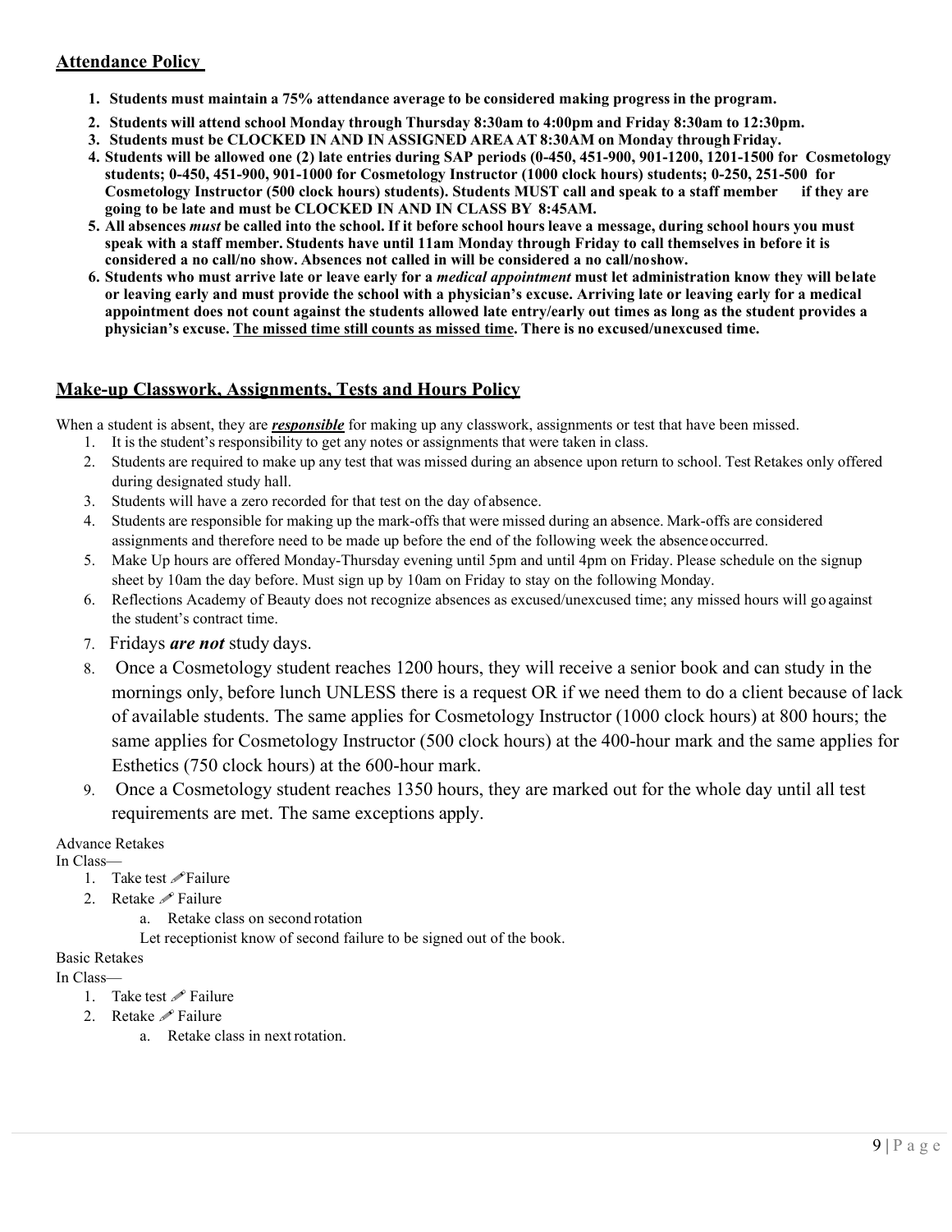## Attendance Policy

1. **Students must maintain a 75% attendance average to be considered making progress in the program.**
2. **Students will attend school Monday through Thursday 8:30am to 4:00pm and Friday 8:30am to 12:30pm.**
3. **Students must be CLOCKED IN AND IN ASSIGNED AREA AT 8:30AM on Monday through Friday.**
4. **Students will be allowed one (2) late entries during SAP periods (0-450, 451-900, 901-1200, 1201-1500 for Cosmetology students; 0-450, 451-900, 901-1000 for Cosmetology Instructor (1000 clock hours) students; 0-250, 251-500 for Cosmetology Instructor (500 clock hours) students). Students MUST call and speak to a staff member if they are going to be late and must be CLOCKED IN AND IN CLASS BY 8:45AM.**
5. **All absences *must* be called into the school. If it before school hours leave a message, during school hours you must speak with a staff member. Students have until 11am Monday through Friday to call themselves in before it is considered a no call/no show. Absences not called in will be considered a no call/noshow.**
6. **Students who must arrive late or leave early for a *medical appointment* must let administration know they will be late or leaving early and must provide the school with a physician's excuse. Arriving late or leaving early for a medical appointment does not count against the students allowed late entry/early out times as long as the student provides a physician's excuse. <u>The missed time still counts as missed time</u>. There is no excused/unexcused time.**

## Make-up Classwork, Assignments, Tests and Hours Policy

When a student is absent, they are ***<u>responsible</u>*** for making up any classwork, assignments or test that have been missed.

1. It is the student's responsibility to get any notes or assignments that were taken in class.
2. Students are required to make up any test that was missed during an absence upon return to school. Test Retakes only offered during designated study hall.
3. Students will have a zero recorded for that test on the day of absence.
4. Students are responsible for making up the mark-offs that were missed during an absence. Mark-offs are considered assignments and therefore need to be made up before the end of the following week the absence occurred.
5. Make Up hours are offered Monday-Thursday evening until 5pm and until 4pm on Friday. Please schedule on the signup sheet by 10am the day before. Must sign up by 10am on Friday to stay on the following Monday.
6. Reflections Academy of Beauty does not recognize absences as excused/unexcused time; any missed hours will go against the student's contract time.
7. Fridays ***are not*** study days.
8. Once a Cosmetology student reaches 1200 hours, they will receive a senior book and can study in the mornings only, before lunch UNLESS there is a request OR if we need them to do a client because of lack of available students. The same applies for Cosmetology Instructor (1000 clock hours) at 800 hours; the same applies for Cosmetology Instructor (500 clock hours) at the 400-hour mark and the same applies for Esthetics (750 clock hours) at the 600-hour mark.
9. Once a Cosmetology student reaches 1350 hours, they are marked out for the whole day until all test requirements are met. The same exceptions apply.

Advance Retakes

In Class—

1. Take test ✐Failure
2. Retake ✐ Failure
   a. Retake class on second rotation

   Let receptionist know of second failure to be signed out of the book.

Basic Retakes

In Class—

1. Take test ✐ Failure
2. Retake ✐ Failure
   a. Retake class in next rotation.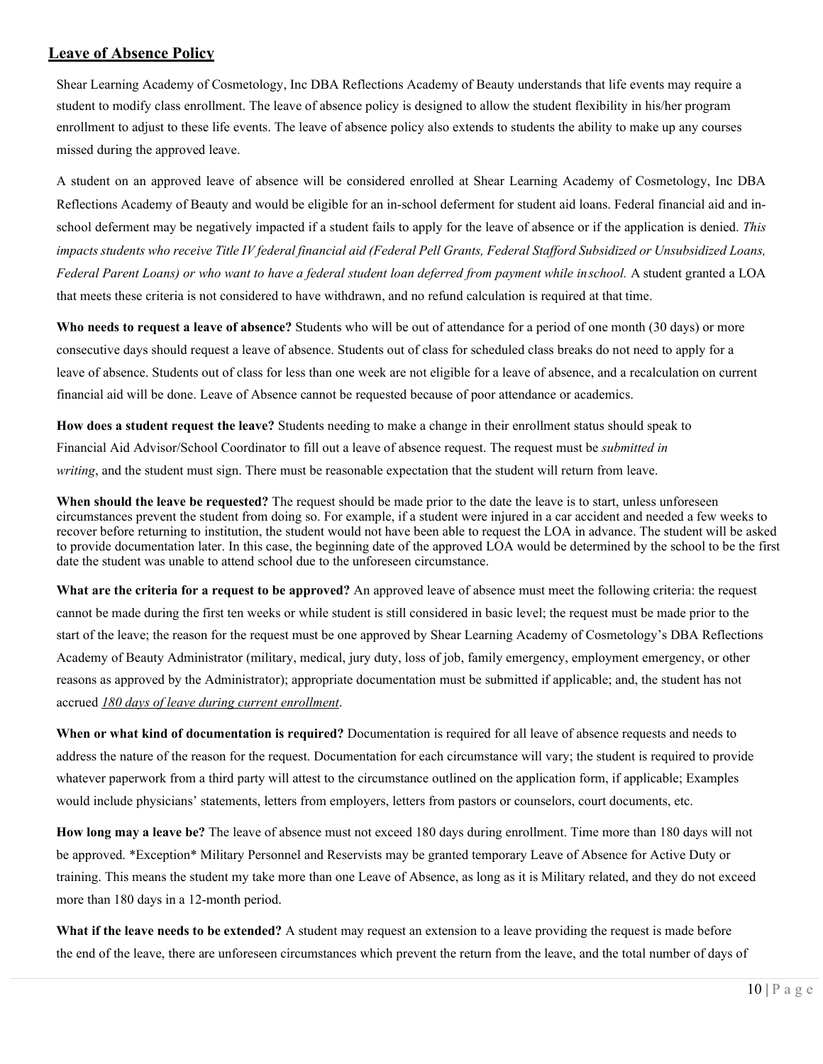## Leave of Absence Policy

Shear Learning Academy of Cosmetology, Inc DBA Reflections Academy of Beauty understands that life events may require a student to modify class enrollment. The leave of absence policy is designed to allow the student flexibility in his/her program enrollment to adjust to these life events. The leave of absence policy also extends to students the ability to make up any courses missed during the approved leave.

A student on an approved leave of absence will be considered enrolled at Shear Learning Academy of Cosmetology, Inc DBA Reflections Academy of Beauty and would be eligible for an in-school deferment for student aid loans. Federal financial aid and in-school deferment may be negatively impacted if a student fails to apply for the leave of absence or if the application is denied. *This impacts students who receive Title IV federal financial aid (Federal Pell Grants, Federal Stafford Subsidized or Unsubsidized Loans, Federal Parent Loans) or who want to have a federal student loan deferred from payment while inschool.* A student granted a LOA that meets these criteria is not considered to have withdrawn, and no refund calculation is required at that time.

**Who needs to request a leave of absence?** Students who will be out of attendance for a period of one month (30 days) or more consecutive days should request a leave of absence. Students out of class for scheduled class breaks do not need to apply for a leave of absence. Students out of class for less than one week are not eligible for a leave of absence, and a recalculation on current financial aid will be done. Leave of Absence cannot be requested because of poor attendance or academics.

**How does a student request the leave?** Students needing to make a change in their enrollment status should speak to Financial Aid Advisor/School Coordinator to fill out a leave of absence request. The request must be *submitted in writing*, and the student must sign. There must be reasonable expectation that the student will return from leave.

**When should the leave be requested?** The request should be made prior to the date the leave is to start, unless unforeseen circumstances prevent the student from doing so. For example, if a student were injured in a car accident and needed a few weeks to recover before returning to institution, the student would not have been able to request the LOA in advance. The student will be asked to provide documentation later. In this case, the beginning date of the approved LOA would be determined by the school to be the first date the student was unable to attend school due to the unforeseen circumstance.

**What are the criteria for a request to be approved?** An approved leave of absence must meet the following criteria: the request cannot be made during the first ten weeks or while student is still considered in basic level; the request must be made prior to the start of the leave; the reason for the request must be one approved by Shear Learning Academy of Cosmetology's DBA Reflections Academy of Beauty Administrator (military, medical, jury duty, loss of job, family emergency, employment emergency, or other reasons as approved by the Administrator); appropriate documentation must be submitted if applicable; and, the student has not accrued *180 days of leave during current enrollment*.

**When or what kind of documentation is required?** Documentation is required for all leave of absence requests and needs to address the nature of the reason for the request. Documentation for each circumstance will vary; the student is required to provide whatever paperwork from a third party will attest to the circumstance outlined on the application form, if applicable; Examples would include physicians' statements, letters from employers, letters from pastors or counselors, court documents, etc.

**How long may a leave be?** The leave of absence must not exceed 180 days during enrollment. Time more than 180 days will not be approved. *Exception* Military Personnel and Reservists may be granted temporary Leave of Absence for Active Duty or training. This means the student my take more than one Leave of Absence, as long as it is Military related, and they do not exceed more than 180 days in a 12-month period.

**What if the leave needs to be extended?** A student may request an extension to a leave providing the request is made before the end of the leave, there are unforeseen circumstances which prevent the return from the leave, and the total number of days of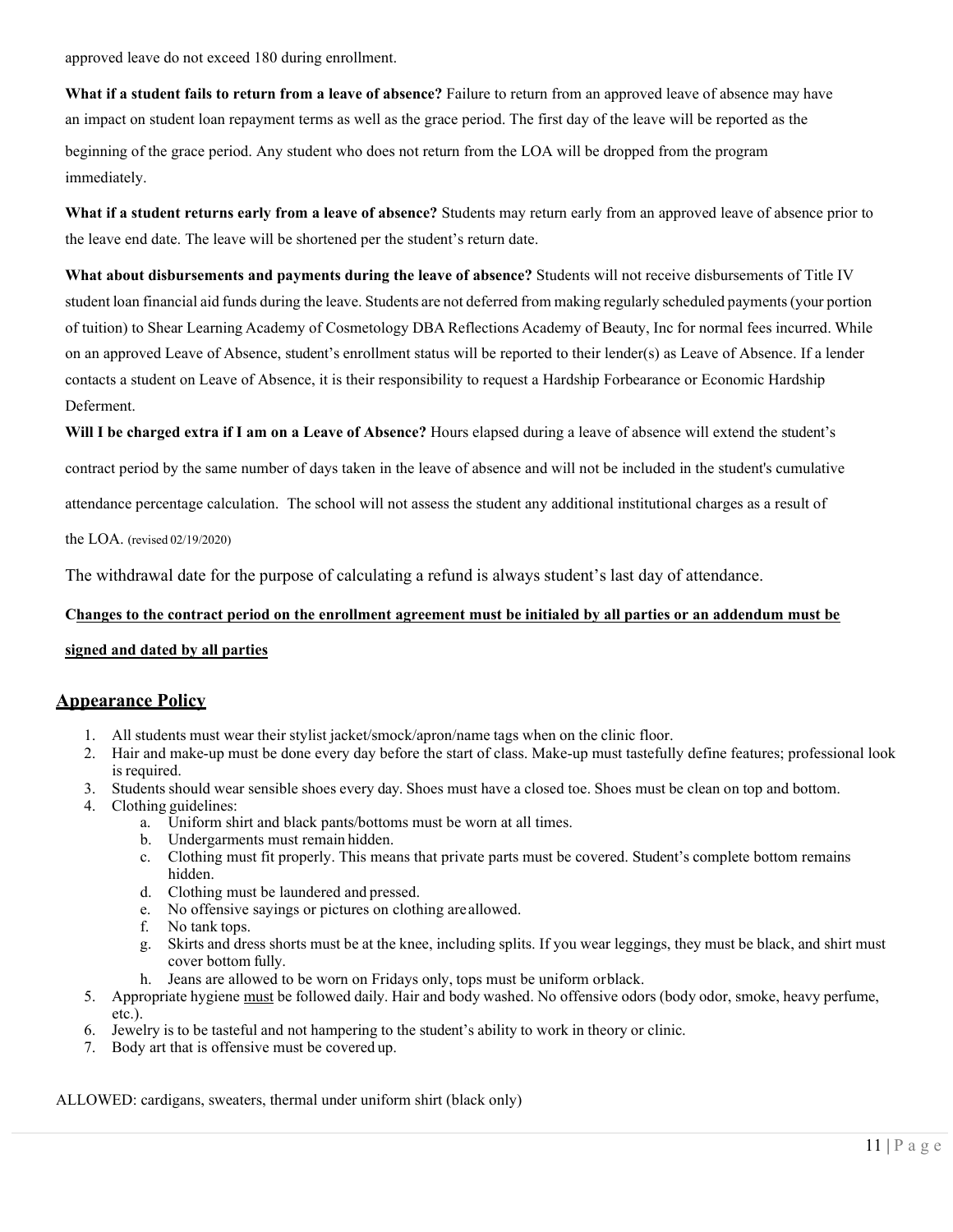approved leave do not exceed 180 during enrollment.

**What if a student fails to return from a leave of absence?** Failure to return from an approved leave of absence may have an impact on student loan repayment terms as well as the grace period. The first day of the leave will be reported as the beginning of the grace period. Any student who does not return from the LOA will be dropped from the program immediately.

**What if a student returns early from a leave of absence?** Students may return early from an approved leave of absence prior to the leave end date. The leave will be shortened per the student's return date.

**What about disbursements and payments during the leave of absence?** Students will not receive disbursements of Title IV student loan financial aid funds during the leave. Students are not deferred from making regularly scheduled payments (your portion of tuition) to Shear Learning Academy of Cosmetology DBA Reflections Academy of Beauty, Inc for normal fees incurred. While on an approved Leave of Absence, student's enrollment status will be reported to their lender(s) as Leave of Absence. If a lender contacts a student on Leave of Absence, it is their responsibility to request a Hardship Forbearance or Economic Hardship Deferment.

**Will I be charged extra if I am on a Leave of Absence?** Hours elapsed during a leave of absence will extend the student's contract period by the same number of days taken in the leave of absence and will not be included in the student's cumulative attendance percentage calculation. The school will not assess the student any additional institutional charges as a result of the LOA. (revised 02/19/2020)

The withdrawal date for the purpose of calculating a refund is always student's last day of attendance.

**Changes to the contract period on the enrollment agreement must be initialed by all parties or an addendum must be signed and dated by all parties**

## Appearance Policy

1. All students must wear their stylist jacket/smock/apron/name tags when on the clinic floor.
2. Hair and make-up must be done every day before the start of class. Make-up must tastefully define features; professional look is required.
3. Students should wear sensible shoes every day. Shoes must have a closed toe. Shoes must be clean on top and bottom.
4. Clothing guidelines:
   a. Uniform shirt and black pants/bottoms must be worn at all times.
   b. Undergarments must remain hidden.
   c. Clothing must fit properly. This means that private parts must be covered. Student's complete bottom remains hidden.
   d. Clothing must be laundered and pressed.
   e. No offensive sayings or pictures on clothing are allowed.
   f. No tank tops.
   g. Skirts and dress shorts must be at the knee, including splits. If you wear leggings, they must be black, and shirt must cover bottom fully.
   h. Jeans are allowed to be worn on Fridays only, tops must be uniform or black.
5. Appropriate hygiene must be followed daily. Hair and body washed. No offensive odors (body odor, smoke, heavy perfume, etc.).
6. Jewelry is to be tasteful and not hampering to the student's ability to work in theory or clinic.
7. Body art that is offensive must be covered up.

ALLOWED: cardigans, sweaters, thermal under uniform shirt (black only)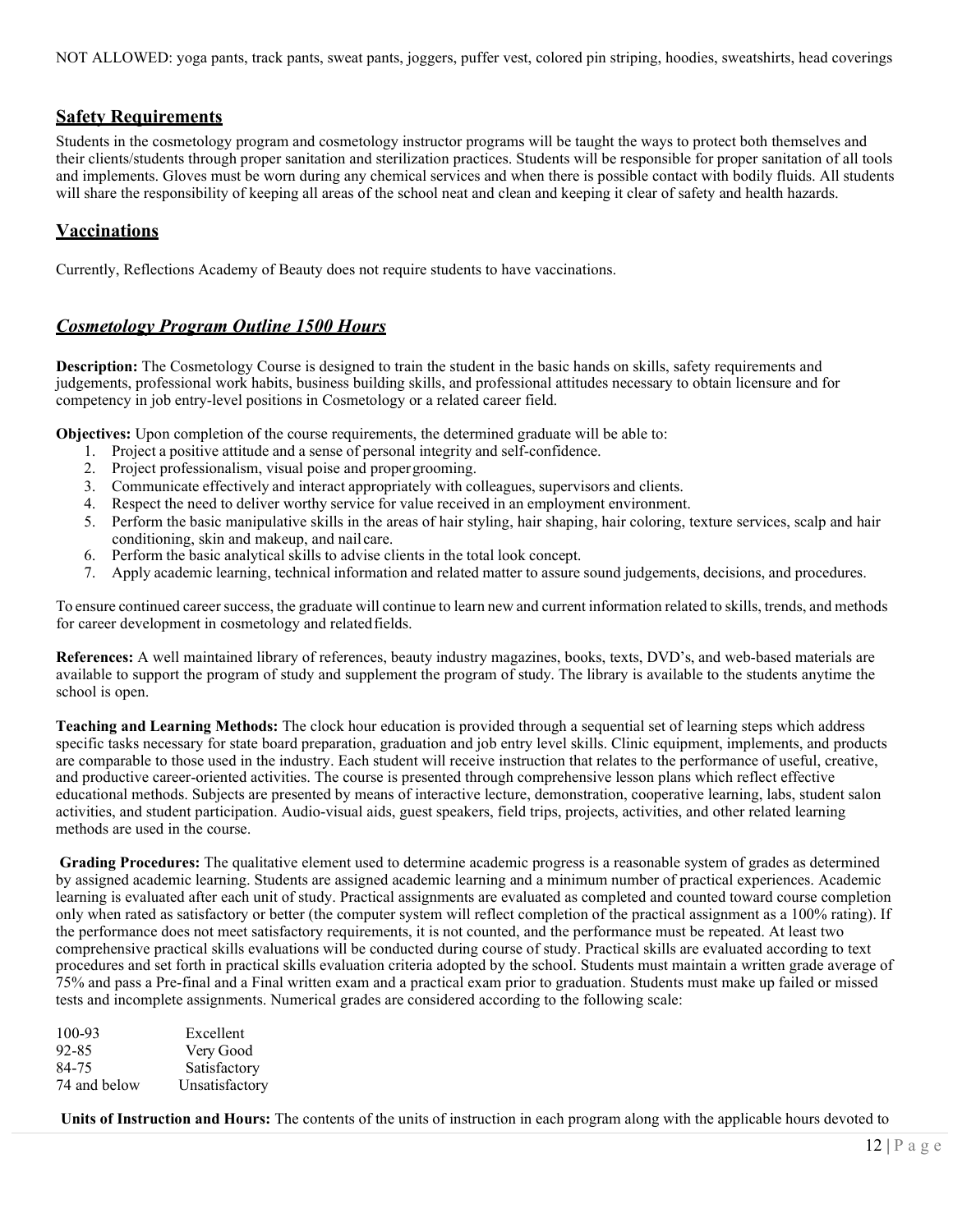NOT ALLOWED: yoga pants, track pants, sweat pants, joggers, puffer vest, colored pin striping, hoodies, sweatshirts, head coverings

## Safety Requirements

Students in the cosmetology program and cosmetology instructor programs will be taught the ways to protect both themselves and their clients/students through proper sanitation and sterilization practices. Students will be responsible for proper sanitation of all tools and implements. Gloves must be worn during any chemical services and when there is possible contact with bodily fluids. All students will share the responsibility of keeping all areas of the school neat and clean and keeping it clear of safety and health hazards.

## Vaccinations

Currently, Reflections Academy of Beauty does not require students to have vaccinations.

## *Cosmetology Program Outline 1500 Hours*

**Description:** The Cosmetology Course is designed to train the student in the basic hands on skills, safety requirements and judgements, professional work habits, business building skills, and professional attitudes necessary to obtain licensure and for competency in job entry-level positions in Cosmetology or a related career field.

**Objectives:** Upon completion of the course requirements, the determined graduate will be able to:

1. Project a positive attitude and a sense of personal integrity and self-confidence.
2. Project professionalism, visual poise and proper grooming.
3. Communicate effectively and interact appropriately with colleagues, supervisors and clients.
4. Respect the need to deliver worthy service for value received in an employment environment.
5. Perform the basic manipulative skills in the areas of hair styling, hair shaping, hair coloring, texture services, scalp and hair conditioning, skin and makeup, and nail care.
6. Perform the basic analytical skills to advise clients in the total look concept.
7. Apply academic learning, technical information and related matter to assure sound judgements, decisions, and procedures.

To ensure continued career success, the graduate will continue to learn new and current information related to skills, trends, and methods for career development in cosmetology and related fields.

**References:** A well maintained library of references, beauty industry magazines, books, texts, DVD's, and web-based materials are available to support the program of study and supplement the program of study. The library is available to the students anytime the school is open.

**Teaching and Learning Methods:** The clock hour education is provided through a sequential set of learning steps which address specific tasks necessary for state board preparation, graduation and job entry level skills. Clinic equipment, implements, and products are comparable to those used in the industry. Each student will receive instruction that relates to the performance of useful, creative, and productive career-oriented activities. The course is presented through comprehensive lesson plans which reflect effective educational methods. Subjects are presented by means of interactive lecture, demonstration, cooperative learning, labs, student salon activities, and student participation. Audio-visual aids, guest speakers, field trips, projects, activities, and other related learning methods are used in the course.

**Grading Procedures:** The qualitative element used to determine academic progress is a reasonable system of grades as determined by assigned academic learning. Students are assigned academic learning and a minimum number of practical experiences. Academic learning is evaluated after each unit of study. Practical assignments are evaluated as completed and counted toward course completion only when rated as satisfactory or better (the computer system will reflect completion of the practical assignment as a 100% rating). If the performance does not meet satisfactory requirements, it is not counted, and the performance must be repeated. At least two comprehensive practical skills evaluations will be conducted during course of study. Practical skills are evaluated according to text procedures and set forth in practical skills evaluation criteria adopted by the school. Students must maintain a written grade average of 75% and pass a Pre-final and a Final written exam and a practical exam prior to graduation. Students must make up failed or missed tests and incomplete assignments. Numerical grades are considered according to the following scale:

| | |
|---|---|
| 100-93 | Excellent |
| 92-85 | Very Good |
| 84-75 | Satisfactory |
| 74 and below | Unsatisfactory |

**Units of Instruction and Hours:** The contents of the units of instruction in each program along with the applicable hours devoted to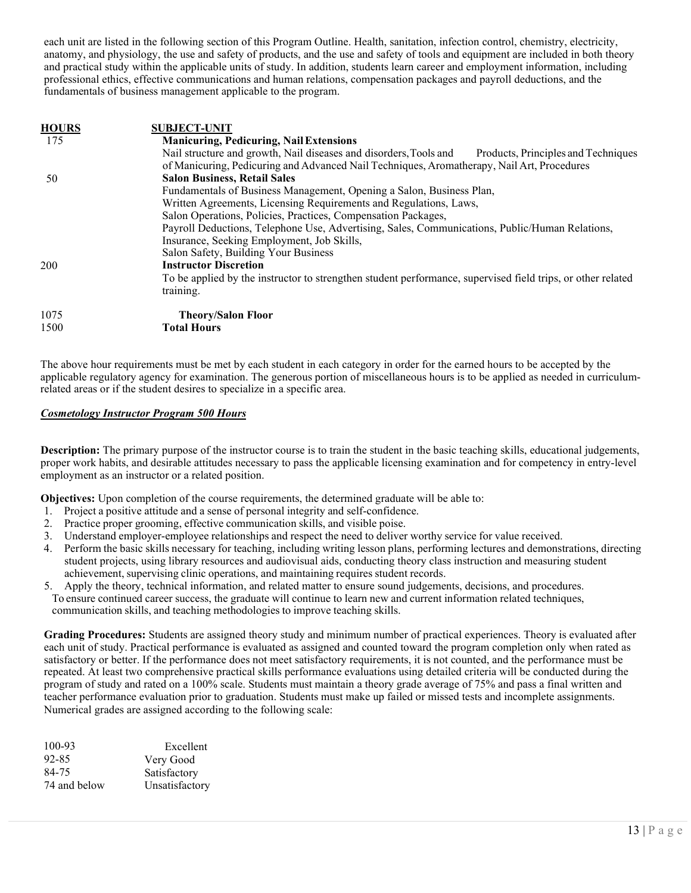each unit are listed in the following section of this Program Outline. Health, sanitation, infection control, chemistry, electricity, anatomy, and physiology, the use and safety of products, and the use and safety of tools and equipment are included in both theory and practical study within the applicable units of study. In addition, students learn career and employment information, including professional ethics, effective communications and human relations, compensation packages and payroll deductions, and the fundamentals of business management applicable to the program.

| HOURS | SUBJECT-UNIT |
|---|---|
| 175 | **Manicuring, Pedicuring, Nail Extensions**<br>Nail structure and growth, Nail diseases and disorders, Tools and Products, Principles and Techniques of Manicuring, Pedicuring and Advanced Nail Techniques, Aromatherapy, Nail Art, Procedures |
| 50 | **Salon Business, Retail Sales**<br>Fundamentals of Business Management, Opening a Salon, Business Plan, Written Agreements, Licensing Requirements and Regulations, Laws, Salon Operations, Policies, Practices, Compensation Packages, Payroll Deductions, Telephone Use, Advertising, Sales, Communications, Public/Human Relations, Insurance, Seeking Employment, Job Skills, Salon Safety, Building Your Business |
| 200 | **Instructor Discretion**<br>To be applied by the instructor to strengthen student performance, supervised field trips, or other related training. |
| 1075 | **Theory/Salon Floor** |
| 1500 | **Total Hours** |

The above hour requirements must be met by each student in each category in order for the earned hours to be accepted by the applicable regulatory agency for examination. The generous portion of miscellaneous hours is to be applied as needed in curriculum-related areas or if the student desires to specialize in a specific area.

***Cosmetology Instructor Program 500 Hours***

**Description:** The primary purpose of the instructor course is to train the student in the basic teaching skills, educational judgements, proper work habits, and desirable attitudes necessary to pass the applicable licensing examination and for competency in entry-level employment as an instructor or a related position.

**Objectives:** Upon completion of the course requirements, the determined graduate will be able to:

1. Project a positive attitude and a sense of personal integrity and self-confidence.
2. Practice proper grooming, effective communication skills, and visible poise.
3. Understand employer-employee relationships and respect the need to deliver worthy service for value received.
4. Perform the basic skills necessary for teaching, including writing lesson plans, performing lectures and demonstrations, directing student projects, using library resources and audiovisual aids, conducting theory class instruction and measuring student achievement, supervising clinic operations, and maintaining requires student records.
5. Apply the theory, technical information, and related matter to ensure sound judgements, decisions, and procedures.

To ensure continued career success, the graduate will continue to learn new and current information related techniques, communication skills, and teaching methodologies to improve teaching skills.

**Grading Procedures:** Students are assigned theory study and minimum number of practical experiences. Theory is evaluated after each unit of study. Practical performance is evaluated as assigned and counted toward the program completion only when rated as satisfactory or better. If the performance does not meet satisfactory requirements, it is not counted, and the performance must be repeated. At least two comprehensive practical skills performance evaluations using detailed criteria will be conducted during the program of study and rated on a 100% scale. Students must maintain a theory grade average of 75% and pass a final written and teacher performance evaluation prior to graduation. Students must make up failed or missed tests and incomplete assignments. Numerical grades are assigned according to the following scale:

| | |
|---|---|
| 100-93 | Excellent |
| 92-85 | Very Good |
| 84-75 | Satisfactory |
| 74 and below | Unsatisfactory |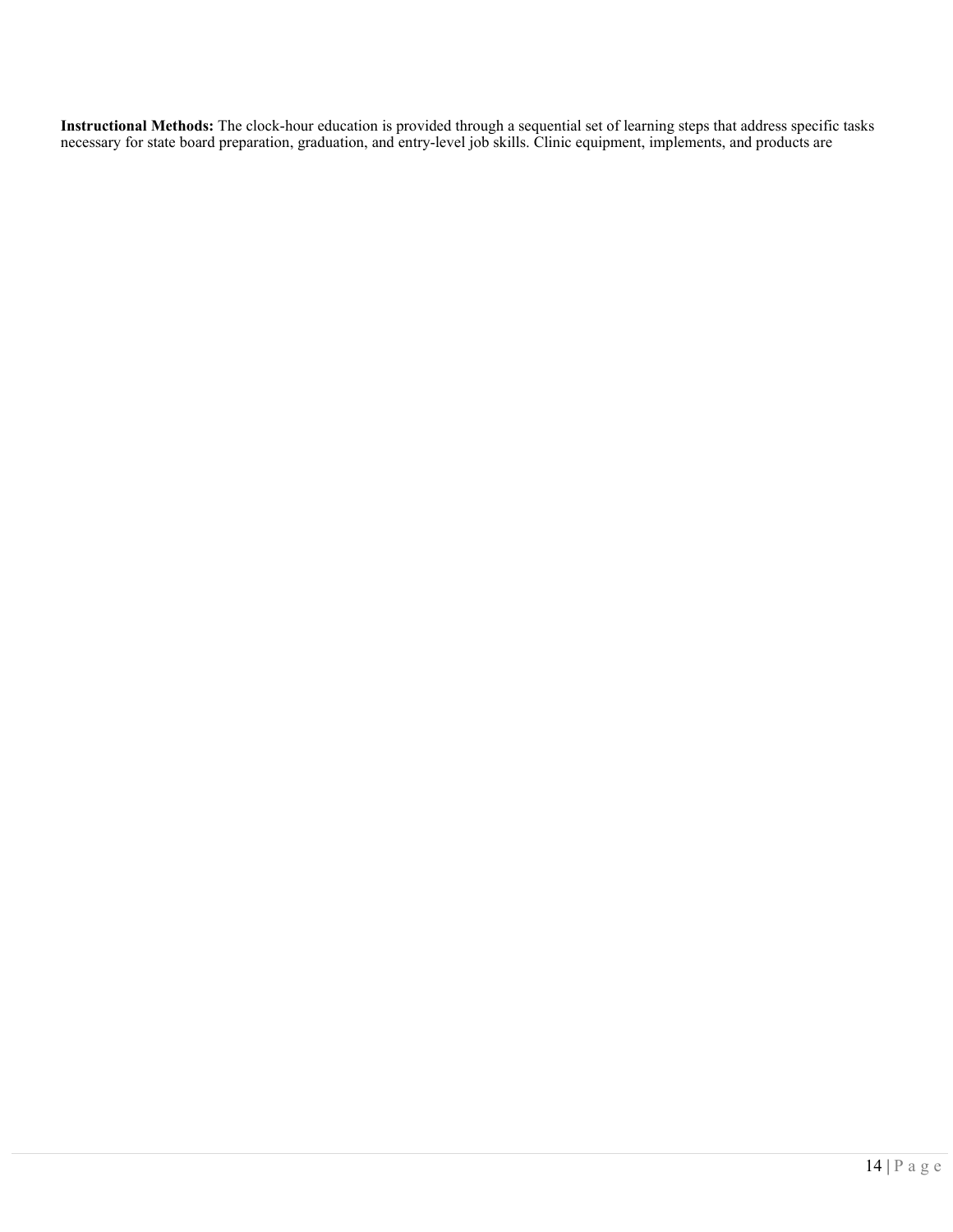**Instructional Methods:** The clock-hour education is provided through a sequential set of learning steps that address specific tasks necessary for state board preparation, graduation, and entry-level job skills. Clinic equipment, implements, and products are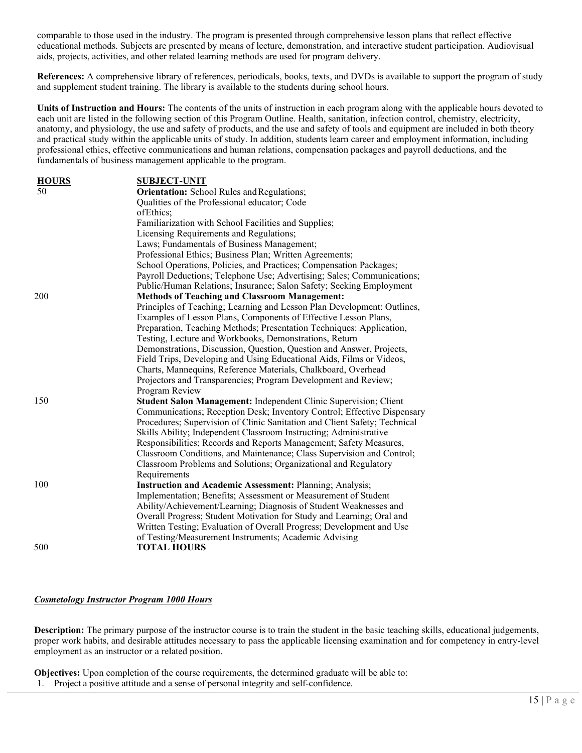comparable to those used in the industry. The program is presented through comprehensive lesson plans that reflect effective educational methods. Subjects are presented by means of lecture, demonstration, and interactive student participation. Audiovisual aids, projects, activities, and other related learning methods are used for program delivery.

**References:** A comprehensive library of references, periodicals, books, texts, and DVDs is available to support the program of study and supplement student training. The library is available to the students during school hours.

**Units of Instruction and Hours:** The contents of the units of instruction in each program along with the applicable hours devoted to each unit are listed in the following section of this Program Outline. Health, sanitation, infection control, chemistry, electricity, anatomy, and physiology, the use and safety of products, and the use and safety of tools and equipment are included in both theory and practical study within the applicable units of study. In addition, students learn career and employment information, including professional ethics, effective communications and human relations, compensation packages and payroll deductions, and the fundamentals of business management applicable to the program.

| HOURS | SUBJECT-UNIT |
|---|---|
| 50 | **Orientation:** School Rules and Regulations; Qualities of the Professional educator; Code of Ethics; Familiarization with School Facilities and Supplies; Licensing Requirements and Regulations; Laws; Fundamentals of Business Management; Professional Ethics; Business Plan; Written Agreements; School Operations, Policies, and Practices; Compensation Packages; Payroll Deductions; Telephone Use; Advertising; Sales; Communications; Public/Human Relations; Insurance; Salon Safety; Seeking Employment |
| 200 | **Methods of Teaching and Classroom Management:** Principles of Teaching; Learning and Lesson Plan Development: Outlines, Examples of Lesson Plans, Components of Effective Lesson Plans, Preparation, Teaching Methods; Presentation Techniques: Application, Testing, Lecture and Workbooks, Demonstrations, Return Demonstrations, Discussion, Question, Question and Answer, Projects, Field Trips, Developing and Using Educational Aids, Films or Videos, Charts, Mannequins, Reference Materials, Chalkboard, Overhead Projectors and Transparencies; Program Development and Review; Program Review |
| 150 | **Student Salon Management:** Independent Clinic Supervision; Client Communications; Reception Desk; Inventory Control; Effective Dispensary Procedures; Supervision of Clinic Sanitation and Client Safety; Technical Skills Ability; Independent Classroom Instructing; Administrative Responsibilities; Records and Reports Management; Safety Measures, Classroom Conditions, and Maintenance; Class Supervision and Control; Classroom Problems and Solutions; Organizational and Regulatory Requirements |
| 100 | **Instruction and Academic Assessment:** Planning; Analysis; Implementation; Benefits; Assessment or Measurement of Student Ability/Achievement/Learning; Diagnosis of Student Weaknesses and Overall Progress; Student Motivation for Study and Learning; Oral and Written Testing; Evaluation of Overall Progress; Development and Use of Testing/Measurement Instruments; Academic Advising |
| 500 | **TOTAL HOURS** |

***Cosmetology Instructor Program 1000 Hours***

**Description:** The primary purpose of the instructor course is to train the student in the basic teaching skills, educational judgements, proper work habits, and desirable attitudes necessary to pass the applicable licensing examination and for competency in entry-level employment as an instructor or a related position.

**Objectives:** Upon completion of the course requirements, the determined graduate will be able to:

1. Project a positive attitude and a sense of personal integrity and self-confidence.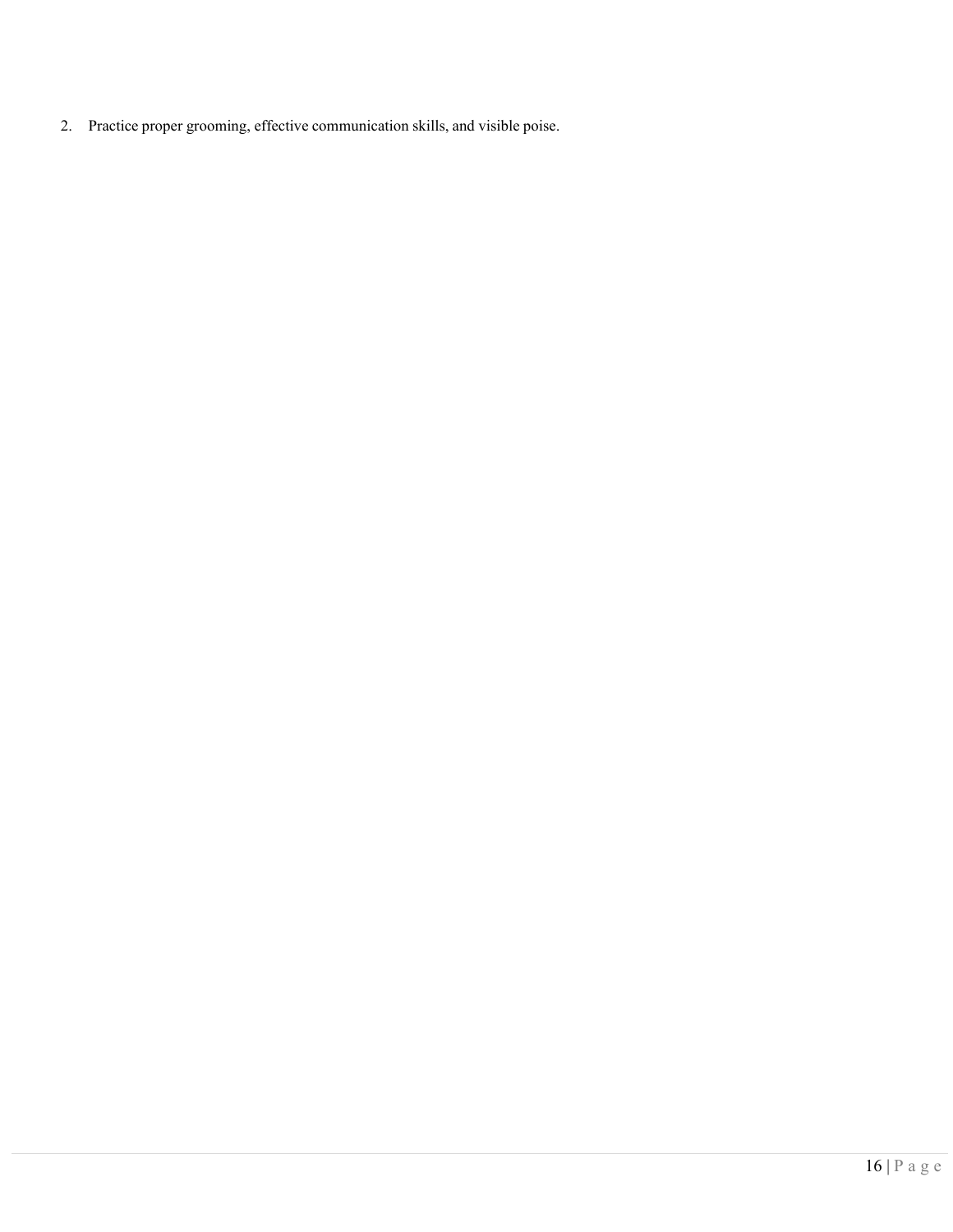2. Practice proper grooming, effective communication skills, and visible poise.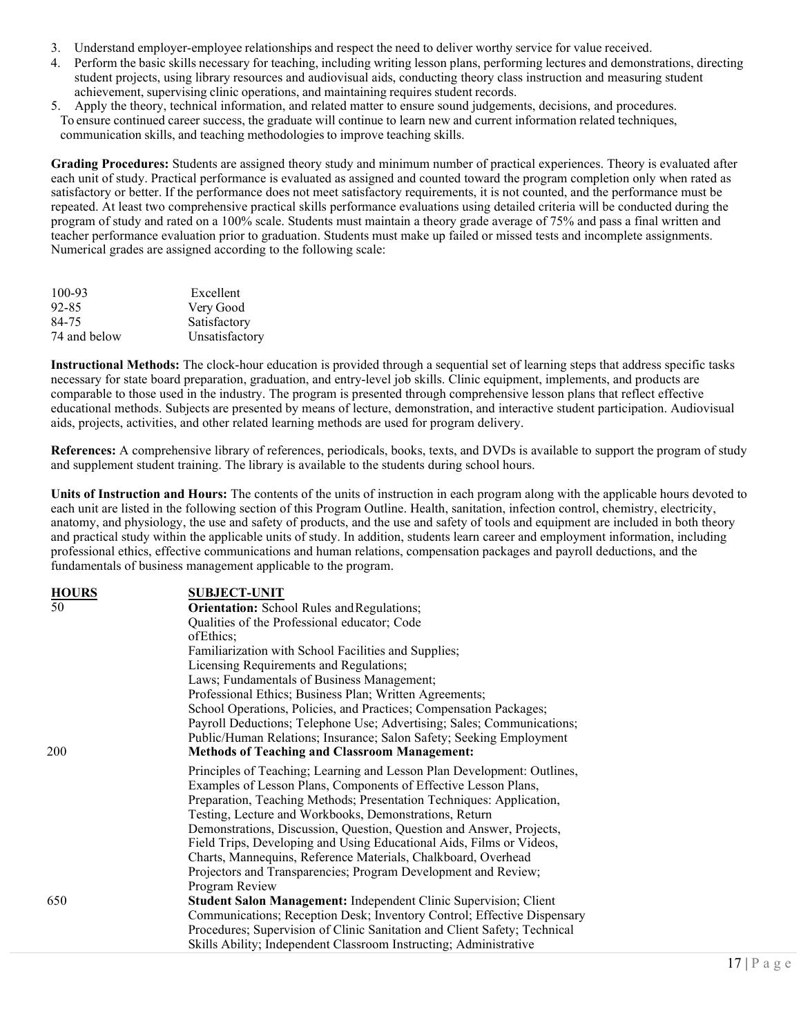3. Understand employer-employee relationships and respect the need to deliver worthy service for value received.
4. Perform the basic skills necessary for teaching, including writing lesson plans, performing lectures and demonstrations, directing student projects, using library resources and audiovisual aids, conducting theory class instruction and measuring student achievement, supervising clinic operations, and maintaining requires student records.
5. Apply the theory, technical information, and related matter to ensure sound judgements, decisions, and procedures.

To ensure continued career success, the graduate will continue to learn new and current information related techniques, communication skills, and teaching methodologies to improve teaching skills.

**Grading Procedures:** Students are assigned theory study and minimum number of practical experiences. Theory is evaluated after each unit of study. Practical performance is evaluated as assigned and counted toward the program completion only when rated as satisfactory or better. If the performance does not meet satisfactory requirements, it is not counted, and the performance must be repeated. At least two comprehensive practical skills performance evaluations using detailed criteria will be conducted during the program of study and rated on a 100% scale. Students must maintain a theory grade average of 75% and pass a final written and teacher performance evaluation prior to graduation. Students must make up failed or missed tests and incomplete assignments. Numerical grades are assigned according to the following scale:

| | |
|---|---|
| 100-93 | Excellent |
| 92-85 | Very Good |
| 84-75 | Satisfactory |
| 74 and below | Unsatisfactory |

**Instructional Methods:** The clock-hour education is provided through a sequential set of learning steps that address specific tasks necessary for state board preparation, graduation, and entry-level job skills. Clinic equipment, implements, and products are comparable to those used in the industry. The program is presented through comprehensive lesson plans that reflect effective educational methods. Subjects are presented by means of lecture, demonstration, and interactive student participation. Audiovisual aids, projects, activities, and other related learning methods are used for program delivery.

**References:** A comprehensive library of references, periodicals, books, texts, and DVDs is available to support the program of study and supplement student training. The library is available to the students during school hours.

**Units of Instruction and Hours:** The contents of the units of instruction in each program along with the applicable hours devoted to each unit are listed in the following section of this Program Outline. Health, sanitation, infection control, chemistry, electricity, anatomy, and physiology, the use and safety of products, and the use and safety of tools and equipment are included in both theory and practical study within the applicable units of study. In addition, students learn career and employment information, including professional ethics, effective communications and human relations, compensation packages and payroll deductions, and the fundamentals of business management applicable to the program.

| HOURS | SUBJECT-UNIT |
|---|---|
| 50 | **Orientation:** School Rules and Regulations; Qualities of the Professional educator; Code of Ethics; Familiarization with School Facilities and Supplies; Licensing Requirements and Regulations; Laws; Fundamentals of Business Management; Professional Ethics; Business Plan; Written Agreements; School Operations, Policies, and Practices; Compensation Packages; Payroll Deductions; Telephone Use; Advertising; Sales; Communications; Public/Human Relations; Insurance; Salon Safety; Seeking Employment |
| 200 | **Methods of Teaching and Classroom Management:** Principles of Teaching; Learning and Lesson Plan Development: Outlines, Examples of Lesson Plans, Components of Effective Lesson Plans, Preparation, Teaching Methods; Presentation Techniques: Application, Testing, Lecture and Workbooks, Demonstrations, Return Demonstrations, Discussion, Question, Question and Answer, Projects, Field Trips, Developing and Using Educational Aids, Films or Videos, Charts, Mannequins, Reference Materials, Chalkboard, Overhead Projectors and Transparencies; Program Development and Review; Program Review |
| 650 | **Student Salon Management:** Independent Clinic Supervision; Client Communications; Reception Desk; Inventory Control; Effective Dispensary Procedures; Supervision of Clinic Sanitation and Client Safety; Technical Skills Ability; Independent Classroom Instructing; Administrative |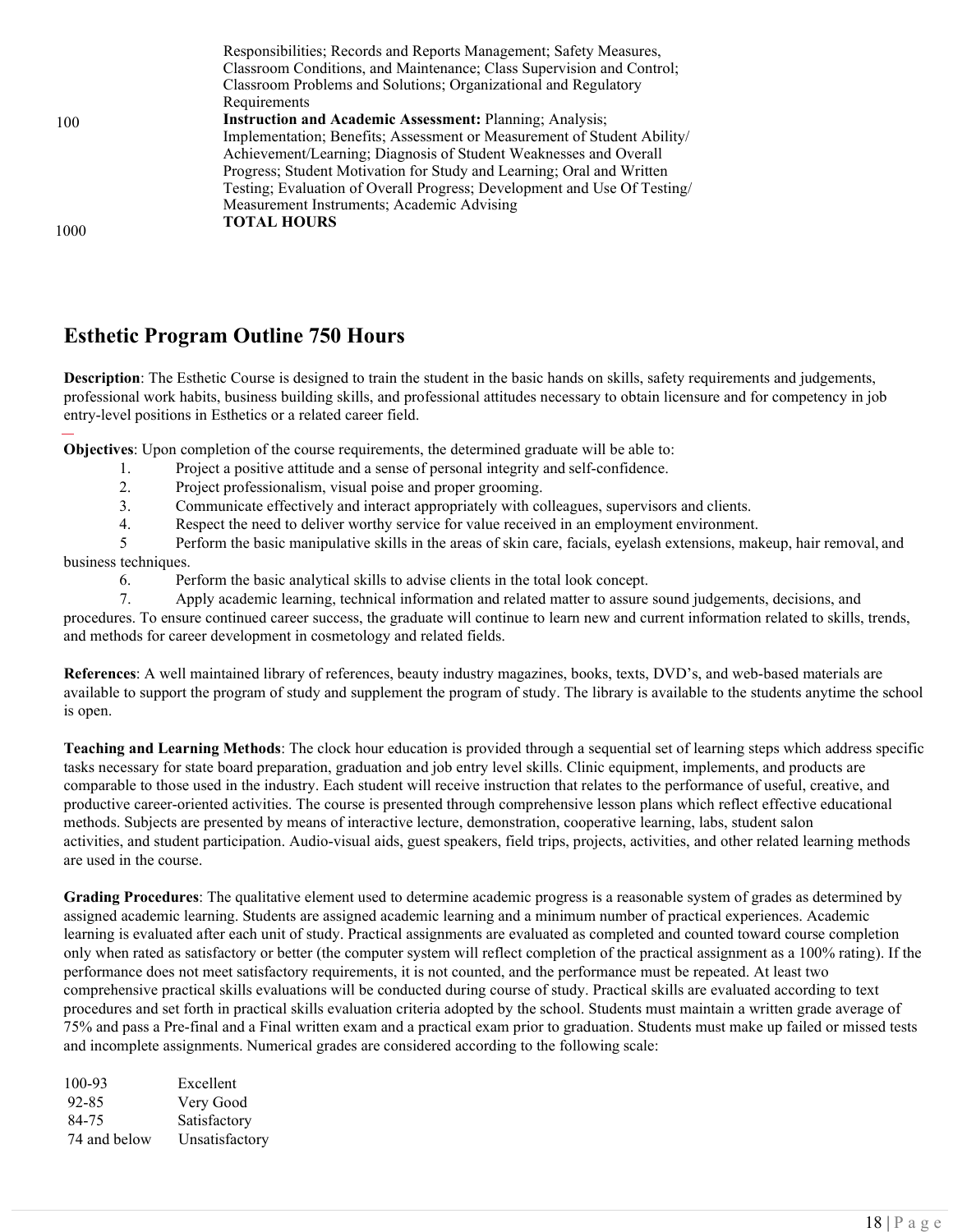| | |
|---|---|
| | Responsibilities; Records and Reports Management; Safety Measures, Classroom Conditions, and Maintenance; Class Supervision and Control; Classroom Problems and Solutions; Organizational and Regulatory Requirements |
| 100 | **Instruction and Academic Assessment:** Planning; Analysis; Implementation; Benefits; Assessment or Measurement of Student Ability/ Achievement/Learning; Diagnosis of Student Weaknesses and Overall Progress; Student Motivation for Study and Learning; Oral and Written Testing; Evaluation of Overall Progress; Development and Use Of Testing/ Measurement Instruments; Academic Advising |
| 1000 | **TOTAL HOURS** |

## Esthetic Program Outline 750 Hours

**Description**: The Esthetic Course is designed to train the student in the basic hands on skills, safety requirements and judgements, professional work habits, business building skills, and professional attitudes necessary to obtain licensure and for competency in job entry-level positions in Esthetics or a related career field.

**Objectives**: Upon completion of the course requirements, the determined graduate will be able to:

1. Project a positive attitude and a sense of personal integrity and self-confidence.
2. Project professionalism, visual poise and proper grooming.
3. Communicate effectively and interact appropriately with colleagues, supervisors and clients.
4. Respect the need to deliver worthy service for value received in an employment environment.
5. Perform the basic manipulative skills in the areas of skin care, facials, eyelash extensions, makeup, hair removal, and business techniques.
6. Perform the basic analytical skills to advise clients in the total look concept.
7. Apply academic learning, technical information and related matter to assure sound judgements, decisions, and procedures. To ensure continued career success, the graduate will continue to learn new and current information related to skills, trends, and methods for career development in cosmetology and related fields.

**References**: A well maintained library of references, beauty industry magazines, books, texts, DVD's, and web-based materials are available to support the program of study and supplement the program of study. The library is available to the students anytime the school is open.

**Teaching and Learning Methods**: The clock hour education is provided through a sequential set of learning steps which address specific tasks necessary for state board preparation, graduation and job entry level skills. Clinic equipment, implements, and products are comparable to those used in the industry. Each student will receive instruction that relates to the performance of useful, creative, and productive career-oriented activities. The course is presented through comprehensive lesson plans which reflect effective educational methods. Subjects are presented by means of interactive lecture, demonstration, cooperative learning, labs, student salon activities, and student participation. Audio-visual aids, guest speakers, field trips, projects, activities, and other related learning methods are used in the course.

**Grading Procedures**: The qualitative element used to determine academic progress is a reasonable system of grades as determined by assigned academic learning. Students are assigned academic learning and a minimum number of practical experiences. Academic learning is evaluated after each unit of study. Practical assignments are evaluated as completed and counted toward course completion only when rated as satisfactory or better (the computer system will reflect completion of the practical assignment as a 100% rating). If the performance does not meet satisfactory requirements, it is not counted, and the performance must be repeated. At least two comprehensive practical skills evaluations will be conducted during course of study. Practical skills are evaluated according to text procedures and set forth in practical skills evaluation criteria adopted by the school. Students must maintain a written grade average of 75% and pass a Pre-final and a Final written exam and a practical exam prior to graduation. Students must make up failed or missed tests and incomplete assignments. Numerical grades are considered according to the following scale:

| | |
|---|---|
| 100-93 | Excellent |
| 92-85 | Very Good |
| 84-75 | Satisfactory |
| 74 and below | Unsatisfactory |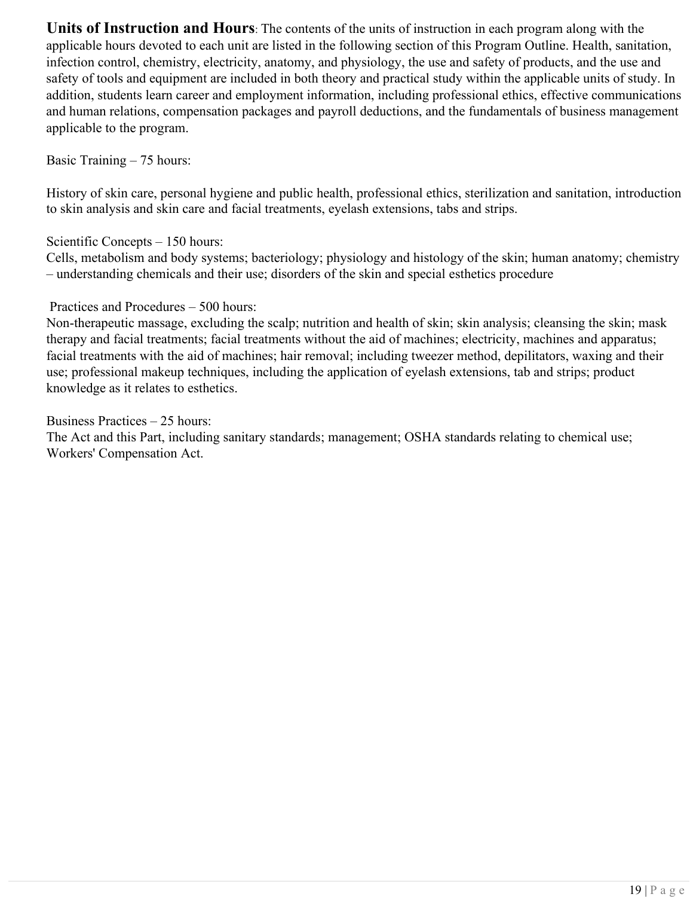**Units of Instruction and Hours**: The contents of the units of instruction in each program along with the applicable hours devoted to each unit are listed in the following section of this Program Outline. Health, sanitation, infection control, chemistry, electricity, anatomy, and physiology, the use and safety of products, and the use and safety of tools and equipment are included in both theory and practical study within the applicable units of study. In addition, students learn career and employment information, including professional ethics, effective communications and human relations, compensation packages and payroll deductions, and the fundamentals of business management applicable to the program.

Basic Training – 75 hours:

History of skin care, personal hygiene and public health, professional ethics, sterilization and sanitation, introduction to skin analysis and skin care and facial treatments, eyelash extensions, tabs and strips.

Scientific Concepts – 150 hours:
Cells, metabolism and body systems; bacteriology; physiology and histology of the skin; human anatomy; chemistry – understanding chemicals and their use; disorders of the skin and special esthetics procedure

Practices and Procedures – 500 hours:
Non-therapeutic massage, excluding the scalp; nutrition and health of skin; skin analysis; cleansing the skin; mask therapy and facial treatments; facial treatments without the aid of machines; electricity, machines and apparatus; facial treatments with the aid of machines; hair removal; including tweezer method, depilitators, waxing and their use; professional makeup techniques, including the application of eyelash extensions, tab and strips; product knowledge as it relates to esthetics.

Business Practices – 25 hours:
The Act and this Part, including sanitary standards; management; OSHA standards relating to chemical use; Workers' Compensation Act.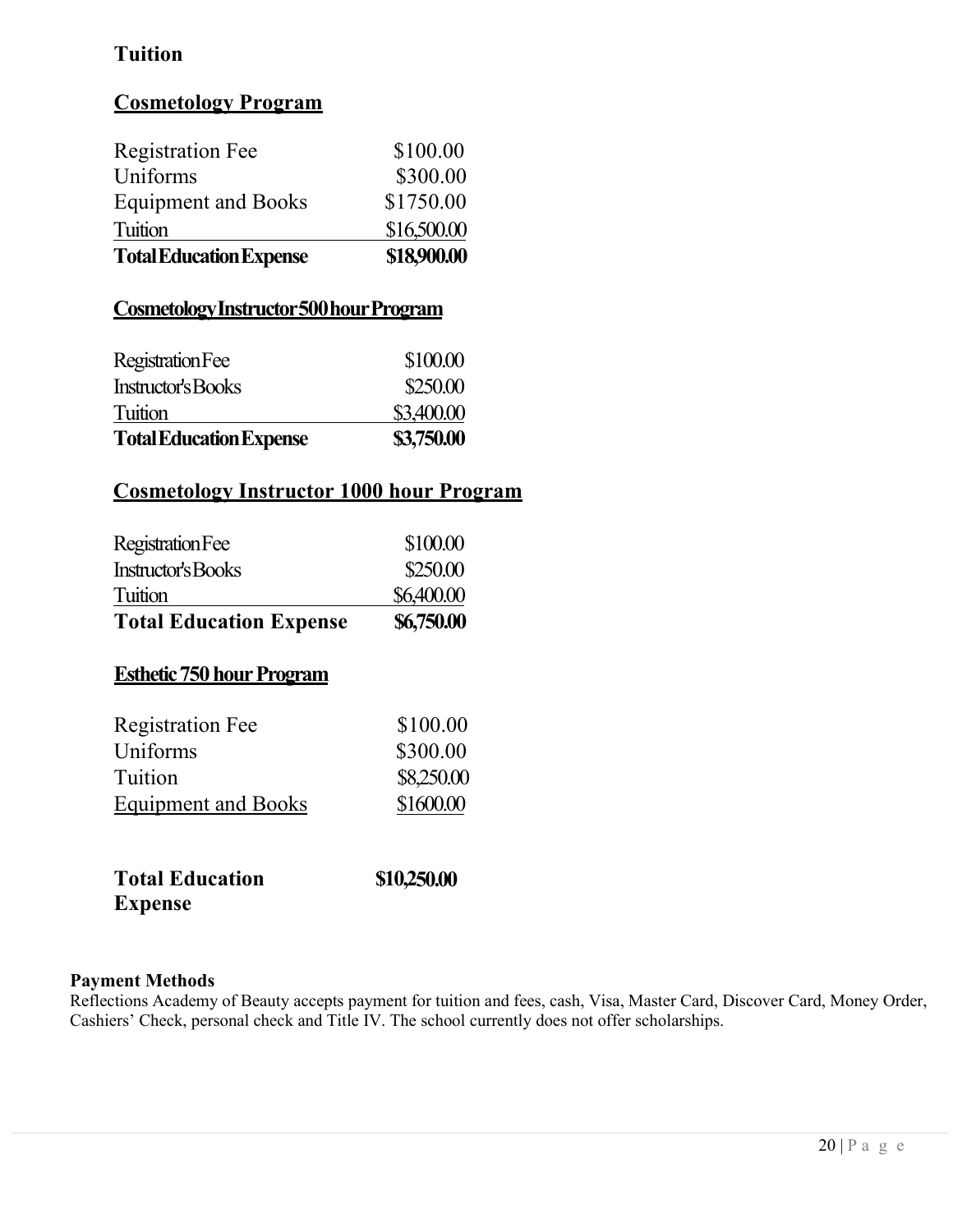## Tuition

### Cosmetology Program

| | |
|---|---|
| Registration Fee | $100.00 |
| Uniforms | $300.00 |
| Equipment and Books | $1750.00 |
| Tuition | $16,500.00 |
| **Total Education Expense** | **$18,900.00** |

### CosmetologyInstructor500hourProgram

| | |
|---|---|
| RegistrationFee | $100.00 |
| Instructor's Books | $250.00 |
| Tuition | $3,400.00 |
| **Total Education Expense** | **$3,750.00** |

### Cosmetology Instructor 1000 hour Program

| | |
|---|---|
| RegistrationFee | $100.00 |
| Instructor's Books | $250.00 |
| Tuition | $6,400.00 |
| **Total Education Expense** | **$6,750.00** |

### Esthetic 750 hour Program

| | |
|---|---|
| Registration Fee | $100.00 |
| Uniforms | $300.00 |
| Tuition | $8,250.00 |
| Equipment and Books | $1600.00 |
| **Total Education Expense** | **$10,250.00** |

**Payment Methods**

Reflections Academy of Beauty accepts payment for tuition and fees, cash, Visa, Master Card, Discover Card, Money Order, Cashiers' Check, personal check and Title IV. The school currently does not offer scholarships.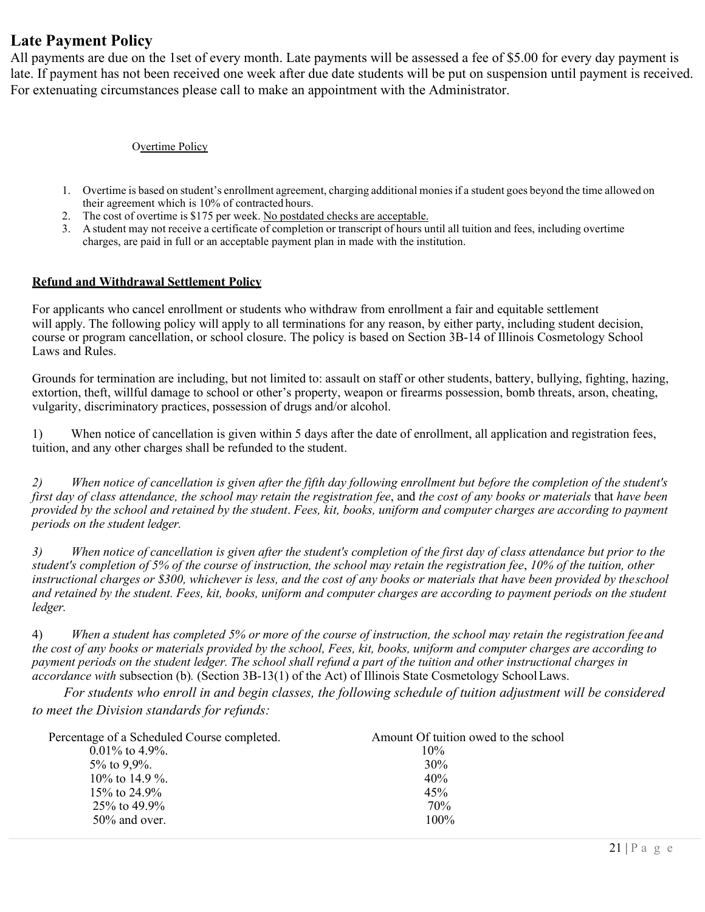## Late Payment Policy

All payments are due on the 1set of every month. Late payments will be assessed a fee of $5.00 for every day payment is late. If payment has not been received one week after due date students will be put on suspension until payment is received. For extenuating circumstances please call to make an appointment with the Administrator.

Overtime Policy

1. Overtime is based on student's enrollment agreement, charging additional monies if a student goes beyond the time allowed on their agreement which is 10% of contracted hours.
2. The cost of overtime is $175 per week. No postdated checks are acceptable.
3. A student may not receive a certificate of completion or transcript of hours until all tuition and fees, including overtime charges, are paid in full or an acceptable payment plan in made with the institution.

**Refund and Withdrawal Settlement Policy**

For applicants who cancel enrollment or students who withdraw from enrollment a fair and equitable settlement will apply. The following policy will apply to all terminations for any reason, by either party, including student decision, course or program cancellation, or school closure. The policy is based on Section 3B-14 of Illinois Cosmetology School Laws and Rules.

Grounds for termination are including, but not limited to: assault on staff or other students, battery, bullying, fighting, hazing, extortion, theft, willful damage to school or other's property, weapon or firearms possession, bomb threats, arson, cheating, vulgarity, discriminatory practices, possession of drugs and/or alcohol.

1) When notice of cancellation is given within 5 days after the date of enrollment, all application and registration fees, tuition, and any other charges shall be refunded to the student.

*2) When notice of cancellation is given after the fifth day following enrollment but before the completion of the student's first day of class attendance, the school may retain the registration fee*, and *the cost of any books or materials* that *have been provided by the school and retained by the student*. *Fees, kit, books, uniform and computer charges are according to payment periods on the student ledger.*

*3) When notice of cancellation is given after the student's completion of the first day of class attendance but prior to the student's completion of 5% of the course of instruction, the school may retain the registration fee*, *10% of the tuition, other instructional charges or $300, whichever is less, and the cost of any books or materials that have been provided by the school and retained by the student. Fees, kit, books, uniform and computer charges are according to payment periods on the student ledger.*

4) *When a student has completed 5% or more of the course of instruction, the school may retain the registration fee and the cost of any books or materials provided by the school, Fees, kit, books, uniform and computer charges are according to payment periods on the student ledger. The school shall refund a part of the tuition and other instructional charges in accordance with* subsection (b)*.* (Section 3B-13(1) of the Act) of Illinois State Cosmetology School Laws.

*For students who enroll in and begin classes, the following schedule of tuition adjustment will be considered to meet the Division standards for refunds:*

| Percentage of a Scheduled Course completed. | Amount Of tuition owed to the school |
|---|---|
| 0.01% to 4.9%. | 10% |
| 5% to 9,9%. | 30% |
| 10% to 14.9 %. | 40% |
| 15% to 24.9% | 45% |
| 25% to 49.9% | 70% |
| 50% and over. | 100% |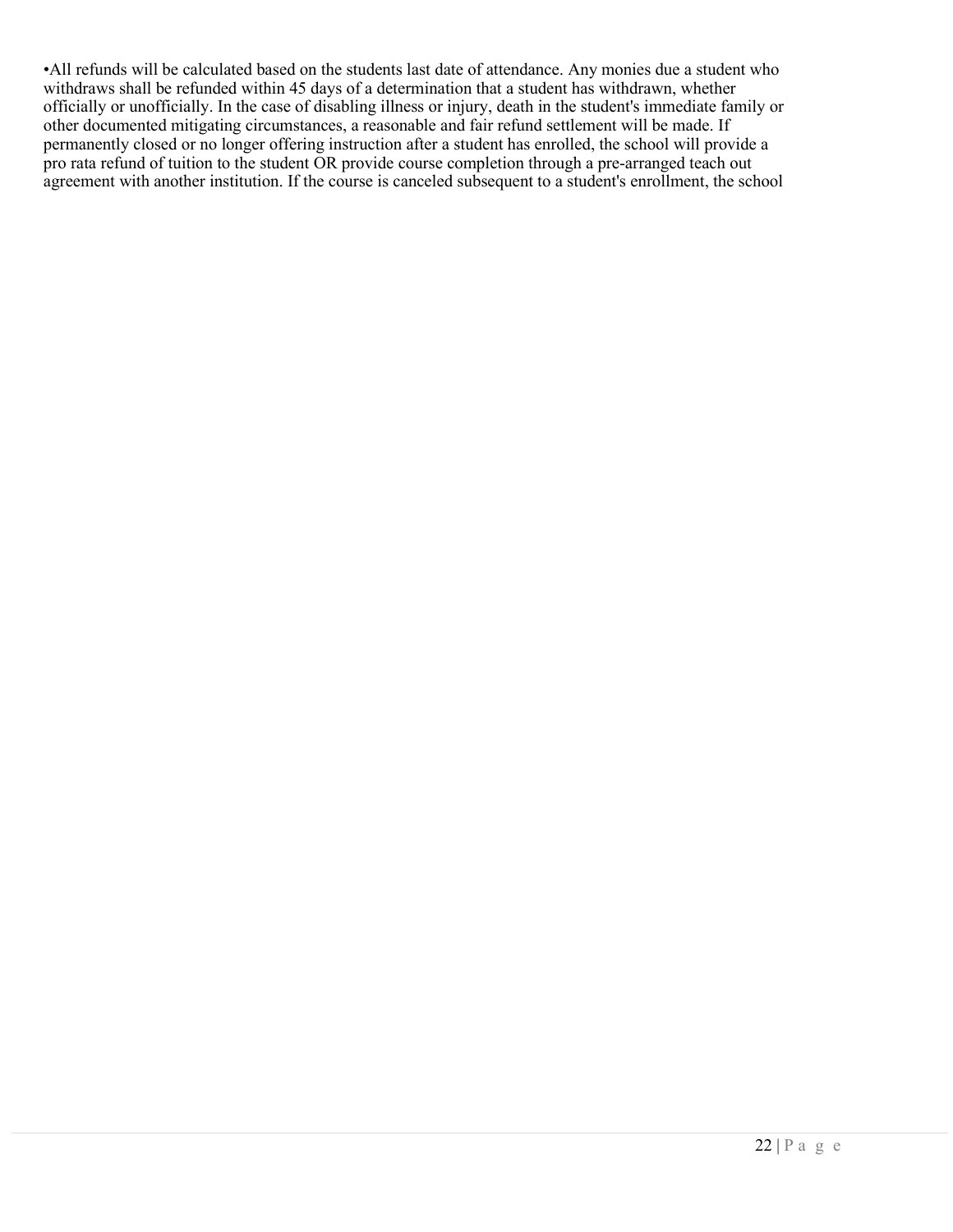•All refunds will be calculated based on the students last date of attendance. Any monies due a student who withdraws shall be refunded within 45 days of a determination that a student has withdrawn, whether officially or unofficially. In the case of disabling illness or injury, death in the student's immediate family or other documented mitigating circumstances, a reasonable and fair refund settlement will be made. If permanently closed or no longer offering instruction after a student has enrolled, the school will provide a pro rata refund of tuition to the student OR provide course completion through a pre-arranged teach out agreement with another institution. If the course is canceled subsequent to a student's enrollment, the school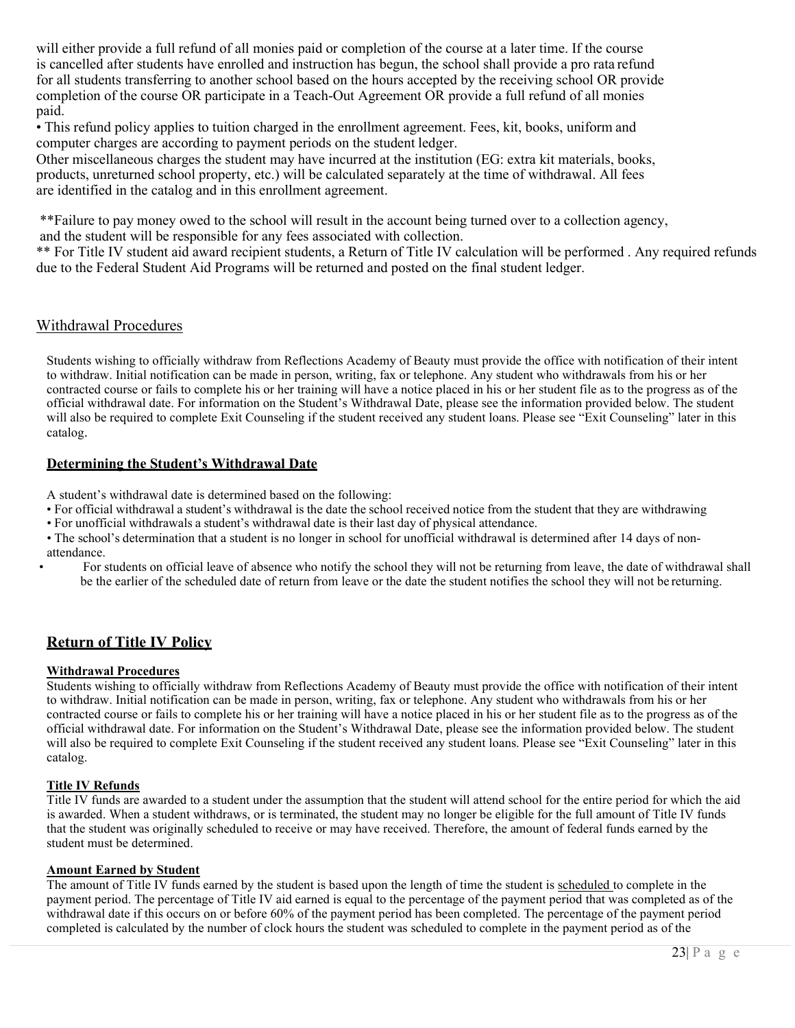will either provide a full refund of all monies paid or completion of the course at a later time. If the course is cancelled after students have enrolled and instruction has begun, the school shall provide a pro rata refund for all students transferring to another school based on the hours accepted by the receiving school OR provide completion of the course OR participate in a Teach-Out Agreement OR provide a full refund of all monies paid.

• This refund policy applies to tuition charged in the enrollment agreement. Fees, kit, books, uniform and computer charges are according to payment periods on the student ledger.
Other miscellaneous charges the student may have incurred at the institution (EG: extra kit materials, books, products, unreturned school property, etc.) will be calculated separately at the time of withdrawal. All fees are identified in the catalog and in this enrollment agreement.

**Failure to pay money owed to the school will result in the account being turned over to a collection agency, and the student will be responsible for any fees associated with collection.
** For Title IV student aid award recipient students, a Return of Title IV calculation will be performed . Any required refunds due to the Federal Student Aid Programs will be returned and posted on the final student ledger.

## Withdrawal Procedures

Students wishing to officially withdraw from Reflections Academy of Beauty must provide the office with notification of their intent to withdraw. Initial notification can be made in person, writing, fax or telephone. Any student who withdrawals from his or her contracted course or fails to complete his or her training will have a notice placed in his or her student file as to the progress as of the official withdrawal date. For information on the Student's Withdrawal Date, please see the information provided below. The student will also be required to complete Exit Counseling if the student received any student loans. Please see "Exit Counseling" later in this catalog.

### Determining the Student's Withdrawal Date

A student's withdrawal date is determined based on the following:

- For official withdrawal a student's withdrawal is the date the school received notice from the student that they are withdrawing
- For unofficial withdrawals a student's withdrawal date is their last day of physical attendance.
- The school's determination that a student is no longer in school for unofficial withdrawal is determined after 14 days of non-attendance.
- For students on official leave of absence who notify the school they will not be returning from leave, the date of withdrawal shall be the earlier of the scheduled date of return from leave or the date the student notifies the school they will not be returning.

## Return of Title IV Policy

#### Withdrawal Procedures

Students wishing to officially withdraw from Reflections Academy of Beauty must provide the office with notification of their intent to withdraw. Initial notification can be made in person, writing, fax or telephone. Any student who withdrawals from his or her contracted course or fails to complete his or her training will have a notice placed in his or her student file as to the progress as of the official withdrawal date. For information on the Student's Withdrawal Date, please see the information provided below. The student will also be required to complete Exit Counseling if the student received any student loans. Please see "Exit Counseling" later in this catalog.

#### Title IV Refunds

Title IV funds are awarded to a student under the assumption that the student will attend school for the entire period for which the aid is awarded. When a student withdraws, or is terminated, the student may no longer be eligible for the full amount of Title IV funds that the student was originally scheduled to receive or may have received. Therefore, the amount of federal funds earned by the student must be determined.

#### Amount Earned by Student

The amount of Title IV funds earned by the student is based upon the length of time the student is scheduled to complete in the payment period. The percentage of Title IV aid earned is equal to the percentage of the payment period that was completed as of the withdrawal date if this occurs on or before 60% of the payment period has been completed. The percentage of the payment period completed is calculated by the number of clock hours the student was scheduled to complete in the payment period as of the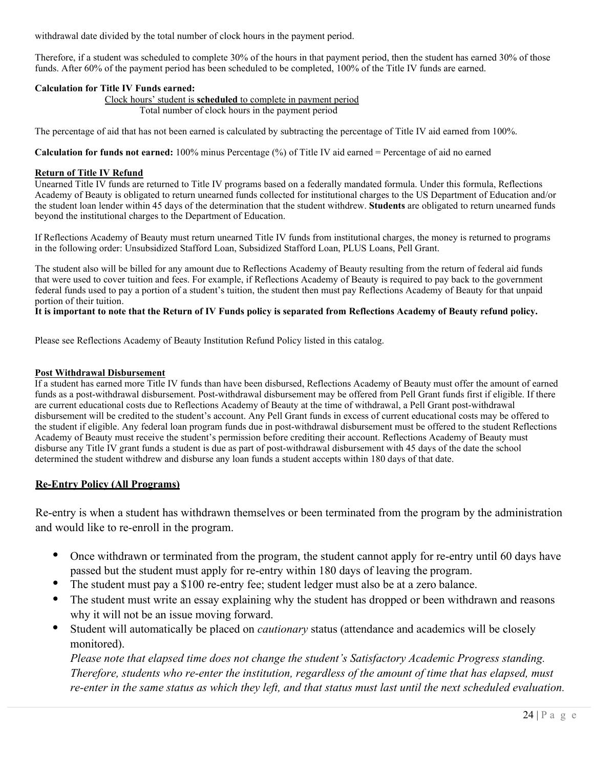withdrawal date divided by the total number of clock hours in the payment period.

Therefore, if a student was scheduled to complete 30% of the hours in that payment period, then the student has earned 30% of those funds. After 60% of the payment period has been scheduled to be completed, 100% of the Title IV funds are earned.

**Calculation for Title IV Funds earned:**

Clock hours' student is **scheduled** to complete in payment period
Total number of clock hours in the payment period

The percentage of aid that has not been earned is calculated by subtracting the percentage of Title IV aid earned from 100%.

**Calculation for funds not earned:** 100% minus Percentage (%) of Title IV aid earned = Percentage of aid no earned

**Return of Title IV Refund**

Unearned Title IV funds are returned to Title IV programs based on a federally mandated formula. Under this formula, Reflections Academy of Beauty is obligated to return unearned funds collected for institutional charges to the US Department of Education and/or the student loan lender within 45 days of the determination that the student withdrew. **Students** are obligated to return unearned funds beyond the institutional charges to the Department of Education.

If Reflections Academy of Beauty must return unearned Title IV funds from institutional charges, the money is returned to programs in the following order: Unsubsidized Stafford Loan, Subsidized Stafford Loan, PLUS Loans, Pell Grant.

The student also will be billed for any amount due to Reflections Academy of Beauty resulting from the return of federal aid funds that were used to cover tuition and fees. For example, if Reflections Academy of Beauty is required to pay back to the government federal funds used to pay a portion of a student's tuition, the student then must pay Reflections Academy of Beauty for that unpaid portion of their tuition.
**It is important to note that the Return of IV Funds policy is separated from Reflections Academy of Beauty refund policy.**

Please see Reflections Academy of Beauty Institution Refund Policy listed in this catalog.

**Post Withdrawal Disbursement**

If a student has earned more Title IV funds than have been disbursed, Reflections Academy of Beauty must offer the amount of earned funds as a post-withdrawal disbursement. Post-withdrawal disbursement may be offered from Pell Grant funds first if eligible. If there are current educational costs due to Reflections Academy of Beauty at the time of withdrawal, a Pell Grant post-withdrawal disbursement will be credited to the student's account. Any Pell Grant funds in excess of current educational costs may be offered to the student if eligible. Any federal loan program funds due in post-withdrawal disbursement must be offered to the student Reflections Academy of Beauty must receive the student's permission before crediting their account. Reflections Academy of Beauty must disburse any Title IV grant funds a student is due as part of post-withdrawal disbursement with 45 days of the date the school determined the student withdrew and disburse any loan funds a student accepts within 180 days of that date.

## Re-Entry Policy (All Programs)

Re-entry is when a student has withdrawn themselves or been terminated from the program by the administration and would like to re-enroll in the program.

- Once withdrawn or terminated from the program, the student cannot apply for re-entry until 60 days have passed but the student must apply for re-entry within 180 days of leaving the program.
- The student must pay a $100 re-entry fee; student ledger must also be at a zero balance.
- The student must write an essay explaining why the student has dropped or been withdrawn and reasons why it will not be an issue moving forward.
- Student will automatically be placed on *cautionary* status (attendance and academics will be closely monitored).
  *Please note that elapsed time does not change the student's Satisfactory Academic Progress standing. Therefore, students who re-enter the institution, regardless of the amount of time that has elapsed, must re-enter in the same status as which they left, and that status must last until the next scheduled evaluation.*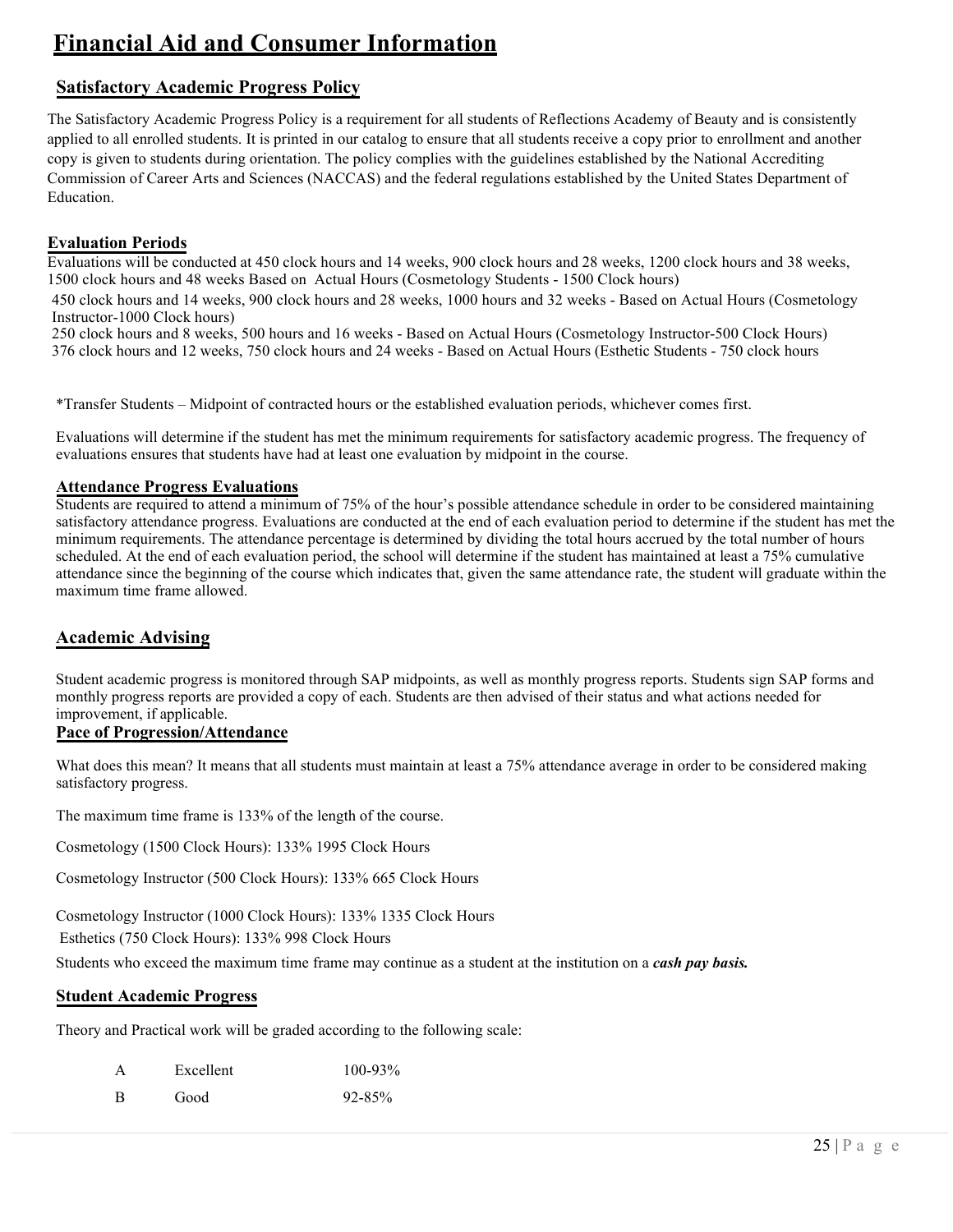# Financial Aid and Consumer Information

## Satisfactory Academic Progress Policy

The Satisfactory Academic Progress Policy is a requirement for all students of Reflections Academy of Beauty and is consistently applied to all enrolled students. It is printed in our catalog to ensure that all students receive a copy prior to enrollment and another copy is given to students during orientation. The policy complies with the guidelines established by the National Accrediting Commission of Career Arts and Sciences (NACCAS) and the federal regulations established by the United States Department of Education.

### Evaluation Periods

Evaluations will be conducted at 450 clock hours and 14 weeks, 900 clock hours and 28 weeks, 1200 clock hours and 38 weeks, 1500 clock hours and 48 weeks Based on Actual Hours (Cosmetology Students - 1500 Clock hours)

450 clock hours and 14 weeks, 900 clock hours and 28 weeks, 1000 hours and 32 weeks - Based on Actual Hours (Cosmetology Instructor-1000 Clock hours)

250 clock hours and 8 weeks, 500 hours and 16 weeks - Based on Actual Hours (Cosmetology Instructor-500 Clock Hours)

376 clock hours and 12 weeks, 750 clock hours and 24 weeks - Based on Actual Hours (Esthetic Students - 750 clock hours

*Transfer Students – Midpoint of contracted hours or the established evaluation periods, whichever comes first.

Evaluations will determine if the student has met the minimum requirements for satisfactory academic progress. The frequency of evaluations ensures that students have had at least one evaluation by midpoint in the course.

### Attendance Progress Evaluations

Students are required to attend a minimum of 75% of the hour's possible attendance schedule in order to be considered maintaining satisfactory attendance progress. Evaluations are conducted at the end of each evaluation period to determine if the student has met the minimum requirements. The attendance percentage is determined by dividing the total hours accrued by the total number of hours scheduled. At the end of each evaluation period, the school will determine if the student has maintained at least a 75% cumulative attendance since the beginning of the course which indicates that, given the same attendance rate, the student will graduate within the maximum time frame allowed.

## Academic Advising

Student academic progress is monitored through SAP midpoints, as well as monthly progress reports. Students sign SAP forms and monthly progress reports are provided a copy of each. Students are then advised of their status and what actions needed for improvement, if applicable.

### Pace of Progression/Attendance

What does this mean? It means that all students must maintain at least a 75% attendance average in order to be considered making satisfactory progress.

The maximum time frame is 133% of the length of the course.

Cosmetology (1500 Clock Hours): 133% 1995 Clock Hours

Cosmetology Instructor (500 Clock Hours): 133% 665 Clock Hours

Cosmetology Instructor (1000 Clock Hours): 133% 1335 Clock Hours

Esthetics (750 Clock Hours): 133% 998 Clock Hours

Students who exceed the maximum time frame may continue as a student at the institution on a ***cash pay basis.***

### Student Academic Progress

Theory and Practical work will be graded according to the following scale:

| | | |
|---|---|---|
| A | Excellent | 100-93% |
| B | Good | 92-85% |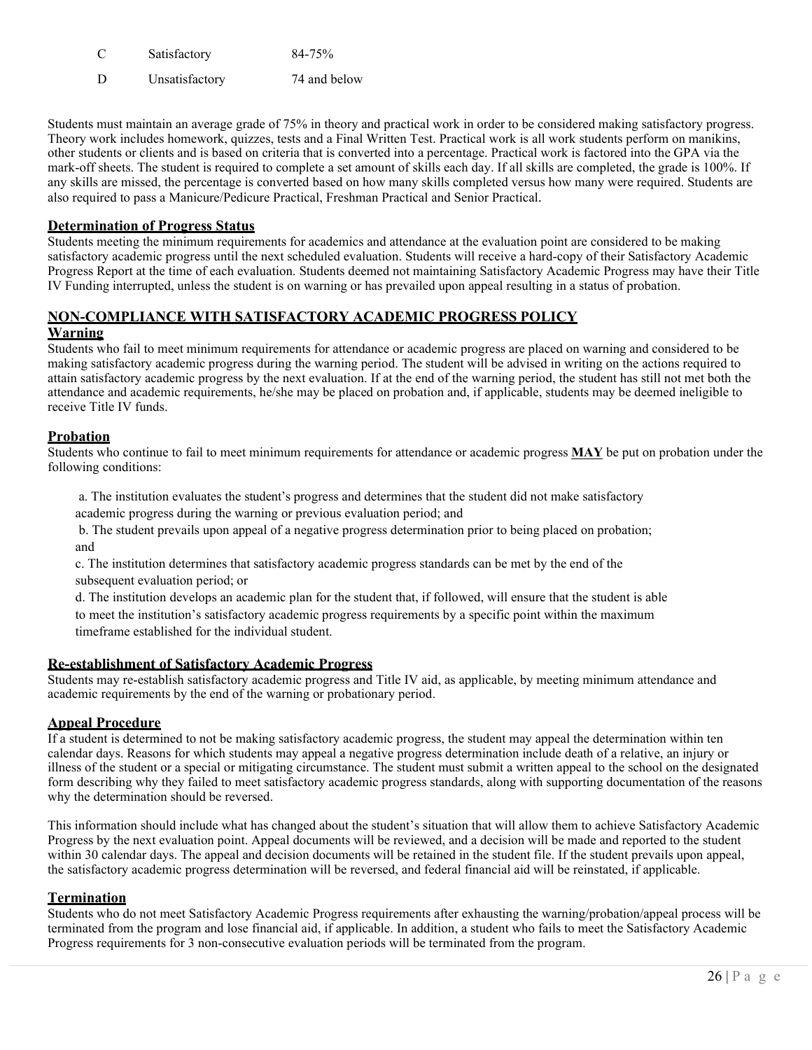| C | Satisfactory | 84-75% |
|---|---|---|
| D | Unsatisfactory | 74 and below |

Students must maintain an average grade of 75% in theory and practical work in order to be considered making satisfactory progress. Theory work includes homework, quizzes, tests and a Final Written Test. Practical work is all work students perform on manikins, other students or clients and is based on criteria that is converted into a percentage. Practical work is factored into the GPA via the mark-off sheets. The student is required to complete a set amount of skills each day. If all skills are completed, the grade is 100%. If any skills are missed, the percentage is converted based on how many skills completed versus how many were required. Students are also required to pass a Manicure/Pedicure Practical, Freshman Practical and Senior Practical.

### Determination of Progress Status

Students meeting the minimum requirements for academics and attendance at the evaluation point are considered to be making satisfactory academic progress until the next scheduled evaluation. Students will receive a hard-copy of their Satisfactory Academic Progress Report at the time of each evaluation. Students deemed not maintaining Satisfactory Academic Progress may have their Title IV Funding interrupted, unless the student is on warning or has prevailed upon appeal resulting in a status of probation.

## NON-COMPLIANCE WITH SATISFACTORY ACADEMIC PROGRESS POLICY

### Warning

Students who fail to meet minimum requirements for attendance or academic progress are placed on warning and considered to be making satisfactory academic progress during the warning period. The student will be advised in writing on the actions required to attain satisfactory academic progress by the next evaluation. If at the end of the warning period, the student has still not met both the attendance and academic requirements, he/she may be placed on probation and, if applicable, students may be deemed ineligible to receive Title IV funds.

### Probation

Students who continue to fail to meet minimum requirements for attendance or academic progress **MAY** be put on probation under the following conditions:

a. The institution evaluates the student's progress and determines that the student did not make satisfactory academic progress during the warning or previous evaluation period; and

b. The student prevails upon appeal of a negative progress determination prior to being placed on probation; and

c. The institution determines that satisfactory academic progress standards can be met by the end of the subsequent evaluation period; or

d. The institution develops an academic plan for the student that, if followed, will ensure that the student is able to meet the institution's satisfactory academic progress requirements by a specific point within the maximum timeframe established for the individual student.

### Re-establishment of Satisfactory Academic Progress

Students may re-establish satisfactory academic progress and Title IV aid, as applicable, by meeting minimum attendance and academic requirements by the end of the warning or probationary period.

### Appeal Procedure

If a student is determined to not be making satisfactory academic progress, the student may appeal the determination within ten calendar days. Reasons for which students may appeal a negative progress determination include death of a relative, an injury or illness of the student or a special or mitigating circumstance. The student must submit a written appeal to the school on the designated form describing why they failed to meet satisfactory academic progress standards, along with supporting documentation of the reasons why the determination should be reversed.

This information should include what has changed about the student's situation that will allow them to achieve Satisfactory Academic Progress by the next evaluation point. Appeal documents will be reviewed, and a decision will be made and reported to the student within 30 calendar days. The appeal and decision documents will be retained in the student file. If the student prevails upon appeal, the satisfactory academic progress determination will be reversed, and federal financial aid will be reinstated, if applicable.

### Termination

Students who do not meet Satisfactory Academic Progress requirements after exhausting the warning/probation/appeal process will be terminated from the program and lose financial aid, if applicable. In addition, a student who fails to meet the Satisfactory Academic Progress requirements for 3 non-consecutive evaluation periods will be terminated from the program.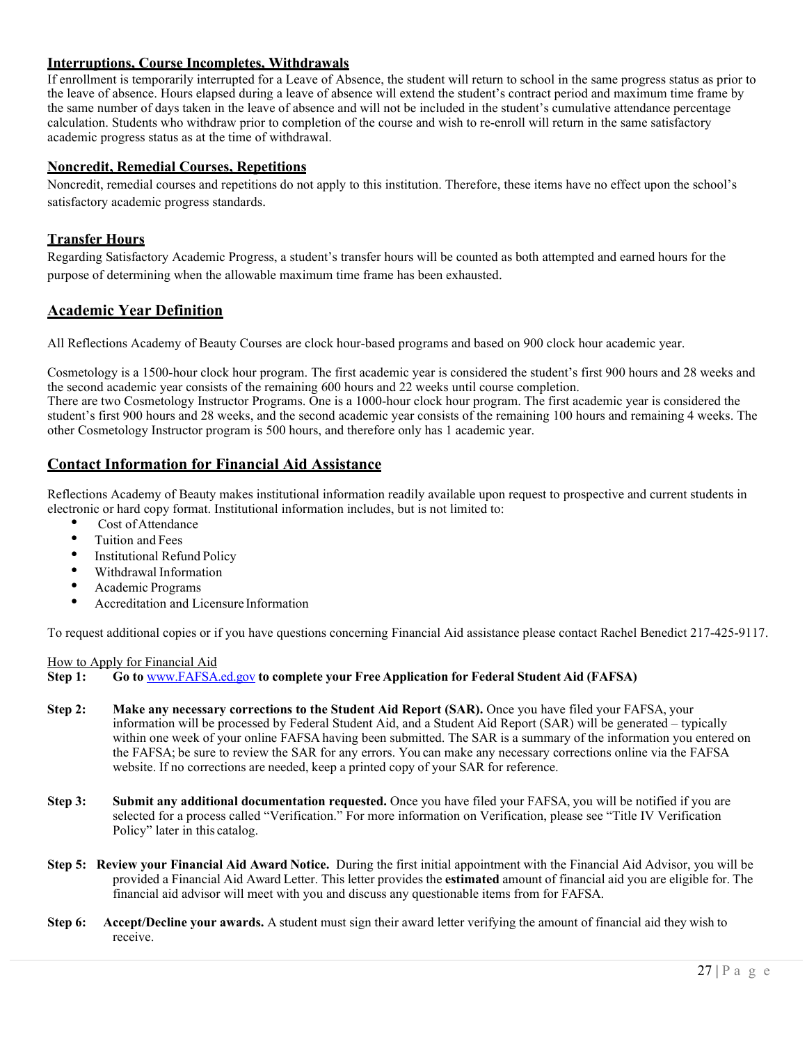## Interruptions, Course Incompletes, Withdrawals

If enrollment is temporarily interrupted for a Leave of Absence, the student will return to school in the same progress status as prior to the leave of absence. Hours elapsed during a leave of absence will extend the student's contract period and maximum time frame by the same number of days taken in the leave of absence and will not be included in the student's cumulative attendance percentage calculation. Students who withdraw prior to completion of the course and wish to re-enroll will return in the same satisfactory academic progress status as at the time of withdrawal.

## Noncredit, Remedial Courses, Repetitions

Noncredit, remedial courses and repetitions do not apply to this institution. Therefore, these items have no effect upon the school's satisfactory academic progress standards.

## Transfer Hours

Regarding Satisfactory Academic Progress, a student's transfer hours will be counted as both attempted and earned hours for the purpose of determining when the allowable maximum time frame has been exhausted.

# Academic Year Definition

All Reflections Academy of Beauty Courses are clock hour-based programs and based on 900 clock hour academic year.

Cosmetology is a 1500-hour clock hour program. The first academic year is considered the student's first 900 hours and 28 weeks and the second academic year consists of the remaining 600 hours and 22 weeks until course completion.
There are two Cosmetology Instructor Programs. One is a 1000-hour clock hour program. The first academic year is considered the student's first 900 hours and 28 weeks, and the second academic year consists of the remaining 100 hours and remaining 4 weeks. The other Cosmetology Instructor program is 500 hours, and therefore only has 1 academic year.

# Contact Information for Financial Aid Assistance

Reflections Academy of Beauty makes institutional information readily available upon request to prospective and current students in electronic or hard copy format. Institutional information includes, but is not limited to:

- Cost of Attendance
- Tuition and Fees
- Institutional Refund Policy
- Withdrawal Information
- Academic Programs
- Accreditation and Licensure Information

To request additional copies or if you have questions concerning Financial Aid assistance please contact Rachel Benedict 217-425-9117.

How to Apply for Financial Aid

**Step 1:** **Go to** www.FAFSA.ed.gov **to complete your Free Application for Federal Student Aid (FAFSA)**

**Step 2:** **Make any necessary corrections to the Student Aid Report (SAR).** Once you have filed your FAFSA, your information will be processed by Federal Student Aid, and a Student Aid Report (SAR) will be generated – typically within one week of your online FAFSA having been submitted. The SAR is a summary of the information you entered on the FAFSA; be sure to review the SAR for any errors. You can make any necessary corrections online via the FAFSA website. If no corrections are needed, keep a printed copy of your SAR for reference.

**Step 3:** **Submit any additional documentation requested.** Once you have filed your FAFSA, you will be notified if you are selected for a process called "Verification." For more information on Verification, please see "Title IV Verification Policy" later in this catalog.

**Step 5:** **Review your Financial Aid Award Notice.** During the first initial appointment with the Financial Aid Advisor, you will be provided a Financial Aid Award Letter. This letter provides the **estimated** amount of financial aid you are eligible for. The financial aid advisor will meet with you and discuss any questionable items from for FAFSA.

**Step 6:** **Accept/Decline your awards.** A student must sign their award letter verifying the amount of financial aid they wish to receive.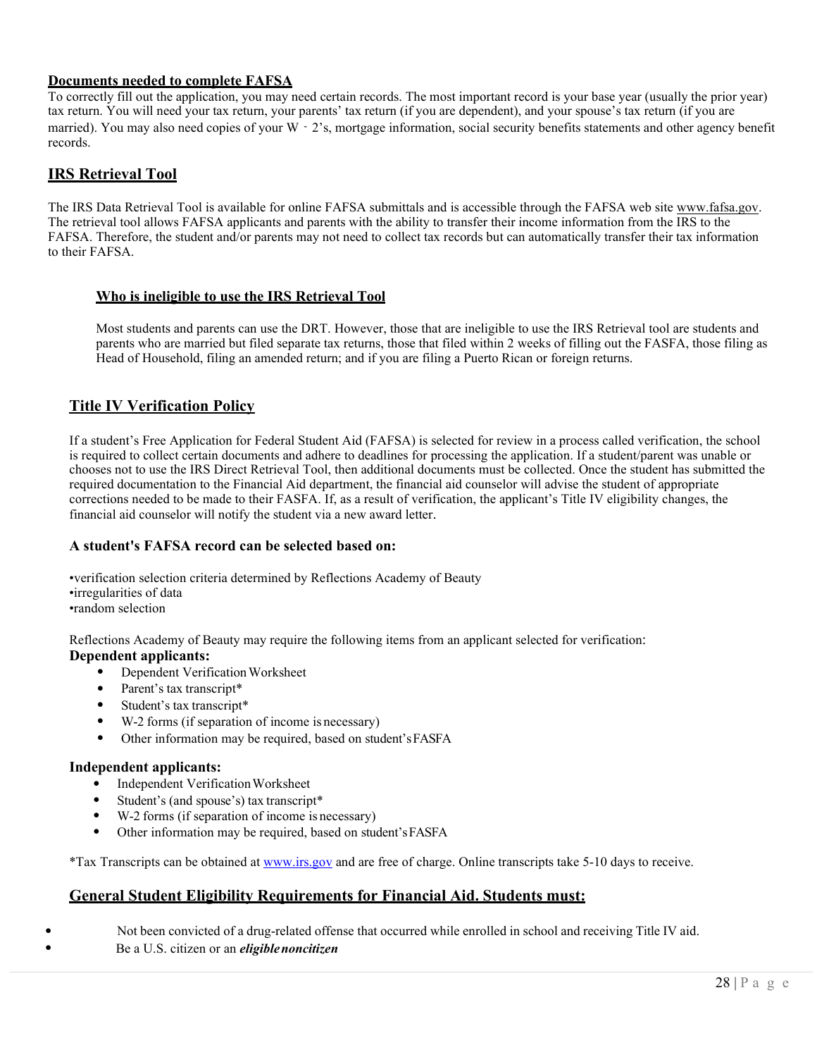**Documents needed to complete FAFSA**

To correctly fill out the application, you may need certain records. The most important record is your base year (usually the prior year) tax return. You will need your tax return, your parents' tax return (if you are dependent), and your spouse's tax return (if you are married). You may also need copies of your W‐2's, mortgage information, social security benefits statements and other agency benefit records.

## IRS Retrieval Tool

The IRS Data Retrieval Tool is available for online FAFSA submittals and is accessible through the FAFSA web site www.fafsa.gov. The retrieval tool allows FAFSA applicants and parents with the ability to transfer their income information from the IRS to the FAFSA. Therefore, the student and/or parents may not need to collect tax records but can automatically transfer their tax information to their FAFSA.

### Who is ineligible to use the IRS Retrieval Tool

Most students and parents can use the DRT. However, those that are ineligible to use the IRS Retrieval tool are students and parents who are married but filed separate tax returns, those that filed within 2 weeks of filling out the FASFA, those filing as Head of Household, filing an amended return; and if you are filing a Puerto Rican or foreign returns.

## Title IV Verification Policy

If a student's Free Application for Federal Student Aid (FAFSA) is selected for review in a process called verification, the school is required to collect certain documents and adhere to deadlines for processing the application. If a student/parent was unable or chooses not to use the IRS Direct Retrieval Tool, then additional documents must be collected. Once the student has submitted the required documentation to the Financial Aid department, the financial aid counselor will advise the student of appropriate corrections needed to be made to their FAFSA. If, as a result of verification, the applicant's Title IV eligibility changes, the financial aid counselor will notify the student via a new award letter.

### A student's FAFSA record can be selected based on:

- verification selection criteria determined by Reflections Academy of Beauty
- irregularities of data
- random selection

Reflections Academy of Beauty may require the following items from an applicant selected for verification:

**Dependent applicants:**

- Dependent Verification Worksheet
- Parent's tax transcript*
- Student's tax transcript*
- W-2 forms (if separation of income is necessary)
- Other information may be required, based on student's FASFA

**Independent applicants:**

- Independent Verification Worksheet
- Student's (and spouse's) tax transcript*
- W-2 forms (if separation of income is necessary)
- Other information may be required, based on student's FASFA

*Tax Transcripts can be obtained at www.irs.gov and are free of charge. Online transcripts take 5-10 days to receive.

## General Student Eligibility Requirements for Financial Aid. Students must:

- Not been convicted of a drug-related offense that occurred while enrolled in school and receiving Title IV aid.
- Be a U.S. citizen or an ***eligible noncitizen***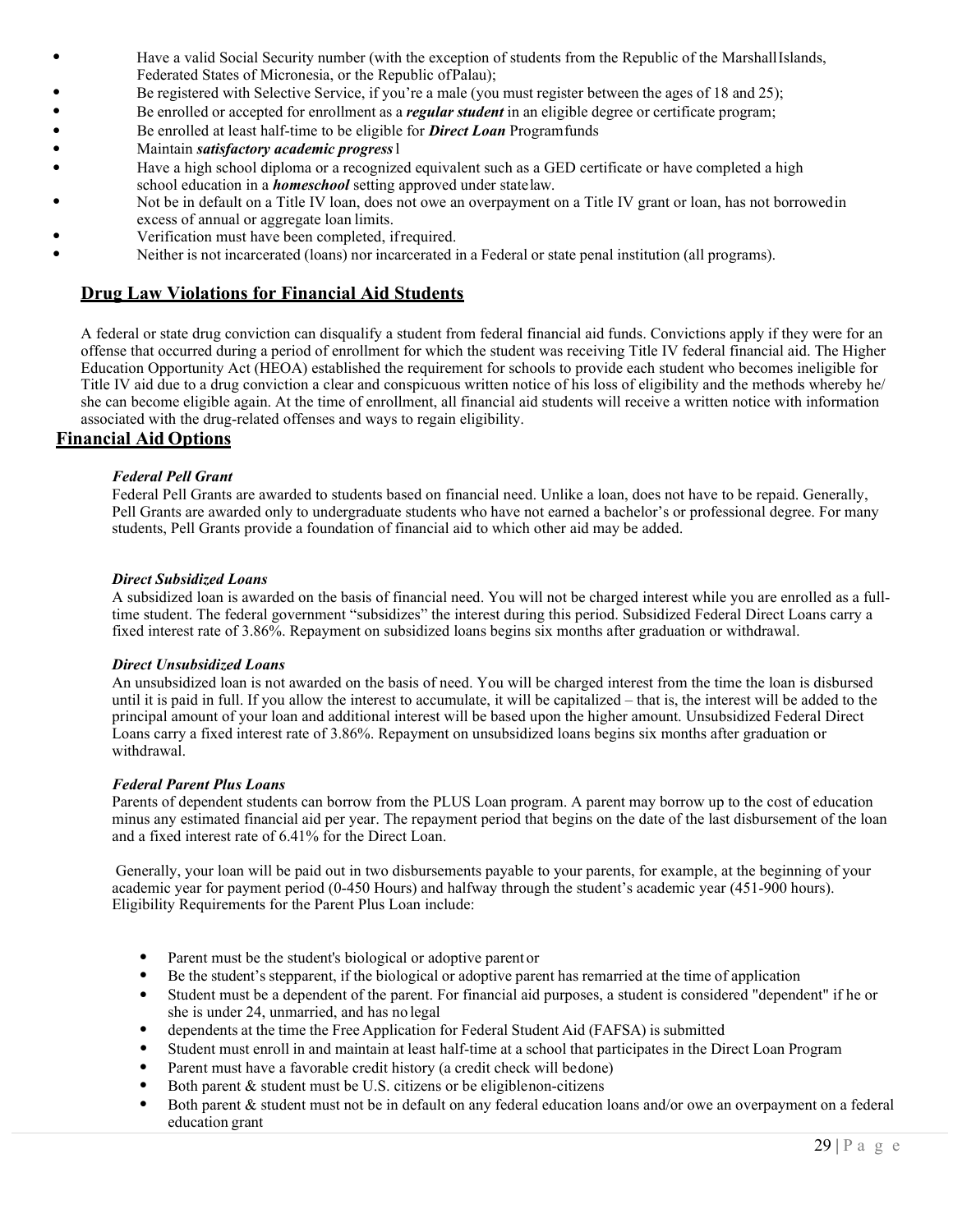- Have a valid Social Security number (with the exception of students from the Republic of the Marshall Islands, Federated States of Micronesia, or the Republic of Palau);
- Be registered with Selective Service, if you're a male (you must register between the ages of 18 and 25);
- Be enrolled or accepted for enrollment as a ***regular student*** in an eligible degree or certificate program;
- Be enrolled at least half-time to be eligible for ***Direct Loan*** Program funds
- Maintain ***satisfactory academic progress*** l
- Have a high school diploma or a recognized equivalent such as a GED certificate or have completed a high school education in a ***homeschool*** setting approved under state law.
- Not be in default on a Title IV loan, does not owe an overpayment on a Title IV grant or loan, has not borrowed in excess of annual or aggregate loan limits.
- Verification must have been completed, if required.
- Neither is not incarcerated (loans) nor incarcerated in a Federal or state penal institution (all programs).

## Drug Law Violations for Financial Aid Students

A federal or state drug conviction can disqualify a student from federal financial aid funds. Convictions apply if they were for an offense that occurred during a period of enrollment for which the student was receiving Title IV federal financial aid. The Higher Education Opportunity Act (HEOA) established the requirement for schools to provide each student who becomes ineligible for Title IV aid due to a drug conviction a clear and conspicuous written notice of his loss of eligibility and the methods whereby he/ she can become eligible again. At the time of enrollment, all financial aid students will receive a written notice with information associated with the drug-related offenses and ways to regain eligibility.

## Financial Aid Options

***Federal Pell Grant***

Federal Pell Grants are awarded to students based on financial need. Unlike a loan, does not have to be repaid. Generally, Pell Grants are awarded only to undergraduate students who have not earned a bachelor's or professional degree. For many students, Pell Grants provide a foundation of financial aid to which other aid may be added.

***Direct Subsidized Loans***

A subsidized loan is awarded on the basis of financial need. You will not be charged interest while you are enrolled as a full-time student. The federal government "subsidizes" the interest during this period. Subsidized Federal Direct Loans carry a fixed interest rate of 3.86%. Repayment on subsidized loans begins six months after graduation or withdrawal.

***Direct Unsubsidized Loans***

An unsubsidized loan is not awarded on the basis of need. You will be charged interest from the time the loan is disbursed until it is paid in full. If you allow the interest to accumulate, it will be capitalized – that is, the interest will be added to the principal amount of your loan and additional interest will be based upon the higher amount. Unsubsidized Federal Direct Loans carry a fixed interest rate of 3.86%. Repayment on unsubsidized loans begins six months after graduation or withdrawal.

***Federal Parent Plus Loans***

Parents of dependent students can borrow from the PLUS Loan program. A parent may borrow up to the cost of education minus any estimated financial aid per year. The repayment period that begins on the date of the last disbursement of the loan and a fixed interest rate of 6.41% for the Direct Loan.

Generally, your loan will be paid out in two disbursements payable to your parents, for example, at the beginning of your academic year for payment period (0-450 Hours) and halfway through the student's academic year (451-900 hours). Eligibility Requirements for the Parent Plus Loan include:

- Parent must be the student's biological or adoptive parent or
- Be the student's stepparent, if the biological or adoptive parent has remarried at the time of application
- Student must be a dependent of the parent. For financial aid purposes, a student is considered "dependent" if he or she is under 24, unmarried, and has no legal
- dependents at the time the Free Application for Federal Student Aid (FAFSA) is submitted
- Student must enroll in and maintain at least half-time at a school that participates in the Direct Loan Program
- Parent must have a favorable credit history (a credit check will be done)
- Both parent & student must be U.S. citizens or be eligible non-citizens
- Both parent & student must not be in default on any federal education loans and/or owe an overpayment on a federal education grant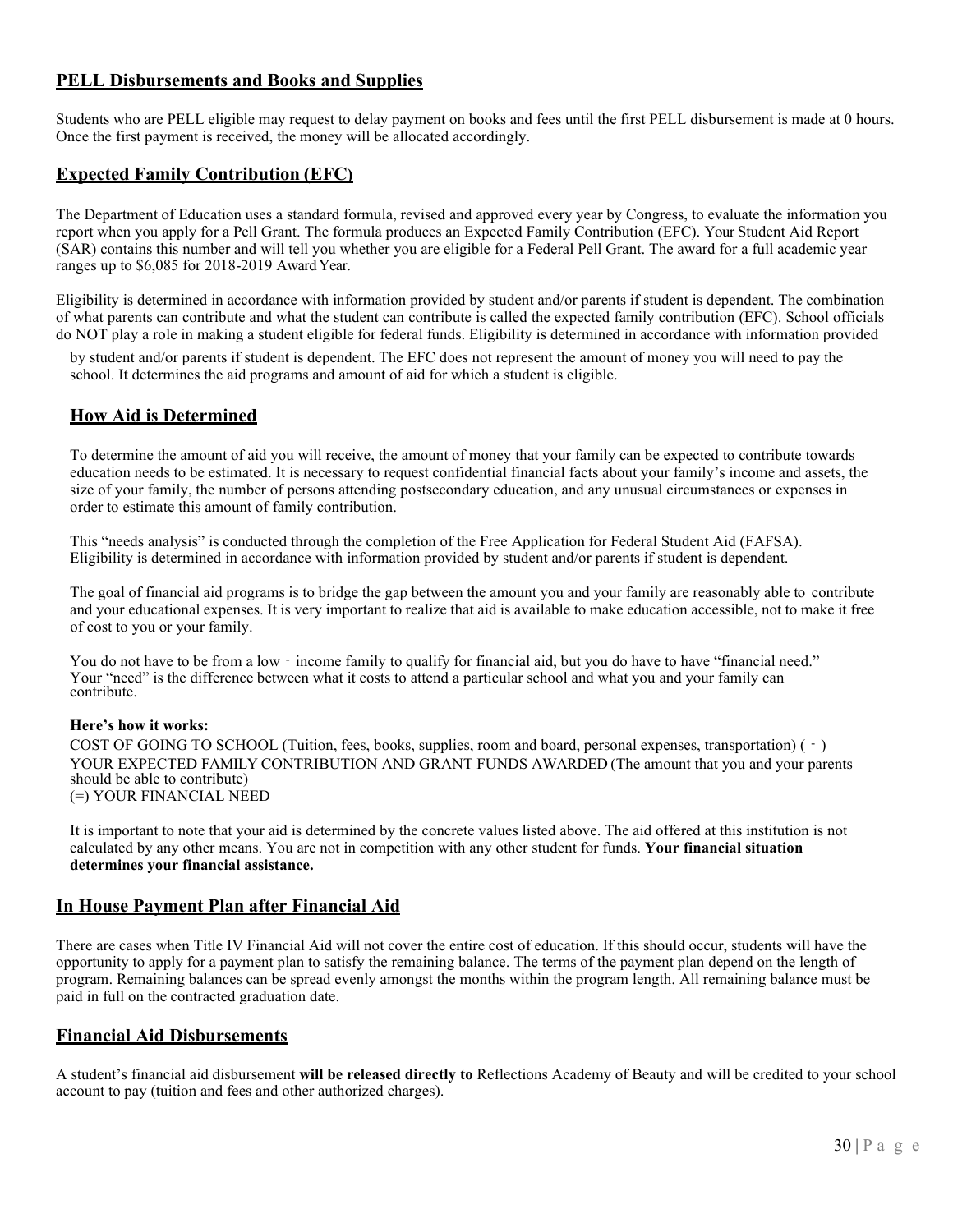## PELL Disbursements and Books and Supplies

Students who are PELL eligible may request to delay payment on books and fees until the first PELL disbursement is made at 0 hours. Once the first payment is received, the money will be allocated accordingly.

## Expected Family Contribution (EFC)

The Department of Education uses a standard formula, revised and approved every year by Congress, to evaluate the information you report when you apply for a Pell Grant. The formula produces an Expected Family Contribution (EFC). Your Student Aid Report (SAR) contains this number and will tell you whether you are eligible for a Federal Pell Grant. The award for a full academic year ranges up to $6,085 for 2018-2019 Award Year.

Eligibility is determined in accordance with information provided by student and/or parents if student is dependent. The combination of what parents can contribute and what the student can contribute is called the expected family contribution (EFC). School officials do NOT play a role in making a student eligible for federal funds. Eligibility is determined in accordance with information provided by student and/or parents if student is dependent. The EFC does not represent the amount of money you will need to pay the school. It determines the aid programs and amount of aid for which a student is eligible.

## How Aid is Determined

To determine the amount of aid you will receive, the amount of money that your family can be expected to contribute towards education needs to be estimated. It is necessary to request confidential financial facts about your family's income and assets, the size of your family, the number of persons attending postsecondary education, and any unusual circumstances or expenses in order to estimate this amount of family contribution.

This "needs analysis" is conducted through the completion of the Free Application for Federal Student Aid (FAFSA). Eligibility is determined in accordance with information provided by student and/or parents if student is dependent.

The goal of financial aid programs is to bridge the gap between the amount you and your family are reasonably able to contribute and your educational expenses. It is very important to realize that aid is available to make education accessible, not to make it free of cost to you or your family.

You do not have to be from a low - income family to qualify for financial aid, but you do have to have "financial need." Your "need" is the difference between what it costs to attend a particular school and what you and your family can contribute.

**Here's how it works:**

COST OF GOING TO SCHOOL (Tuition, fees, books, supplies, room and board, personal expenses, transportation) ( - )
YOUR EXPECTED FAMILY CONTRIBUTION AND GRANT FUNDS AWARDED (The amount that you and your parents should be able to contribute)
(=) YOUR FINANCIAL NEED

It is important to note that your aid is determined by the concrete values listed above. The aid offered at this institution is not calculated by any other means. You are not in competition with any other student for funds. **Your financial situation determines your financial assistance.**

## In House Payment Plan after Financial Aid

There are cases when Title IV Financial Aid will not cover the entire cost of education. If this should occur, students will have the opportunity to apply for a payment plan to satisfy the remaining balance. The terms of the payment plan depend on the length of program. Remaining balances can be spread evenly amongst the months within the program length. All remaining balance must be paid in full on the contracted graduation date.

## Financial Aid Disbursements

A student's financial aid disbursement **will be released directly to** Reflections Academy of Beauty and will be credited to your school account to pay (tuition and fees and other authorized charges).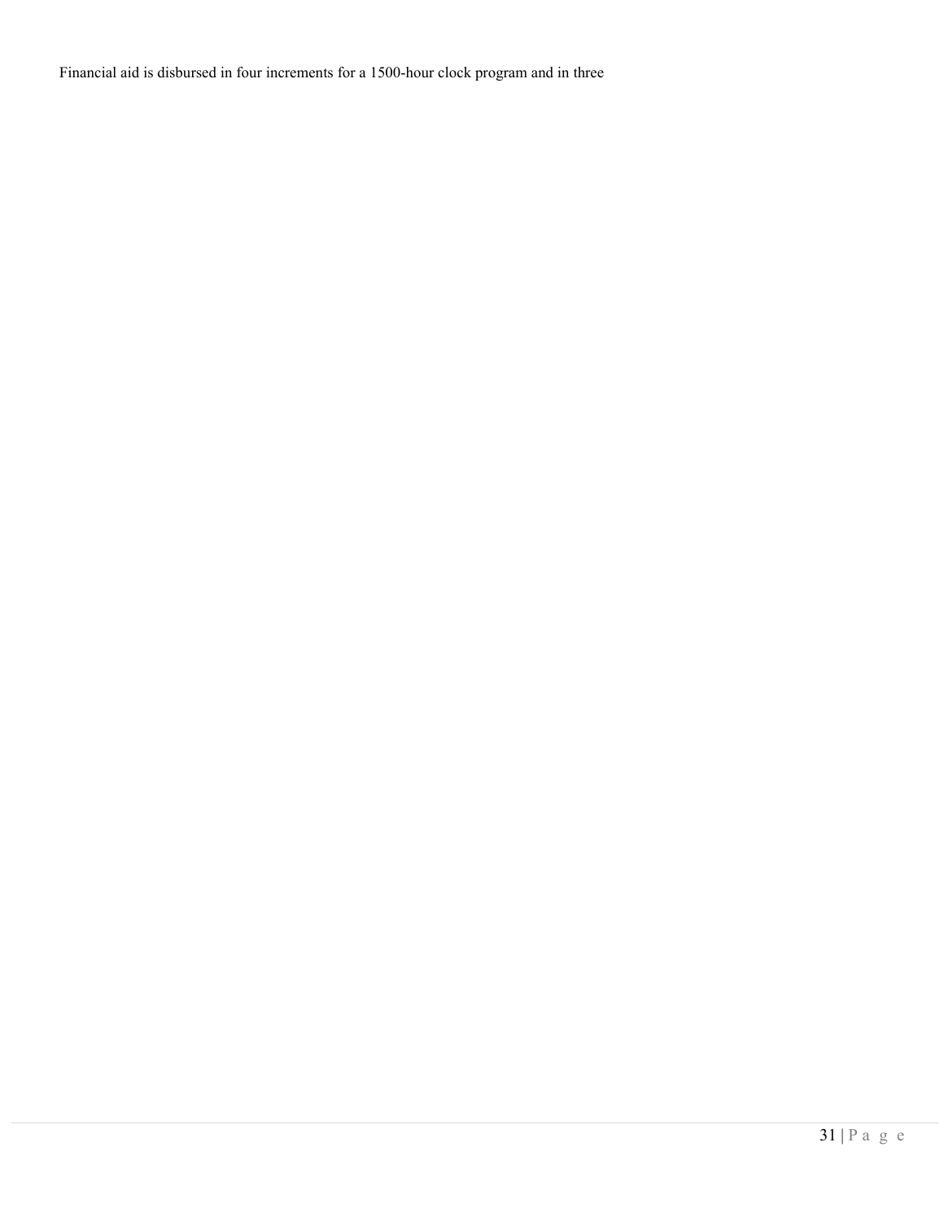Financial aid is disbursed in four increments for a 1500-hour clock program and in three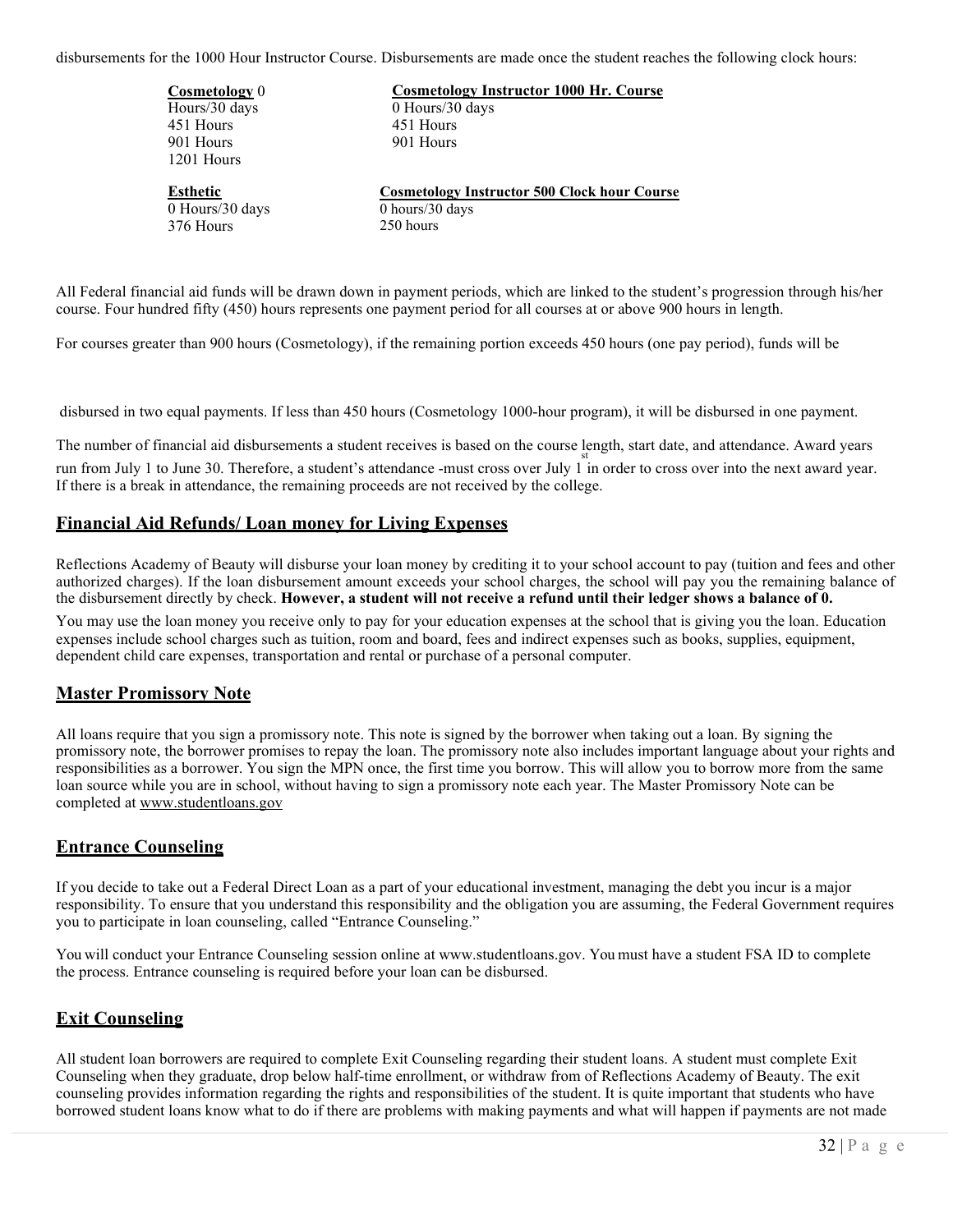disbursements for the 1000 Hour Instructor Course. Disbursements are made once the student reaches the following clock hours:

**Cosmetology** 0 Hours/30 days
451 Hours
901 Hours
1201 Hours

**Cosmetology Instructor 1000 Hr. Course**
0 Hours/30 days
451 Hours
901 Hours

**Esthetic**
0 Hours/30 days
376 Hours

**Cosmetology Instructor 500 Clock hour Course**
0 hours/30 days
250 hours

All Federal financial aid funds will be drawn down in payment periods, which are linked to the student's progression through his/her course. Four hundred fifty (450) hours represents one payment period for all courses at or above 900 hours in length.

For courses greater than 900 hours (Cosmetology), if the remaining portion exceeds 450 hours (one pay period), funds will be disbursed in two equal payments. If less than 450 hours (Cosmetology 1000-hour program), it will be disbursed in one payment.

The number of financial aid disbursements a student receives is based on the course length, start date, and attendance. Award years run from July 1 to June 30. Therefore, a student's attendance -must cross over July 1st in order to cross over into the next award year. If there is a break in attendance, the remaining proceeds are not received by the college.

## Financial Aid Refunds/ Loan money for Living Expenses

Reflections Academy of Beauty will disburse your loan money by crediting it to your school account to pay (tuition and fees and other authorized charges). If the loan disbursement amount exceeds your school charges, the school will pay you the remaining balance of the disbursement directly by check. **However, a student will not receive a refund until their ledger shows a balance of 0.**

You may use the loan money you receive only to pay for your education expenses at the school that is giving you the loan. Education expenses include school charges such as tuition, room and board, fees and indirect expenses such as books, supplies, equipment, dependent child care expenses, transportation and rental or purchase of a personal computer.

## Master Promissory Note

All loans require that you sign a promissory note. This note is signed by the borrower when taking out a loan. By signing the promissory note, the borrower promises to repay the loan. The promissory note also includes important language about your rights and responsibilities as a borrower. You sign the MPN once, the first time you borrow. This will allow you to borrow more from the same loan source while you are in school, without having to sign a promissory note each year. The Master Promissory Note can be completed at www.studentloans.gov

## Entrance Counseling

If you decide to take out a Federal Direct Loan as a part of your educational investment, managing the debt you incur is a major responsibility. To ensure that you understand this responsibility and the obligation you are assuming, the Federal Government requires you to participate in loan counseling, called "Entrance Counseling."

You will conduct your Entrance Counseling session online at www.studentloans.gov. You must have a student FSA ID to complete the process. Entrance counseling is required before your loan can be disbursed.

## Exit Counseling

All student loan borrowers are required to complete Exit Counseling regarding their student loans. A student must complete Exit Counseling when they graduate, drop below half-time enrollment, or withdraw from of Reflections Academy of Beauty. The exit counseling provides information regarding the rights and responsibilities of the student. It is quite important that students who have borrowed student loans know what to do if there are problems with making payments and what will happen if payments are not made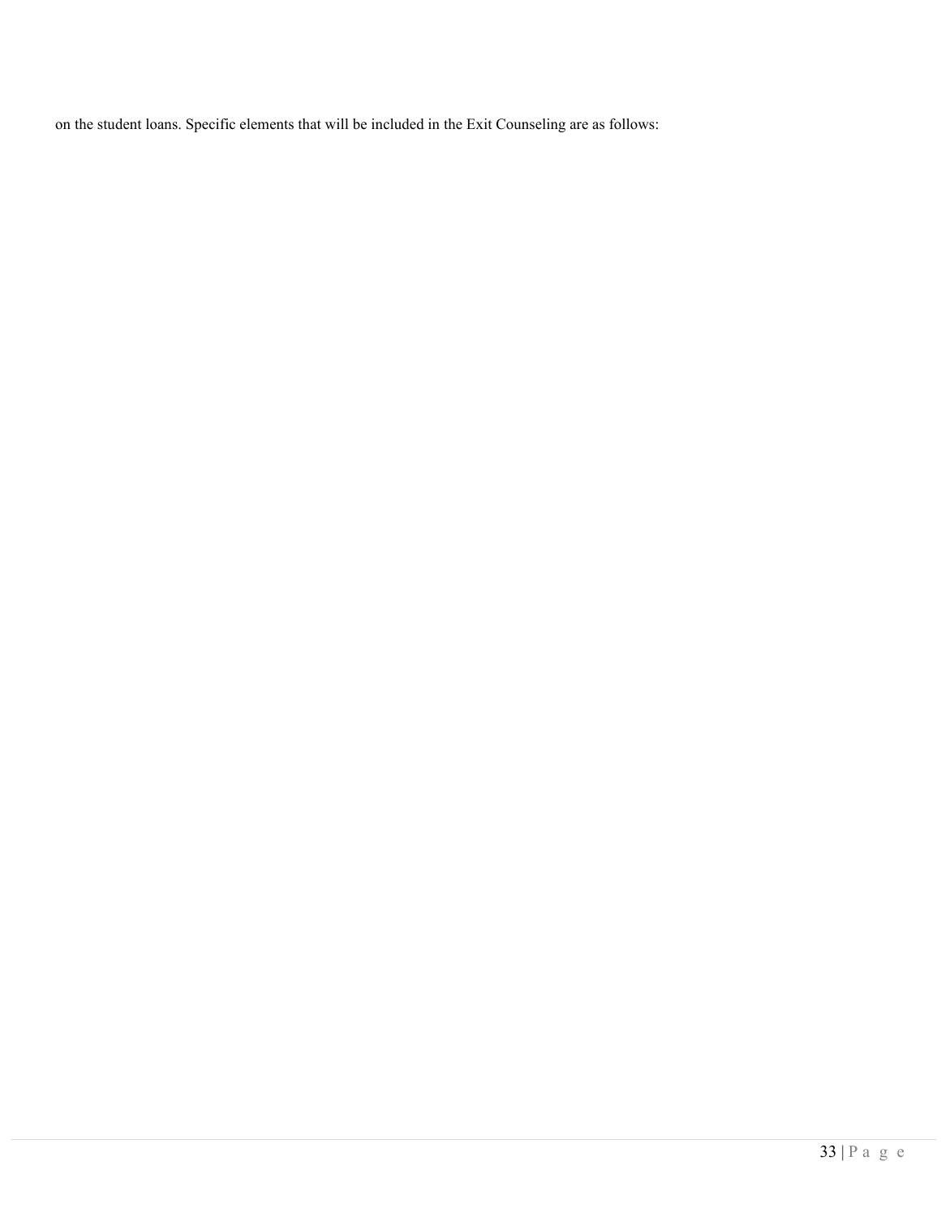on the student loans. Specific elements that will be included in the Exit Counseling are as follows: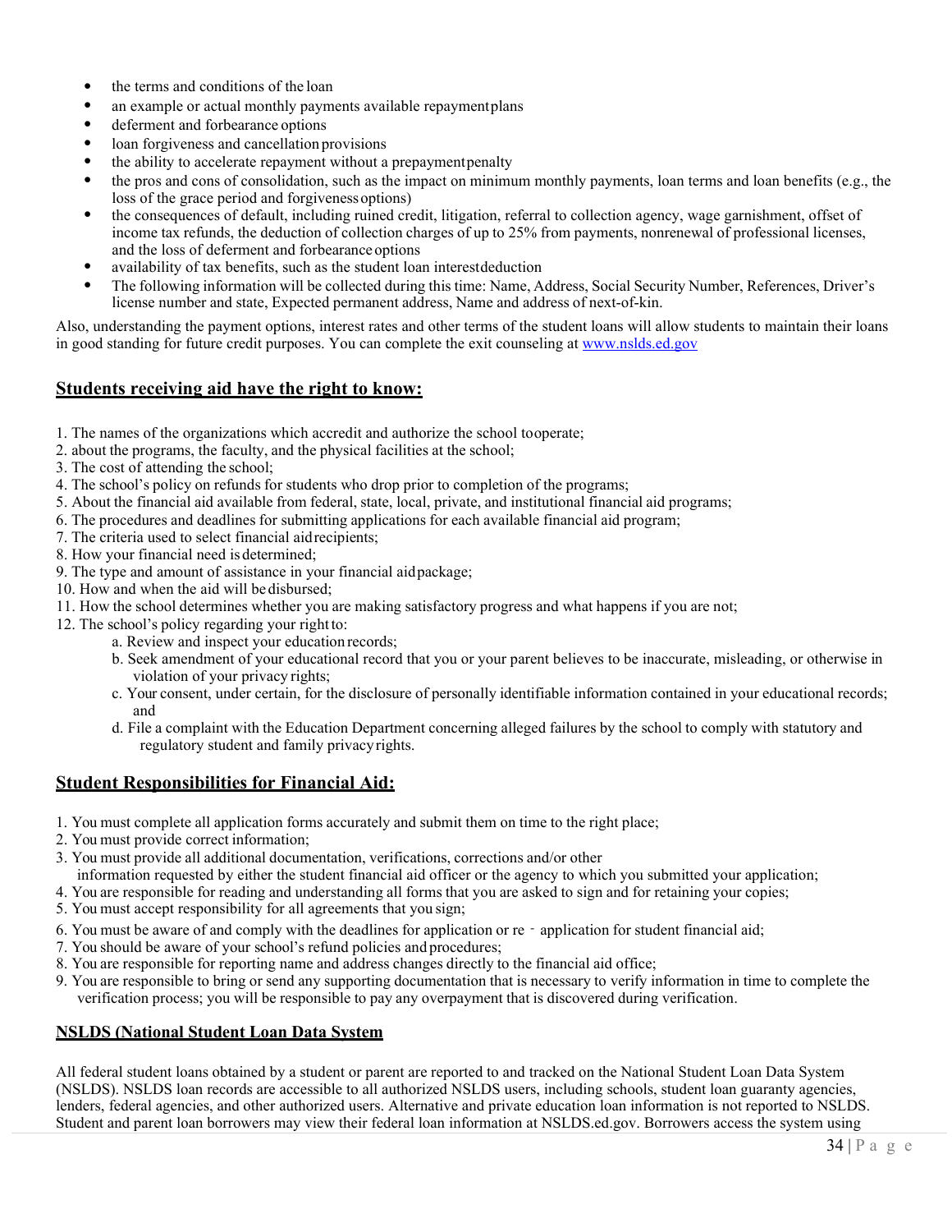- the terms and conditions of the loan
- an example or actual monthly payments available repayment plans
- deferment and forbearance options
- loan forgiveness and cancellation provisions
- the ability to accelerate repayment without a prepayment penalty
- the pros and cons of consolidation, such as the impact on minimum monthly payments, loan terms and loan benefits (e.g., the loss of the grace period and forgiveness options)
- the consequences of default, including ruined credit, litigation, referral to collection agency, wage garnishment, offset of income tax refunds, the deduction of collection charges of up to 25% from payments, nonrenewal of professional licenses, and the loss of deferment and forbearance options
- availability of tax benefits, such as the student loan interest deduction
- The following information will be collected during this time: Name, Address, Social Security Number, References, Driver's license number and state, Expected permanent address, Name and address of next-of-kin.

Also, understanding the payment options, interest rates and other terms of the student loans will allow students to maintain their loans in good standing for future credit purposes. You can complete the exit counseling at www.nslds.ed.gov

## Students receiving aid have the right to know:

1. The names of the organizations which accredit and authorize the school to operate;
2. about the programs, the faculty, and the physical facilities at the school;
3. The cost of attending the school;
4. The school's policy on refunds for students who drop prior to completion of the programs;
5. About the financial aid available from federal, state, local, private, and institutional financial aid programs;
6. The procedures and deadlines for submitting applications for each available financial aid program;
7. The criteria used to select financial aid recipients;
8. How your financial need is determined;
9. The type and amount of assistance in your financial aid package;
10. How and when the aid will be disbursed;
11. How the school determines whether you are making satisfactory progress and what happens if you are not;
12. The school's policy regarding your right to:
    a. Review and inspect your education records;
    b. Seek amendment of your educational record that you or your parent believes to be inaccurate, misleading, or otherwise in violation of your privacy rights;
    c. Your consent, under certain, for the disclosure of personally identifiable information contained in your educational records; and
    d. File a complaint with the Education Department concerning alleged failures by the school to comply with statutory and regulatory student and family privacy rights.

## Student Responsibilities for Financial Aid:

1. You must complete all application forms accurately and submit them on time to the right place;
2. You must provide correct information;
3. You must provide all additional documentation, verifications, corrections and/or other information requested by either the student financial aid officer or the agency to which you submitted your application;
4. You are responsible for reading and understanding all forms that you are asked to sign and for retaining your copies;
5. You must accept responsibility for all agreements that you sign;
6. You must be aware of and comply with the deadlines for application or re - application for student financial aid;
7. You should be aware of your school's refund policies and procedures;
8. You are responsible for reporting name and address changes directly to the financial aid office;
9. You are responsible to bring or send any supporting documentation that is necessary to verify information in time to complete the verification process; you will be responsible to pay any overpayment that is discovered during verification.

### NSLDS (National Student Loan Data System

All federal student loans obtained by a student or parent are reported to and tracked on the National Student Loan Data System (NSLDS). NSLDS loan records are accessible to all authorized NSLDS users, including schools, student loan guaranty agencies, lenders, federal agencies, and other authorized users. Alternative and private education loan information is not reported to NSLDS. Student and parent loan borrowers may view their federal loan information at NSLDS.ed.gov. Borrowers access the system using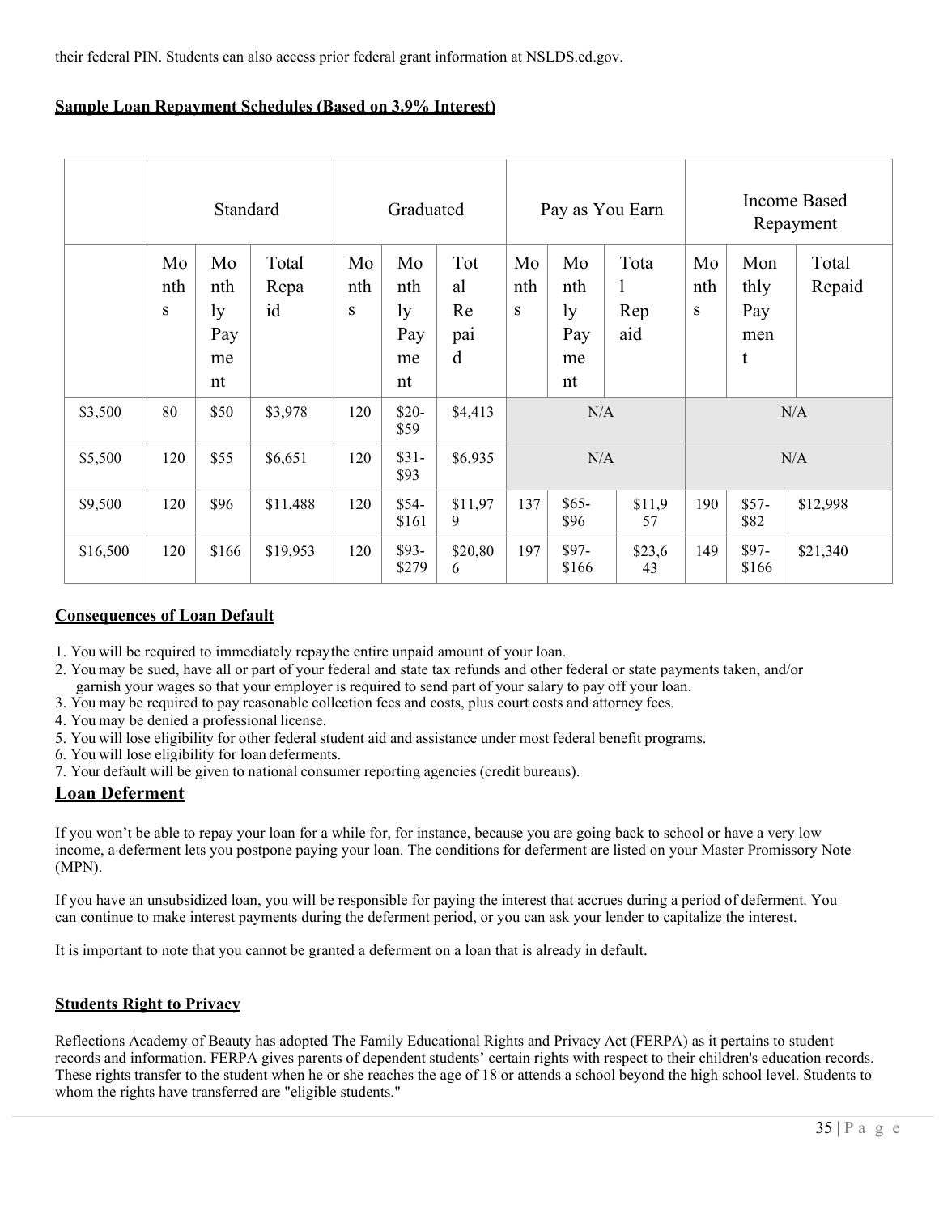their federal PIN. Students can also access prior federal grant information at NSLDS.ed.gov.

**Sample Loan Repayment Schedules (Based on 3.9% Interest)**

| | Standard | | | Graduated | | | Pay as You Earn | | | Income Based Repayment | | |
|---|---|---|---|---|---|---|---|---|---|---|---|---|
| | Months | Monthly Payment | Total Repaid | Months | Monthly Payment | Total Repaid | Months | Monthly Payment | Total Repaid | Months | Monthly Payment | Total Repaid |
| $3,500 | 80 | $50 | $3,978 | 120 | $20-$59 | $4,413 | N/A | | | N/A | | |
| $5,500 | 120 | $55 | $6,651 | 120 | $31-$93 | $6,935 | N/A | | | N/A | | |
| $9,500 | 120 | $96 | $11,488 | 120 | $54-$161 | $11,979 | 137 | $65-$96 | $11,957 | 190 | $57-$82 | $12,998 |
| $16,500 | 120 | $166 | $19,953 | 120 | $93-$279 | $20,806 | 197 | $97-$166 | $23,643 | 149 | $97-$166 | $21,340 |

**Consequences of Loan Default**

1. You will be required to immediately repay the entire unpaid amount of your loan.
2. You may be sued, have all or part of your federal and state tax refunds and other federal or state payments taken, and/or garnish your wages so that your employer is required to send part of your salary to pay off your loan.
3. You may be required to pay reasonable collection fees and costs, plus court costs and attorney fees.
4. You may be denied a professional license.
5. You will lose eligibility for other federal student aid and assistance under most federal benefit programs.
6. You will lose eligibility for loan deferments.
7. Your default will be given to national consumer reporting agencies (credit bureaus).

## Loan Deferment

If you won't be able to repay your loan for a while for, for instance, because you are going back to school or have a very low income, a deferment lets you postpone paying your loan. The conditions for deferment are listed on your Master Promissory Note (MPN).

If you have an unsubsidized loan, you will be responsible for paying the interest that accrues during a period of deferment. You can continue to make interest payments during the deferment period, or you can ask your lender to capitalize the interest.

It is important to note that you cannot be granted a deferment on a loan that is already in default.

**Students Right to Privacy**

Reflections Academy of Beauty has adopted The Family Educational Rights and Privacy Act (FERPA) as it pertains to student records and information. FERPA gives parents of dependent students' certain rights with respect to their children's education records. These rights transfer to the student when he or she reaches the age of 18 or attends a school beyond the high school level. Students to whom the rights have transferred are "eligible students."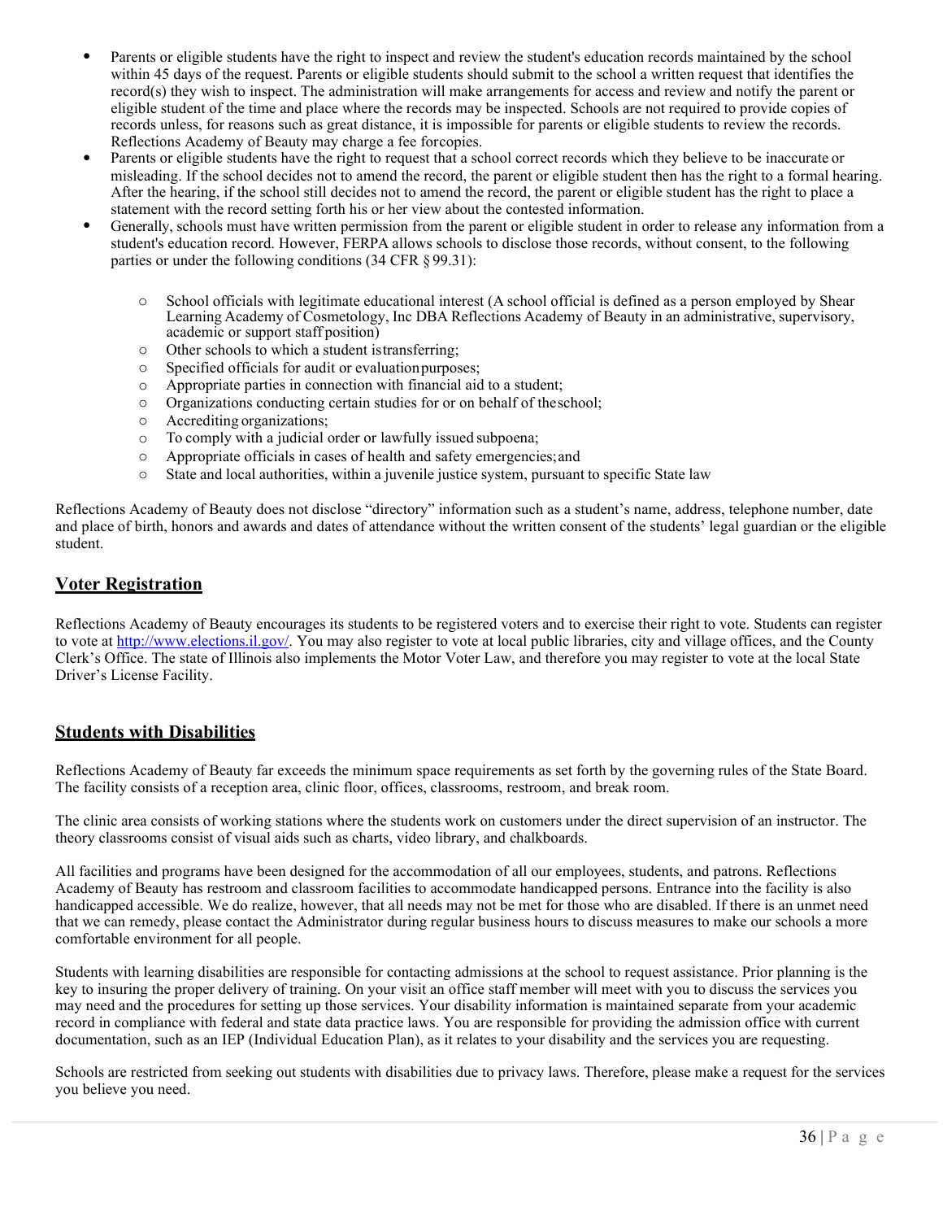- Parents or eligible students have the right to inspect and review the student's education records maintained by the school within 45 days of the request. Parents or eligible students should submit to the school a written request that identifies the record(s) they wish to inspect. The administration will make arrangements for access and review and notify the parent or eligible student of the time and place where the records may be inspected. Schools are not required to provide copies of records unless, for reasons such as great distance, it is impossible for parents or eligible students to review the records. Reflections Academy of Beauty may charge a fee for copies.
- Parents or eligible students have the right to request that a school correct records which they believe to be inaccurate or misleading. If the school decides not to amend the record, the parent or eligible student then has the right to a formal hearing. After the hearing, if the school still decides not to amend the record, the parent or eligible student has the right to place a statement with the record setting forth his or her view about the contested information.
- Generally, schools must have written permission from the parent or eligible student in order to release any information from a student's education record. However, FERPA allows schools to disclose those records, without consent, to the following parties or under the following conditions (34 CFR § 99.31):
  - School officials with legitimate educational interest (A school official is defined as a person employed by Shear Learning Academy of Cosmetology, Inc DBA Reflections Academy of Beauty in an administrative, supervisory, academic or support staff position)
  - Other schools to which a student is transferring;
  - Specified officials for audit or evaluation purposes;
  - Appropriate parties in connection with financial aid to a student;
  - Organizations conducting certain studies for or on behalf of the school;
  - Accrediting organizations;
  - To comply with a judicial order or lawfully issued subpoena;
  - Appropriate officials in cases of health and safety emergencies; and
  - State and local authorities, within a juvenile justice system, pursuant to specific State law

Reflections Academy of Beauty does not disclose "directory" information such as a student's name, address, telephone number, date and place of birth, honors and awards and dates of attendance without the written consent of the students' legal guardian or the eligible student.

## Voter Registration

Reflections Academy of Beauty encourages its students to be registered voters and to exercise their right to vote. Students can register to vote at http://www.elections.il.gov/. You may also register to vote at local public libraries, city and village offices, and the County Clerk's Office. The state of Illinois also implements the Motor Voter Law, and therefore you may register to vote at the local State Driver's License Facility.

## Students with Disabilities

Reflections Academy of Beauty far exceeds the minimum space requirements as set forth by the governing rules of the State Board. The facility consists of a reception area, clinic floor, offices, classrooms, restroom, and break room.

The clinic area consists of working stations where the students work on customers under the direct supervision of an instructor. The theory classrooms consist of visual aids such as charts, video library, and chalkboards.

All facilities and programs have been designed for the accommodation of all our employees, students, and patrons. Reflections Academy of Beauty has restroom and classroom facilities to accommodate handicapped persons. Entrance into the facility is also handicapped accessible. We do realize, however, that all needs may not be met for those who are disabled. If there is an unmet need that we can remedy, please contact the Administrator during regular business hours to discuss measures to make our schools a more comfortable environment for all people.

Students with learning disabilities are responsible for contacting admissions at the school to request assistance. Prior planning is the key to insuring the proper delivery of training. On your visit an office staff member will meet with you to discuss the services you may need and the procedures for setting up those services. Your disability information is maintained separate from your academic record in compliance with federal and state data practice laws. You are responsible for providing the admission office with current documentation, such as an IEP (Individual Education Plan), as it relates to your disability and the services you are requesting.

Schools are restricted from seeking out students with disabilities due to privacy laws. Therefore, please make a request for the services you believe you need.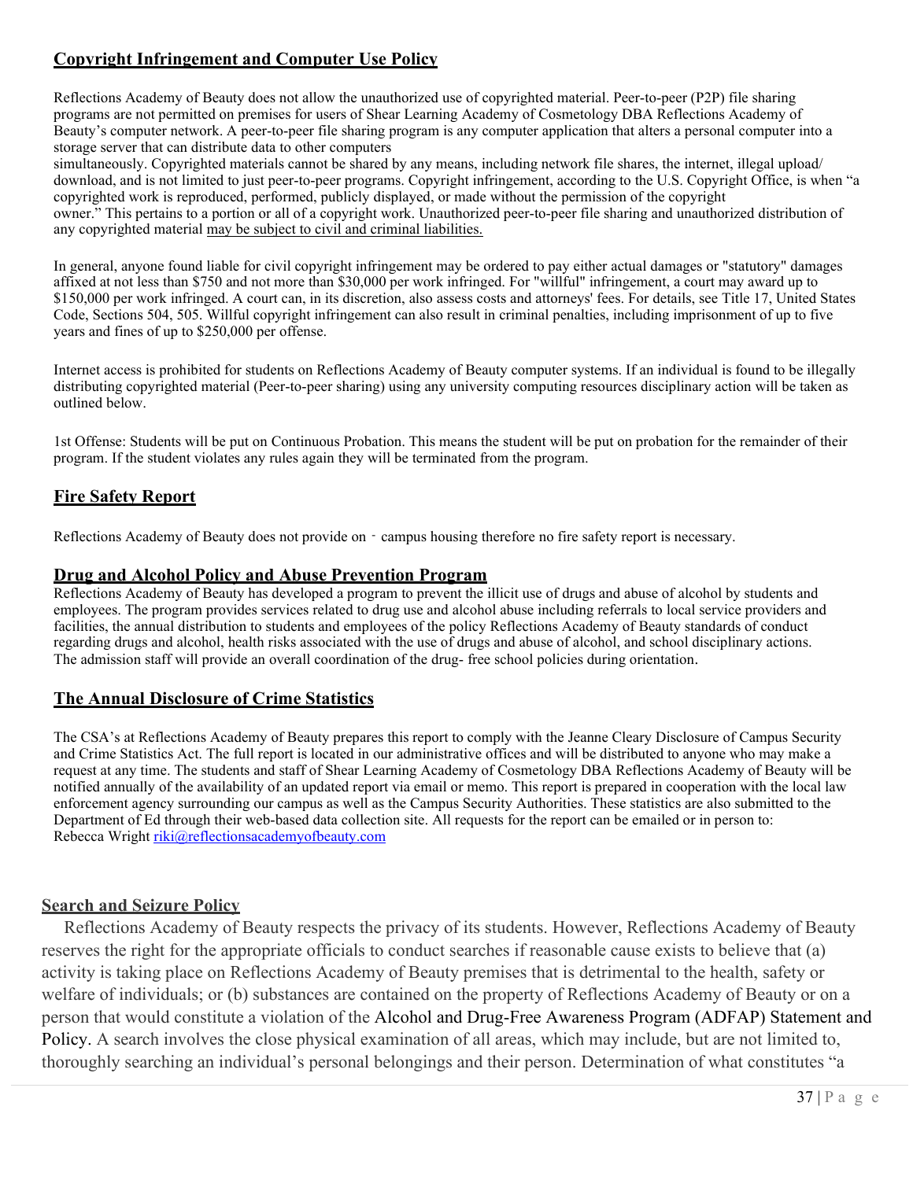## Copyright Infringement and Computer Use Policy

Reflections Academy of Beauty does not allow the unauthorized use of copyrighted material. Peer-to-peer (P2P) file sharing programs are not permitted on premises for users of Shear Learning Academy of Cosmetology DBA Reflections Academy of Beauty's computer network. A peer-to-peer file sharing program is any computer application that alters a personal computer into a storage server that can distribute data to other computers simultaneously. Copyrighted materials cannot be shared by any means, including network file shares, the internet, illegal upload/ download, and is not limited to just peer-to-peer programs. Copyright infringement, according to the U.S. Copyright Office, is when "a copyrighted work is reproduced, performed, publicly displayed, or made without the permission of the copyright owner." This pertains to a portion or all of a copyright work. Unauthorized peer-to-peer file sharing and unauthorized distribution of any copyrighted material may be subject to civil and criminal liabilities.

In general, anyone found liable for civil copyright infringement may be ordered to pay either actual damages or "statutory" damages affixed at not less than $750 and not more than $30,000 per work infringed. For "willful" infringement, a court may award up to $150,000 per work infringed. A court can, in its discretion, also assess costs and attorneys' fees. For details, see Title 17, United States Code, Sections 504, 505. Willful copyright infringement can also result in criminal penalties, including imprisonment of up to five years and fines of up to $250,000 per offense.

Internet access is prohibited for students on Reflections Academy of Beauty computer systems. If an individual is found to be illegally distributing copyrighted material (Peer-to-peer sharing) using any university computing resources disciplinary action will be taken as outlined below.

1st Offense: Students will be put on Continuous Probation. This means the student will be put on probation for the remainder of their program. If the student violates any rules again they will be terminated from the program.

## Fire Safety Report

Reflections Academy of Beauty does not provide on - campus housing therefore no fire safety report is necessary.

## Drug and Alcohol Policy and Abuse Prevention Program

Reflections Academy of Beauty has developed a program to prevent the illicit use of drugs and abuse of alcohol by students and employees. The program provides services related to drug use and alcohol abuse including referrals to local service providers and facilities, the annual distribution to students and employees of the policy Reflections Academy of Beauty standards of conduct regarding drugs and alcohol, health risks associated with the use of drugs and abuse of alcohol, and school disciplinary actions. The admission staff will provide an overall coordination of the drug- free school policies during orientation.

## The Annual Disclosure of Crime Statistics

The CSA's at Reflections Academy of Beauty prepares this report to comply with the Jeanne Cleary Disclosure of Campus Security and Crime Statistics Act. The full report is located in our administrative offices and will be distributed to anyone who may make a request at any time. The students and staff of Shear Learning Academy of Cosmetology DBA Reflections Academy of Beauty will be notified annually of the availability of an updated report via email or memo. This report is prepared in cooperation with the local law enforcement agency surrounding our campus as well as the Campus Security Authorities. These statistics are also submitted to the Department of Ed through their web-based data collection site. All requests for the report can be emailed or in person to: Rebecca Wright riki@reflectionsacademyofbeauty.com

## Search and Seizure Policy

Reflections Academy of Beauty respects the privacy of its students. However, Reflections Academy of Beauty reserves the right for the appropriate officials to conduct searches if reasonable cause exists to believe that (a) activity is taking place on Reflections Academy of Beauty premises that is detrimental to the health, safety or welfare of individuals; or (b) substances are contained on the property of Reflections Academy of Beauty or on a person that would constitute a violation of the Alcohol and Drug-Free Awareness Program (ADFAP) Statement and Policy. A search involves the close physical examination of all areas, which may include, but are not limited to, thoroughly searching an individual's personal belongings and their person. Determination of what constitutes "a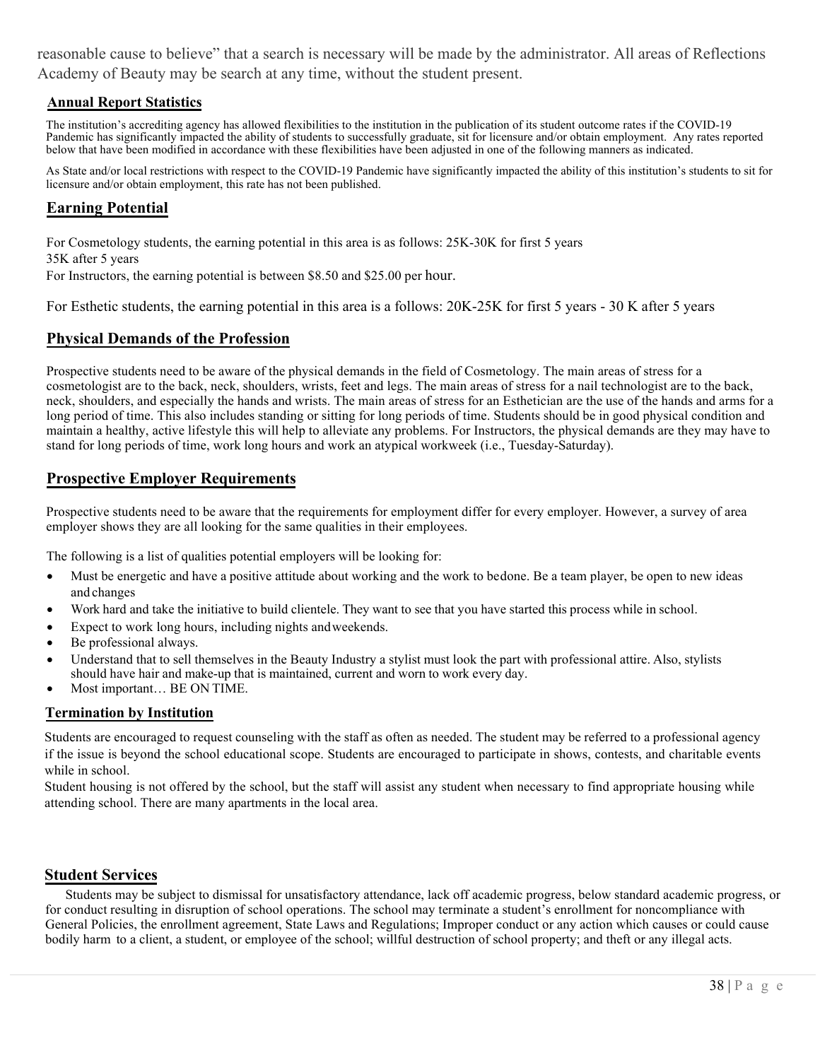reasonable cause to believe" that a search is necessary will be made by the administrator. All areas of Reflections Academy of Beauty may be search at any time, without the student present.

## Annual Report Statistics

The institution's accrediting agency has allowed flexibilities to the institution in the publication of its student outcome rates if the COVID-19 Pandemic has significantly impacted the ability of students to successfully graduate, sit for licensure and/or obtain employment. Any rates reported below that have been modified in accordance with these flexibilities have been adjusted in one of the following manners as indicated.

As State and/or local restrictions with respect to the COVID-19 Pandemic have significantly impacted the ability of this institution's students to sit for licensure and/or obtain employment, this rate has not been published.

## Earning Potential

For Cosmetology students, the earning potential in this area is as follows: 25K-30K for first 5 years
35K after 5 years
For Instructors, the earning potential is between $8.50 and $25.00 per hour.

For Esthetic students, the earning potential in this area is a follows: 20K-25K for first 5 years - 30 K after 5 years

## Physical Demands of the Profession

Prospective students need to be aware of the physical demands in the field of Cosmetology. The main areas of stress for a cosmetologist are to the back, neck, shoulders, wrists, feet and legs. The main areas of stress for a nail technologist are to the back, neck, shoulders, and especially the hands and wrists. The main areas of stress for an Esthetician are the use of the hands and arms for a long period of time. This also includes standing or sitting for long periods of time. Students should be in good physical condition and maintain a healthy, active lifestyle this will help to alleviate any problems. For Instructors, the physical demands are they may have to stand for long periods of time, work long hours and work an atypical workweek (i.e., Tuesday-Saturday).

## Prospective Employer Requirements

Prospective students need to be aware that the requirements for employment differ for every employer. However, a survey of area employer shows they are all looking for the same qualities in their employees.

The following is a list of qualities potential employers will be looking for:

- Must be energetic and have a positive attitude about working and the work to bedone. Be a team player, be open to new ideas and changes
- Work hard and take the initiative to build clientele. They want to see that you have started this process while in school.
- Expect to work long hours, including nights andweekends.
- Be professional always.
- Understand that to sell themselves in the Beauty Industry a stylist must look the part with professional attire. Also, stylists should have hair and make-up that is maintained, current and worn to work every day.
- Most important… BE ON TIME.

## Termination by Institution

Students are encouraged to request counseling with the staff as often as needed. The student may be referred to a professional agency if the issue is beyond the school educational scope. Students are encouraged to participate in shows, contests, and charitable events while in school.
Student housing is not offered by the school, but the staff will assist any student when necessary to find appropriate housing while attending school. There are many apartments in the local area.

## Student Services

Students may be subject to dismissal for unsatisfactory attendance, lack off academic progress, below standard academic progress, or for conduct resulting in disruption of school operations. The school may terminate a student's enrollment for noncompliance with General Policies, the enrollment agreement, State Laws and Regulations; Improper conduct or any action which causes or could cause bodily harm to a client, a student, or employee of the school; willful destruction of school property; and theft or any illegal acts.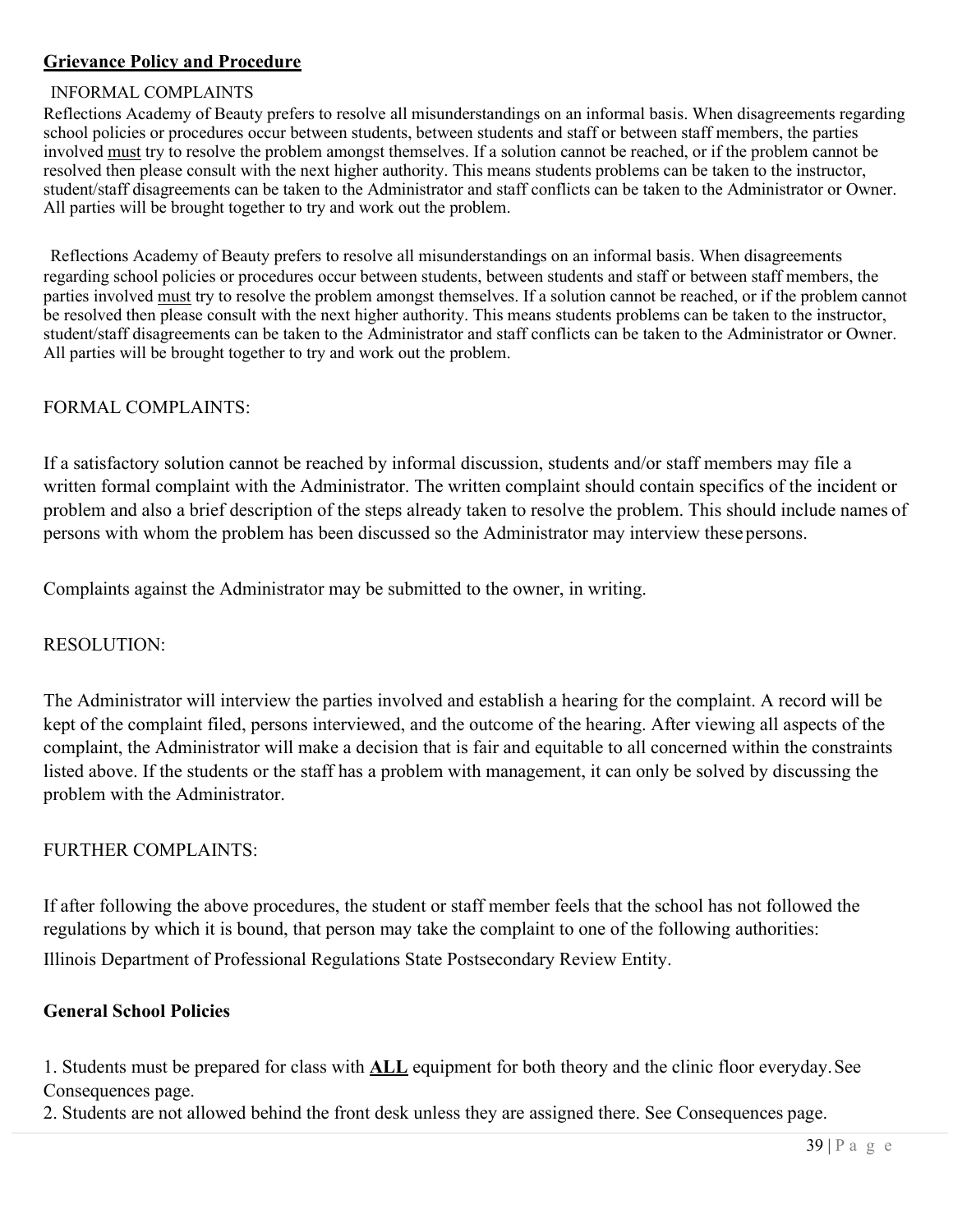## Grievance Policy and Procedure

INFORMAL COMPLAINTS

Reflections Academy of Beauty prefers to resolve all misunderstandings on an informal basis. When disagreements regarding school policies or procedures occur between students, between students and staff or between staff members, the parties involved must try to resolve the problem amongst themselves. If a solution cannot be reached, or if the problem cannot be resolved then please consult with the next higher authority. This means students problems can be taken to the instructor, student/staff disagreements can be taken to the Administrator and staff conflicts can be taken to the Administrator or Owner. All parties will be brought together to try and work out the problem.

Reflections Academy of Beauty prefers to resolve all misunderstandings on an informal basis. When disagreements regarding school policies or procedures occur between students, between students and staff or between staff members, the parties involved must try to resolve the problem amongst themselves. If a solution cannot be reached, or if the problem cannot be resolved then please consult with the next higher authority. This means students problems can be taken to the instructor, student/staff disagreements can be taken to the Administrator and staff conflicts can be taken to the Administrator or Owner. All parties will be brought together to try and work out the problem.

FORMAL COMPLAINTS:

If a satisfactory solution cannot be reached by informal discussion, students and/or staff members may file a written formal complaint with the Administrator. The written complaint should contain specifics of the incident or problem and also a brief description of the steps already taken to resolve the problem. This should include names of persons with whom the problem has been discussed so the Administrator may interview these persons.

Complaints against the Administrator may be submitted to the owner, in writing.

RESOLUTION:

The Administrator will interview the parties involved and establish a hearing for the complaint. A record will be kept of the complaint filed, persons interviewed, and the outcome of the hearing. After viewing all aspects of the complaint, the Administrator will make a decision that is fair and equitable to all concerned within the constraints listed above. If the students or the staff has a problem with management, it can only be solved by discussing the problem with the Administrator.

FURTHER COMPLAINTS:

If after following the above procedures, the student or staff member feels that the school has not followed the regulations by which it is bound, that person may take the complaint to one of the following authorities: Illinois Department of Professional Regulations State Postsecondary Review Entity.

**General School Policies**

1. Students must be prepared for class with **ALL** equipment for both theory and the clinic floor everyday. See Consequences page.
2. Students are not allowed behind the front desk unless they are assigned there. See Consequences page.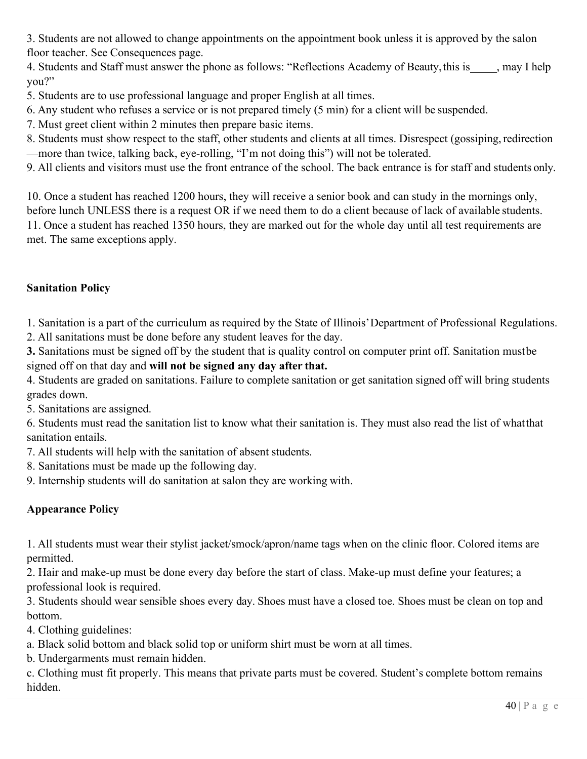3. Students are not allowed to change appointments on the appointment book unless it is approved by the salon floor teacher. See Consequences page.
4. Students and Staff must answer the phone as follows: "Reflections Academy of Beauty, this is_____, may I help you?"
5. Students are to use professional language and proper English at all times.
6. Any student who refuses a service or is not prepared timely (5 min) for a client will be suspended.
7. Must greet client within 2 minutes then prepare basic items.
8. Students must show respect to the staff, other students and clients at all times. Disrespect (gossiping, redirection —more than twice, talking back, eye-rolling, "I'm not doing this") will not be tolerated.
9. All clients and visitors must use the front entrance of the school. The back entrance is for staff and students only.

10. Once a student has reached 1200 hours, they will receive a senior book and can study in the mornings only, before lunch UNLESS there is a request OR if we need them to do a client because of lack of available students.
11. Once a student has reached 1350 hours, they are marked out for the whole day until all test requirements are met. The same exceptions apply.

**Sanitation Policy**

1. Sanitation is a part of the curriculum as required by the State of Illinois' Department of Professional Regulations.
2. All sanitations must be done before any student leaves for the day.
**3.** Sanitations must be signed off by the student that is quality control on computer print off. Sanitation must be signed off on that day and **will not be signed any day after that.**
4. Students are graded on sanitations. Failure to complete sanitation or get sanitation signed off will bring students grades down.
5. Sanitations are assigned.
6. Students must read the sanitation list to know what their sanitation is. They must also read the list of what that sanitation entails.
7. All students will help with the sanitation of absent students.
8. Sanitations must be made up the following day.
9. Internship students will do sanitation at salon they are working with.

**Appearance Policy**

1. All students must wear their stylist jacket/smock/apron/name tags when on the clinic floor. Colored items are permitted.
2. Hair and make-up must be done every day before the start of class. Make-up must define your features; a professional look is required.
3. Students should wear sensible shoes every day. Shoes must have a closed toe. Shoes must be clean on top and bottom.
4. Clothing guidelines:
a. Black solid bottom and black solid top or uniform shirt must be worn at all times.
b. Undergarments must remain hidden.
c. Clothing must fit properly. This means that private parts must be covered. Student's complete bottom remains hidden.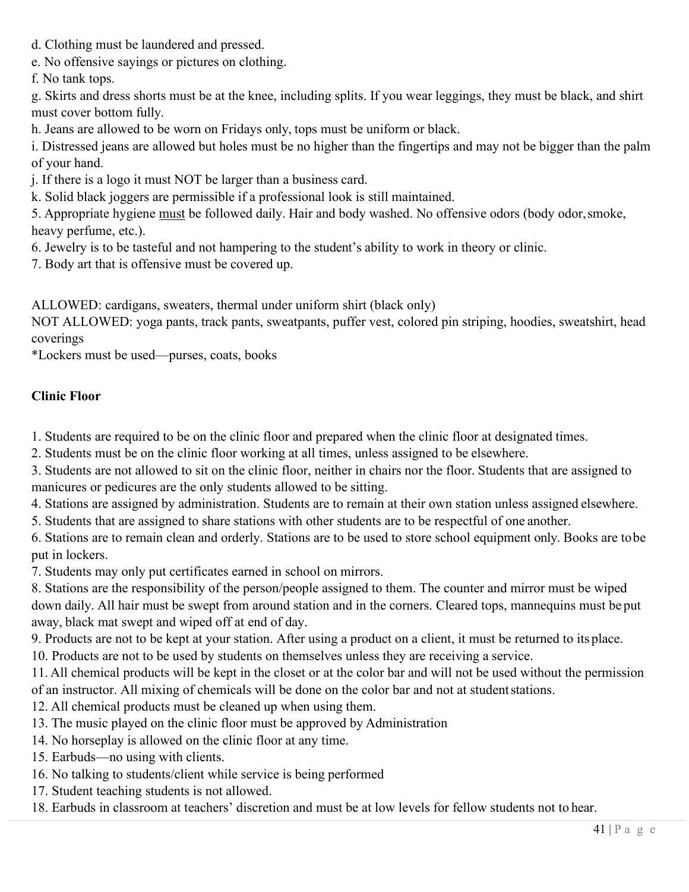d. Clothing must be laundered and pressed.
e. No offensive sayings or pictures on clothing.
f. No tank tops.
g. Skirts and dress shorts must be at the knee, including splits. If you wear leggings, they must be black, and shirt must cover bottom fully.
h. Jeans are allowed to be worn on Fridays only, tops must be uniform or black.
i. Distressed jeans are allowed but holes must be no higher than the fingertips and may not be bigger than the palm of your hand.
j. If there is a logo it must NOT be larger than a business card.
k. Solid black joggers are permissible if a professional look is still maintained.

5. Appropriate hygiene <u>must</u> be followed daily. Hair and body washed. No offensive odors (body odor, smoke, heavy perfume, etc.).
6. Jewelry is to be tasteful and not hampering to the student's ability to work in theory or clinic.
7. Body art that is offensive must be covered up.

ALLOWED: cardigans, sweaters, thermal under uniform shirt (black only)
NOT ALLOWED: yoga pants, track pants, sweatpants, puffer vest, colored pin striping, hoodies, sweatshirt, head coverings
*Lockers must be used—purses, coats, books

**Clinic Floor**

1. Students are required to be on the clinic floor and prepared when the clinic floor at designated times.
2. Students must be on the clinic floor working at all times, unless assigned to be elsewhere.
3. Students are not allowed to sit on the clinic floor, neither in chairs nor the floor. Students that are assigned to manicures or pedicures are the only students allowed to be sitting.
4. Stations are assigned by administration. Students are to remain at their own station unless assigned elsewhere.
5. Students that are assigned to share stations with other students are to be respectful of one another.
6. Stations are to remain clean and orderly. Stations are to be used to store school equipment only. Books are to be put in lockers.
7. Students may only put certificates earned in school on mirrors.
8. Stations are the responsibility of the person/people assigned to them. The counter and mirror must be wiped down daily. All hair must be swept from around station and in the corners. Cleared tops, mannequins must be put away, black mat swept and wiped off at end of day.
9. Products are not to be kept at your station. After using a product on a client, it must be returned to its place.
10. Products are not to be used by students on themselves unless they are receiving a service.
11. All chemical products will be kept in the closet or at the color bar and will not be used without the permission of an instructor. All mixing of chemicals will be done on the color bar and not at student stations.
12. All chemical products must be cleaned up when using them.
13. The music played on the clinic floor must be approved by Administration
14. No horseplay is allowed on the clinic floor at any time.
15. Earbuds—no using with clients.
16. No talking to students/client while service is being performed
17. Student teaching students is not allowed.
18. Earbuds in classroom at teachers' discretion and must be at low levels for fellow students not to hear.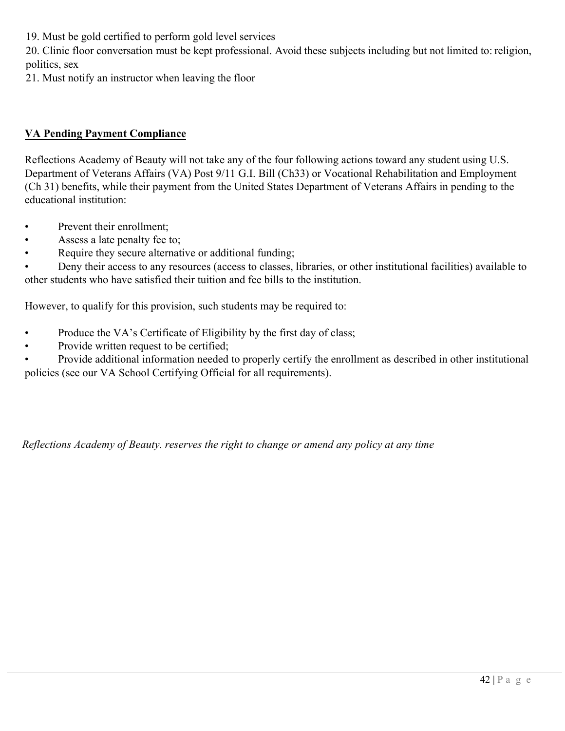19. Must be gold certified to perform gold level services
20. Clinic floor conversation must be kept professional. Avoid these subjects including but not limited to: religion, politics, sex
21. Must notify an instructor when leaving the floor

**VA Pending Payment Compliance**

Reflections Academy of Beauty will not take any of the four following actions toward any student using U.S. Department of Veterans Affairs (VA) Post 9/11 G.I. Bill (Ch33) or Vocational Rehabilitation and Employment (Ch 31) benefits, while their payment from the United States Department of Veterans Affairs in pending to the educational institution:

- Prevent their enrollment;
- Assess a late penalty fee to;
- Require they secure alternative or additional funding;
- Deny their access to any resources (access to classes, libraries, or other institutional facilities) available to other students who have satisfied their tuition and fee bills to the institution.

However, to qualify for this provision, such students may be required to:

- Produce the VA's Certificate of Eligibility by the first day of class;
- Provide written request to be certified;
- Provide additional information needed to properly certify the enrollment as described in other institutional policies (see our VA School Certifying Official for all requirements).

*Reflections Academy of Beauty. reserves the right to change or amend any policy at any time*